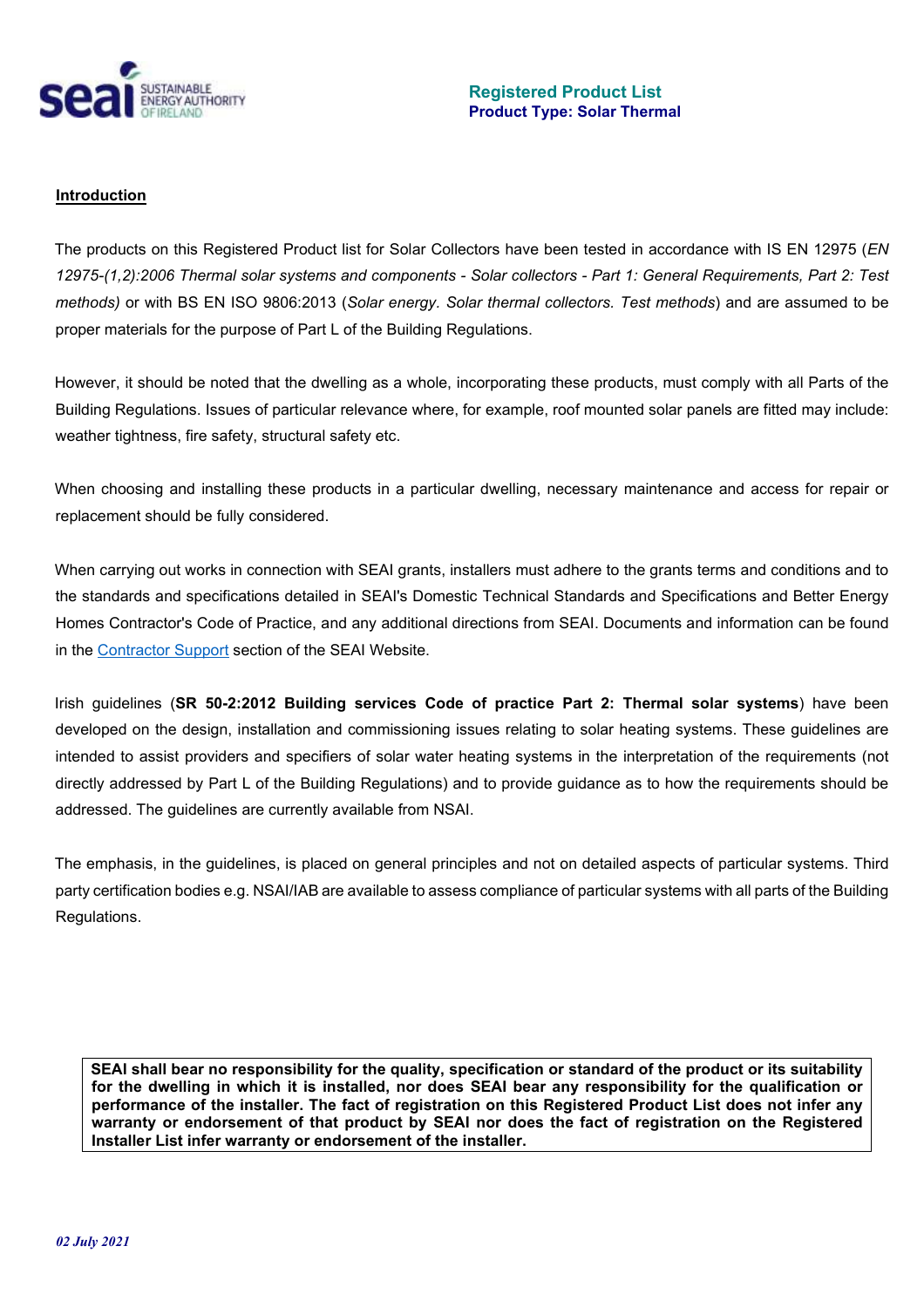**Registered Product List**
**Product Type: Solar Thermal**

## Introduction

The products on this Registered Product list for Solar Collectors have been tested in accordance with IS EN 12975 (*EN 12975-(1,2):2006 Thermal solar systems and components - Solar collectors - Part 1: General Requirements, Part 2: Test methods)* or with BS EN ISO 9806:2013 (*Solar energy. Solar thermal collectors. Test methods*) and are assumed to be proper materials for the purpose of Part L of the Building Regulations.

However, it should be noted that the dwelling as a whole, incorporating these products, must comply with all Parts of the Building Regulations. Issues of particular relevance where, for example, roof mounted solar panels are fitted may include: weather tightness, fire safety, structural safety etc.

When choosing and installing these products in a particular dwelling, necessary maintenance and access for repair or replacement should be fully considered.

When carrying out works in connection with SEAI grants, installers must adhere to the grants terms and conditions and to the standards and specifications detailed in SEAI's Domestic Technical Standards and Specifications and Better Energy Homes Contractor's Code of Practice, and any additional directions from SEAI. Documents and information can be found in the Contractor Support section of the SEAI Website.

Irish guidelines (**SR 50-2:2012 Building services Code of practice Part 2: Thermal solar systems**) have been developed on the design, installation and commissioning issues relating to solar heating systems. These guidelines are intended to assist providers and specifiers of solar water heating systems in the interpretation of the requirements (not directly addressed by Part L of the Building Regulations) and to provide guidance as to how the requirements should be addressed. The guidelines are currently available from NSAI.

The emphasis, in the guidelines, is placed on general principles and not on detailed aspects of particular systems. Third party certification bodies e.g. NSAI/IAB are available to assess compliance of particular systems with all parts of the Building Regulations.

**SEAI shall bear no responsibility for the quality, specification or standard of the product or its suitability for the dwelling in which it is installed, nor does SEAI bear any responsibility for the qualification or performance of the installer. The fact of registration on this Registered Product List does not infer any warranty or endorsement of that product by SEAI nor does the fact of registration on the Registered Installer List infer warranty or endorsement of the installer.**

*02 July 2021*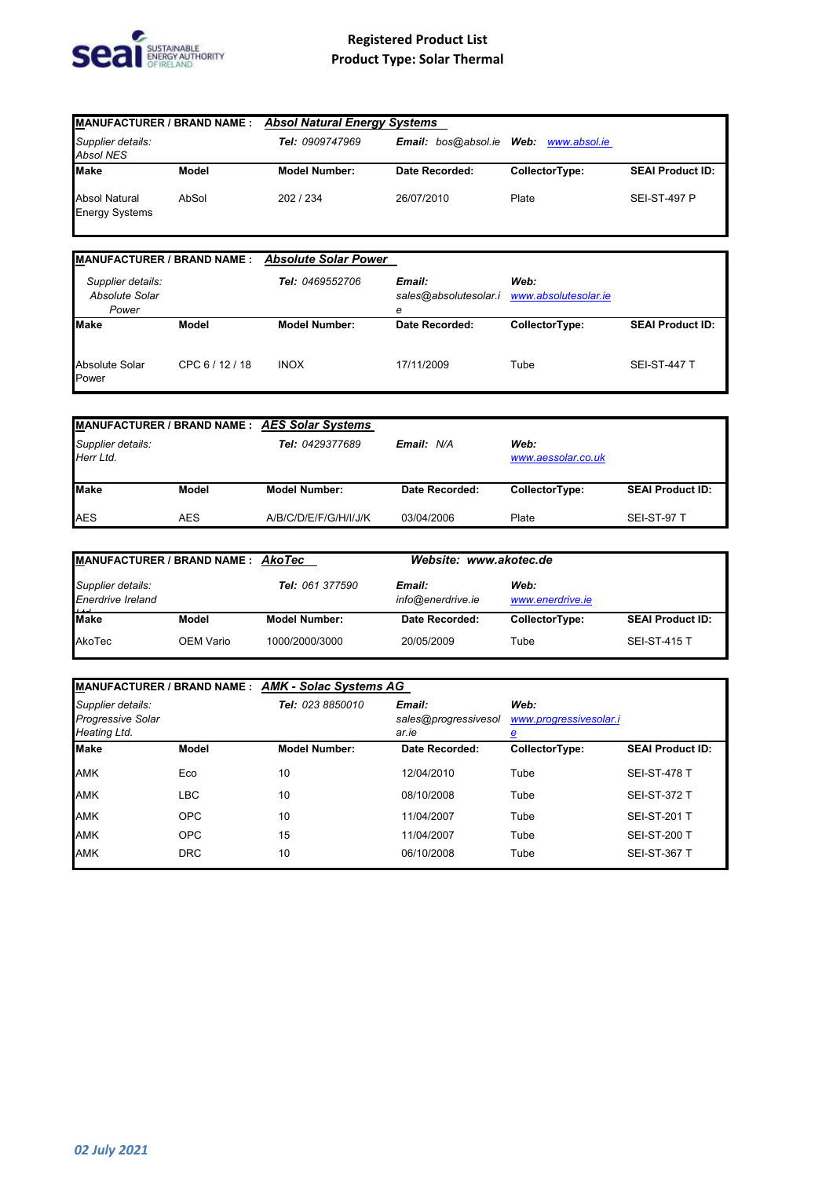# Registered Product List

## Product Type: Solar Thermal

| **MANUFACTURER / BRAND NAME :** | ***Absol Natural Energy Systems*** | | | | |
|---|---|---|---|---|---|
| *Supplier details:* *Absol NES* | | ***Tel:*** *0909747969* | ***Email:*** *bos@absol.ie* | ***Web:*** *www.absol.ie* | |
| **Make** | **Model** | **Model Number:** | **Date Recorded:** | **CollectorType:** | **SEAI Product ID:** |
| Absol Natural Energy Systems | AbSol | 202 / 234 | 26/07/2010 | Plate | SEI-ST-497 P |

| **MANUFACTURER / BRAND NAME :** | ***Absolute Solar Power*** | | | | |
|---|---|---|---|---|---|
| *Supplier details:* *Absolute Solar Power* | | ***Tel:*** *0469552706* | ***Email:*** *sales@absolutesolar.ie* | ***Web:*** *www.absolutesolar.ie* | |
| **Make** | **Model** | **Model Number:** | **Date Recorded:** | **CollectorType:** | **SEAI Product ID:** |
| Absolute Solar Power | CPC 6 / 12 / 18 | INOX | 17/11/2009 | Tube | SEI-ST-447 T |

| **MANUFACTURER / BRAND NAME :** | ***AES Solar Systems*** | | | | |
|---|---|---|---|---|---|
| *Supplier details:* *Herr Ltd.* | | ***Tel:*** *0429377689* | ***Email:*** *N/A* | ***Web:*** *www.aessolar.co.uk* | |
| **Make** | **Model** | **Model Number:** | **Date Recorded:** | **CollectorType:** | **SEAI Product ID:** |
| AES | AES | A/B/C/D/E/F/G/H/I/J/K | 03/04/2006 | Plate | SEI-ST-97 T |

| **MANUFACTURER / BRAND NAME :** | ***AkoTec*** | | ***Website: www.akotec.de*** | | |
|---|---|---|---|---|---|
| *Supplier details:* *Enerdrive Ireland Ltd* | | ***Tel:*** *061 377590* | ***Email:*** *info@enerdrive.ie* | ***Web:*** *www.enerdrive.ie* | |
| **Make** | **Model** | **Model Number:** | **Date Recorded:** | **CollectorType:** | **SEAI Product ID:** |
| AkoTec | OEM Vario | 1000/2000/3000 | 20/05/2009 | Tube | SEI-ST-415 T |

| **MANUFACTURER / BRAND NAME :** | ***AMK - Solac Systems AG*** | | | | |
|---|---|---|---|---|---|
| *Supplier details:* *Progressive Solar Heating Ltd.* | | ***Tel:*** *023 8850010* | ***Email:*** *sales@progressivesolar.ie* | ***Web:*** *www.progressivesolar.ie* | |
| **Make** | **Model** | **Model Number:** | **Date Recorded:** | **CollectorType:** | **SEAI Product ID:** |
| AMK | Eco | 10 | 12/04/2010 | Tube | SEI-ST-478 T |
| AMK | LBC | 10 | 08/10/2008 | Tube | SEI-ST-372 T |
| AMK | OPC | 10 | 11/04/2007 | Tube | SEI-ST-201 T |
| AMK | OPC | 15 | 11/04/2007 | Tube | SEI-ST-200 T |
| AMK | DRC | 10 | 06/10/2008 | Tube | SEI-ST-367 T |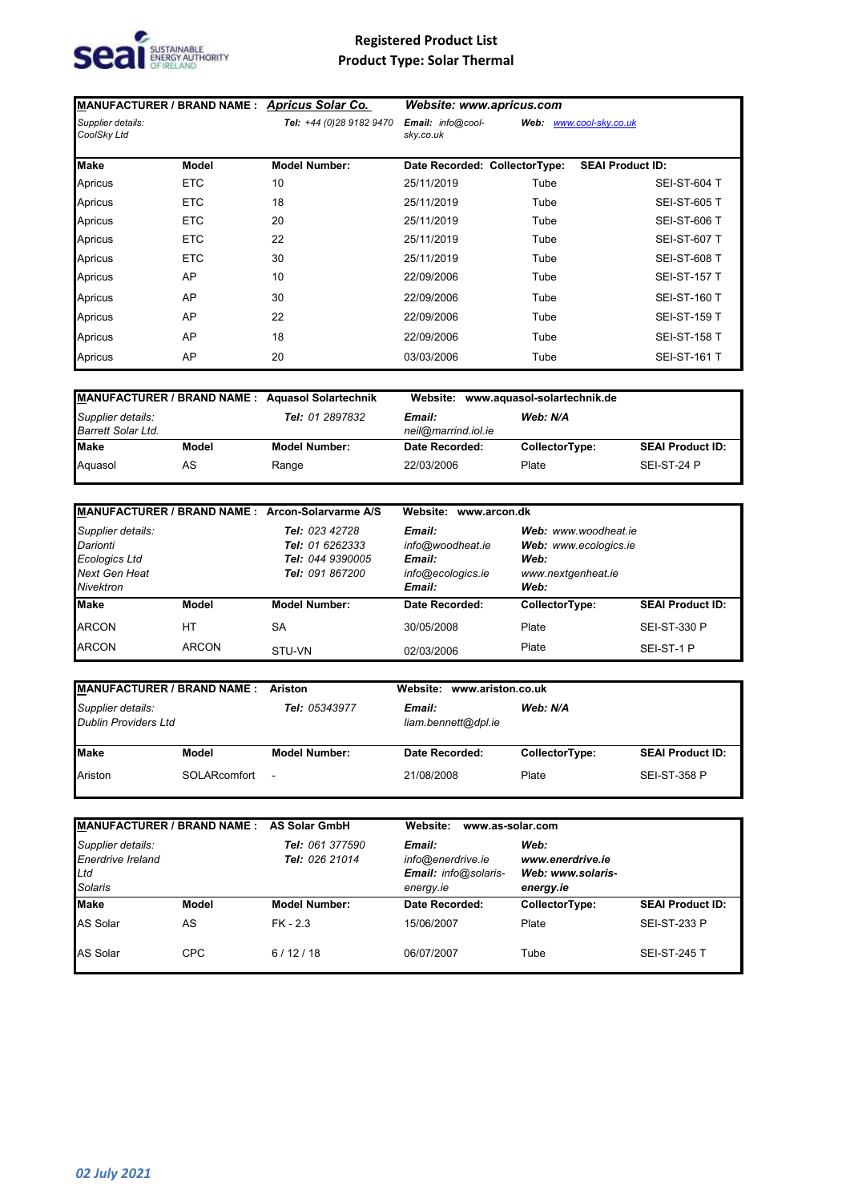# Registered Product List
## Product Type: Solar Thermal

| MANUFACTURER / BRAND NAME : | *Apricus Solar Co.* | | *Website: www.apricus.com* | | |
|---|---|---|---|---|---|
| *Supplier details:* CoolSky Ltd | | ***Tel:*** *+44 (0)28 9182 9470* | ***Email:*** *info@cool-sky.co.uk* | ***Web:*** *www.cool-sky.co.uk* | |
| **Make** | **Model** | **Model Number:** | **Date Recorded:** | **CollectorType:** | **SEAI Product ID:** |
| Apricus | ETC | 10 | 25/11/2019 | Tube | SEI-ST-604 T |
| Apricus | ETC | 18 | 25/11/2019 | Tube | SEI-ST-605 T |
| Apricus | ETC | 20 | 25/11/2019 | Tube | SEI-ST-606 T |
| Apricus | ETC | 22 | 25/11/2019 | Tube | SEI-ST-607 T |
| Apricus | ETC | 30 | 25/11/2019 | Tube | SEI-ST-608 T |
| Apricus | AP | 10 | 22/09/2006 | Tube | SEI-ST-157 T |
| Apricus | AP | 30 | 22/09/2006 | Tube | SEI-ST-160 T |
| Apricus | AP | 22 | 22/09/2006 | Tube | SEI-ST-159 T |
| Apricus | AP | 18 | 22/09/2006 | Tube | SEI-ST-158 T |
| Apricus | AP | 20 | 03/03/2006 | Tube | SEI-ST-161 T |

| MANUFACTURER / BRAND NAME : | Aquasol Solartechnik | | Website: www.aquasol-solartechnik.de | | |
|---|---|---|---|---|---|
| *Supplier details:* *Barrett Solar Ltd.* | | ***Tel:*** *01 2897832* | ***Email:*** *neil@marrind.iol.ie* | ***Web: N/A*** | |
| **Make** | **Model** | **Model Number:** | **Date Recorded:** | **CollectorType:** | **SEAI Product ID:** |
| Aquasol | AS | Range | 22/03/2006 | Plate | SEI-ST-24 P |

| MANUFACTURER / BRAND NAME : | Arcon-Solarvarme A/S | | Website: www.arcon.dk | | |
|---|---|---|---|---|---|
| *Supplier details:* *Darionti* *Ecologics Ltd* *Next Gen Heat* *Nivektron* | | ***Tel:*** *023 42728* ***Tel:*** *01 6262333* ***Tel:*** *044 9390005* ***Tel:*** *091 867200* | ***Email:*** *info@woodheat.ie* ***Email:*** *info@ecologics.ie* ***Email:*** | ***Web:*** *www.woodheat.ie* ***Web:*** *www.ecologics.ie* ***Web:*** *www.nextgenheat.ie* ***Web:*** | |
| **Make** | **Model** | **Model Number:** | **Date Recorded:** | **CollectorType:** | **SEAI Product ID:** |
| ARCON | HT | SA | 30/05/2008 | Plate | SEI-ST-330 P |
| ARCON | ARCON | STU-VN | 02/03/2006 | Plate | SEI-ST-1 P |

| MANUFACTURER / BRAND NAME : | Ariston | | Website: www.ariston.co.uk | | |
|---|---|---|---|---|---|
| *Supplier details:* *Dublin Providers Ltd* | | ***Tel:*** *05343977* | ***Email:*** *liam.bennett@dpl.ie* | ***Web: N/A*** | |
| **Make** | **Model** | **Model Number:** | **Date Recorded:** | **CollectorType:** | **SEAI Product ID:** |
| Ariston | SOLARcomfort | - | 21/08/2008 | Plate | SEI-ST-358 P |

| MANUFACTURER / BRAND NAME : | AS Solar GmbH | | Website: www.as-solar.com | | |
|---|---|---|---|---|---|
| *Supplier details:* *Enerdrive Ireland Ltd* *Solaris* | | ***Tel:*** *061 377590* ***Tel:*** *026 21014* | ***Email:*** *info@enerdrive.ie* ***Email:*** *info@solaris-energy.ie* | ***Web:*** ***www.enerdrive.ie*** ***Web: www.solaris-energy.ie*** | |
| **Make** | **Model** | **Model Number:** | **Date Recorded:** | **CollectorType:** | **SEAI Product ID:** |
| AS Solar | AS | FK - 2.3 | 15/06/2007 | Plate | SEI-ST-233 P |
| AS Solar | CPC | 6 / 12 / 18 | 06/07/2007 | Tube | SEI-ST-245 T |

*02 July 2021*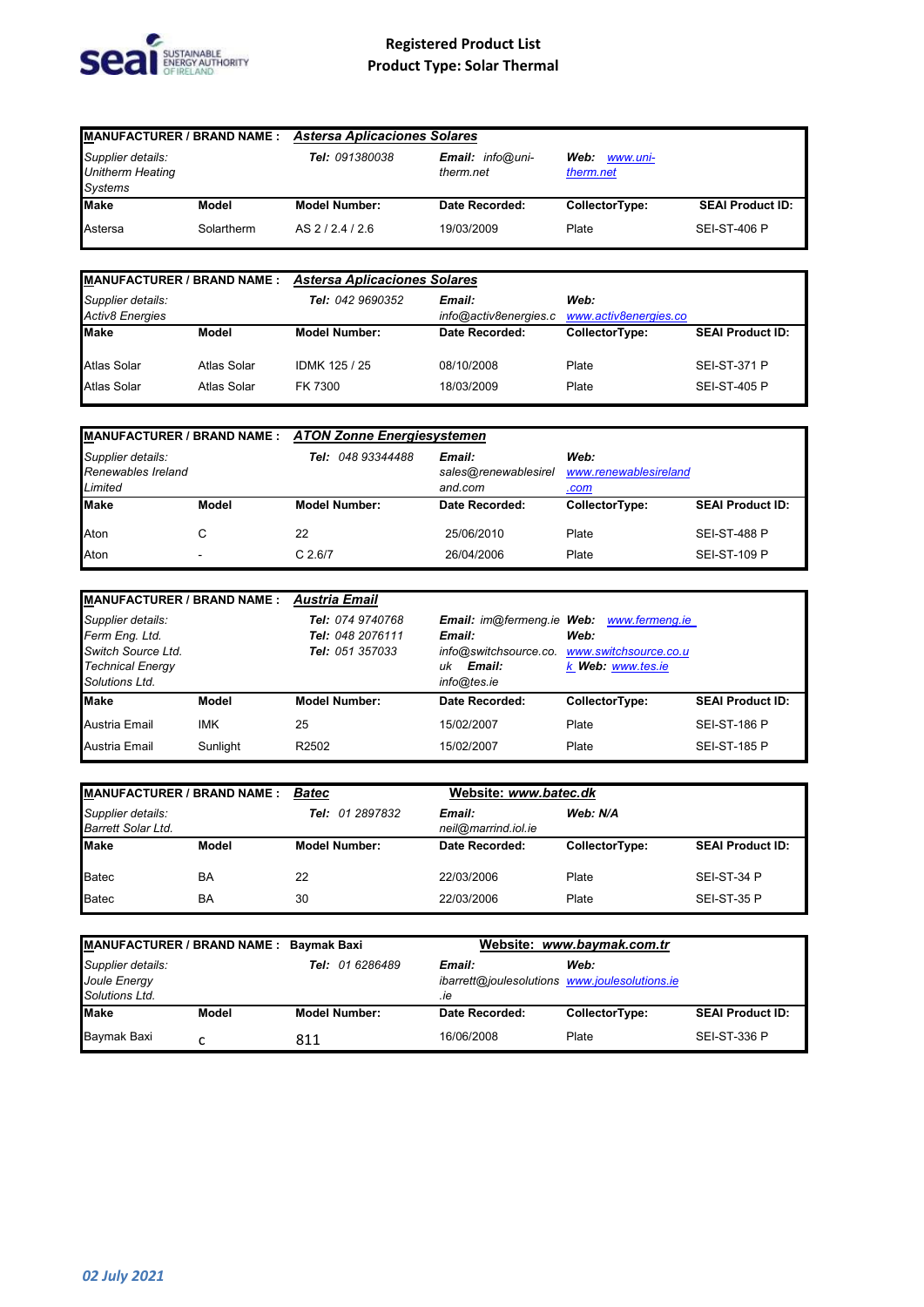**Registered Product List**
**Product Type: Solar Thermal**

| MANUFACTURER / BRAND NAME : | ***Astersa Aplicaciones Solares*** | | | | |
|---|---|---|---|---|---|
| *Supplier details: Unitherm Heating Systems* | | ***Tel:*** *091380038* | ***Email:*** *info@uni-therm.net* | ***Web:*** *www.uni-therm.net* | |
| **Make** | **Model** | **Model Number:** | **Date Recorded:** | **CollectorType:** | **SEAI Product ID:** |
| Astersa | Solartherm | AS 2 / 2.4 / 2.6 | 19/03/2009 | Plate | SEI-ST-406 P |

| MANUFACTURER / BRAND NAME : | ***Astersa Aplicaciones Solares*** | | | | |
|---|---|---|---|---|---|
| *Supplier details: Activ8 Energies* | | ***Tel:*** *042 9690352* | ***Email:*** *info@activ8energies.c* | ***Web:*** *www.activ8energies.co* | |
| **Make** | **Model** | **Model Number:** | **Date Recorded:** | **CollectorType:** | **SEAI Product ID:** |
| Atlas Solar | Atlas Solar | IDMK 125 / 25 | 08/10/2008 | Plate | SEI-ST-371 P |
| Atlas Solar | Atlas Solar | FK 7300 | 18/03/2009 | Plate | SEI-ST-405 P |

| MANUFACTURER / BRAND NAME : | ***ATON Zonne Energiesystemen*** | | | | |
|---|---|---|---|---|---|
| *Supplier details: Renewables Ireland Limited* | | ***Tel:*** *048 93344488* | ***Email:*** *sales@renewablesireland.com* | ***Web:*** *www.renewablesireland.com* | |
| **Make** | **Model** | **Model Number:** | **Date Recorded:** | **CollectorType:** | **SEAI Product ID:** |
| Aton | C | 22 | 25/06/2010 | Plate | SEI-ST-488 P |
| Aton | - | C 2.6/7 | 26/04/2006 | Plate | SEI-ST-109 P |

| MANUFACTURER / BRAND NAME : | ***Austria Email*** | | | | |
|---|---|---|---|---|---|
| *Supplier details: Ferm Eng. Ltd. Switch Source Ltd. Technical Energy Solutions Ltd.* | | ***Tel:*** *074 9740768* ***Tel:*** *048 2076111* ***Tel:*** *051 357033* | ***Email:*** *im@fermeng.ie* ***Email:*** *info@switchsource.co.uk* ***Email:*** *info@tes.ie* | ***Web:*** *www.fermeng.ie* ***Web:*** *www.switchsource.co.uk* ***Web:*** *www.tes.ie* | |
| **Make** | **Model** | **Model Number:** | **Date Recorded:** | **CollectorType:** | **SEAI Product ID:** |
| Austria Email | IMK | 25 | 15/02/2007 | Plate | SEI-ST-186 P |
| Austria Email | Sunlight | R2502 | 15/02/2007 | Plate | SEI-ST-185 P |

| MANUFACTURER / BRAND NAME : | ***Batec*** | | **Website: *www.batec.dk*** | | |
|---|---|---|---|---|---|
| *Supplier details: Barrett Solar Ltd.* | | ***Tel:*** *01 2897832* | ***Email:*** *neil@marrind.iol.ie* | ***Web: N/A*** | |
| **Make** | **Model** | **Model Number:** | **Date Recorded:** | **CollectorType:** | **SEAI Product ID:** |
| Batec | BA | 22 | 22/03/2006 | Plate | SEI-ST-34 P |
| Batec | BA | 30 | 22/03/2006 | Plate | SEI-ST-35 P |

| MANUFACTURER / BRAND NAME : | **Baymak Baxi** | | **Website: *www.baymak.com.tr*** | | |
|---|---|---|---|---|---|
| *Supplier details: Joule Energy Solutions Ltd.* | | ***Tel:*** *01 6286489* | ***Email:*** *ibarrett@joulesolutions.ie* | ***Web:*** *www.joulesolutions.ie* | |
| **Make** | **Model** | **Model Number:** | **Date Recorded:** | **CollectorType:** | **SEAI Product ID:** |
| Baymak Baxi | c | 811 | 16/06/2008 | Plate | SEI-ST-336 P |

*02 July 2021*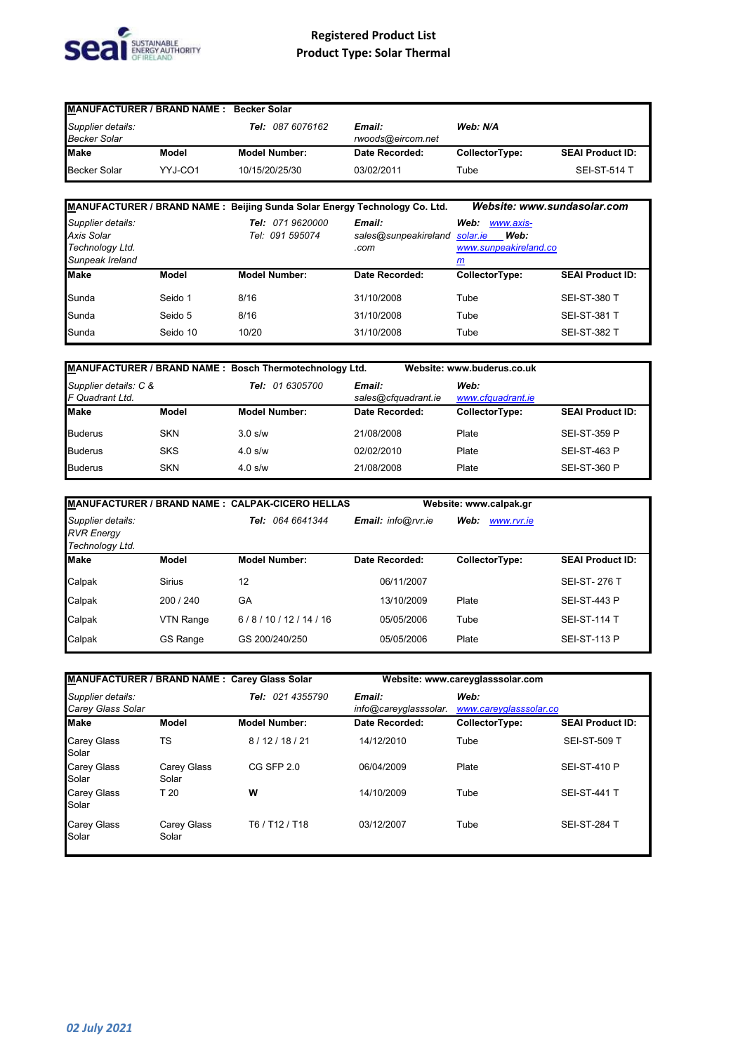# Registered Product List
## Product Type: Solar Thermal

| MANUFACTURER / BRAND NAME : Becker Solar | | | | | |
|---|---|---|---|---|---|
| *Supplier details: Becker Solar* | | ***Tel:** 087 6076162* | ***Email:** rwoods@eircom.net* | ***Web: N/A*** | |
| **Make** | **Model** | **Model Number:** | **Date Recorded:** | **CollectorType:** | **SEAI Product ID:** |
| Becker Solar | YYJ-CO1 | 10/15/20/25/30 | 03/02/2011 | Tube | SEI-ST-514 T |

| MANUFACTURER / BRAND NAME : Beijing Sunda Solar Energy Technology Co. Ltd. | | | | ***Website: www.sundasolar.com*** | |
|---|---|---|---|---|---|
| *Supplier details: Axis Solar Technology Ltd. Sunpeak Ireland* | | ***Tel:** 071 9620000 Tel: 091 595074* | ***Email:** sales@sunpeakireland.com* | ***Web:** www.axis-solar.ie **Web:** www.sunpeakireland.com* | |
| **Make** | **Model** | **Model Number:** | **Date Recorded:** | **CollectorType:** | **SEAI Product ID:** |
| Sunda | Seido 1 | 8/16 | 31/10/2008 | Tube | SEI-ST-380 T |
| Sunda | Seido 5 | 8/16 | 31/10/2008 | Tube | SEI-ST-381 T |
| Sunda | Seido 10 | 10/20 | 31/10/2008 | Tube | SEI-ST-382 T |

| MANUFACTURER / BRAND NAME : Bosch Thermotechnology Ltd. | | | **Website: www.buderus.co.uk** | | |
|---|---|---|---|---|---|
| *Supplier details: C & F Quadrant Ltd.* | | ***Tel:** 01 6305700* | ***Email:** sales@cfquadrant.ie* | ***Web:** www.cfquadrant.ie* | |
| **Make** | **Model** | **Model Number:** | **Date Recorded:** | **CollectorType:** | **SEAI Product ID:** |
| Buderus | SKN | 3.0 s/w | 21/08/2008 | Plate | SEI-ST-359 P |
| Buderus | SKS | 4.0 s/w | 02/02/2010 | Plate | SEI-ST-463 P |
| Buderus | SKN | 4.0 s/w | 21/08/2008 | Plate | SEI-ST-360 P |

| MANUFACTURER / BRAND NAME : CALPAK-CICERO HELLAS | | | | **Website: www.calpak.gr** | |
|---|---|---|---|---|---|
| *Supplier details: RVR Energy Technology Ltd.* | | ***Tel:** 064 6641344* | ***Email:** info@rvr.ie* | ***Web:** www.rvr.ie* | |
| **Make** | **Model** | **Model Number:** | **Date Recorded:** | **CollectorType:** | **SEAI Product ID:** |
| Calpak | Sirius | 12 | 06/11/2007 | | SEI-ST- 276 T |
| Calpak | 200 / 240 | GA | 13/10/2009 | Plate | SEI-ST-443 P |
| Calpak | VTN Range | 6 / 8 / 10 / 12 / 14 / 16 | 05/05/2006 | Tube | SEI-ST-114 T |
| Calpak | GS Range | GS 200/240/250 | 05/05/2006 | Plate | SEI-ST-113 P |

| MANUFACTURER / BRAND NAME : Carey Glass Solar | | | **Website: www.careyglasssolar.com** | | |
|---|---|---|---|---|---|
| *Supplier details: Carey Glass Solar* | | ***Tel:** 021 4355790* | ***Email:** info@careyglasssolar.* | ***Web:** www.careyglasssolar.co* | |
| **Make** | **Model** | **Model Number:** | **Date Recorded:** | **CollectorType:** | **SEAI Product ID:** |
| Carey Glass Solar | TS | 8 / 12 / 18 / 21 | 14/12/2010 | Tube | SEI-ST-509 T |
| Carey Glass Solar | Carey Glass Solar | CG SFP 2.0 | 06/04/2009 | Plate | SEI-ST-410 P |
| Carey Glass Solar | T 20 | **W** | 14/10/2009 | Tube | SEI-ST-441 T |
| Carey Glass Solar | Carey Glass Solar | T6 / T12 / T18 | 03/12/2007 | Tube | SEI-ST-284 T |

*02 July 2021*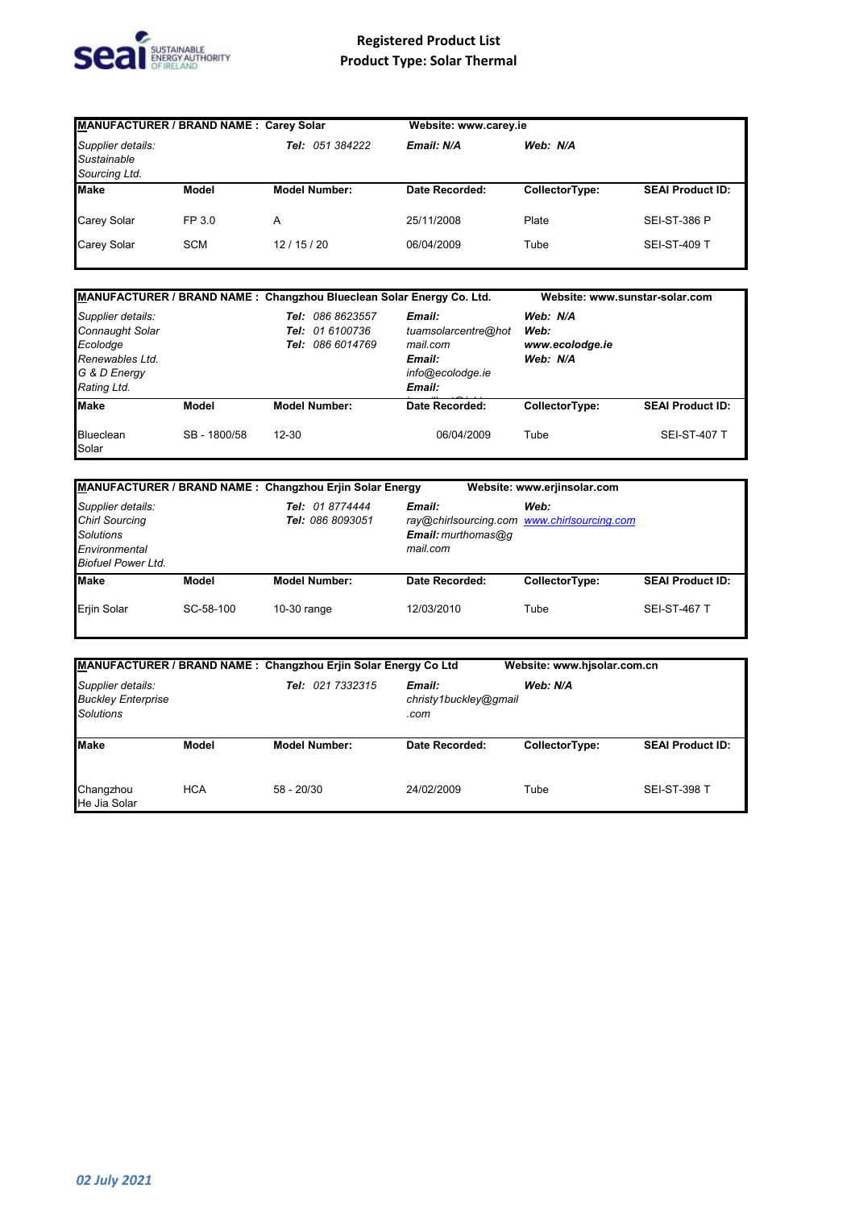# Registered Product List
## Product Type: Solar Thermal

| **MANUFACTURER / BRAND NAME : Carey Solar** | | | **Website: www.carey.ie** | | |
|---|---|---|---|---|---|
| *Supplier details: Sustainable Sourcing Ltd.* | | ***Tel:*** *051 384222* | ***Email: N/A*** | ***Web: N/A*** | |
| **Make** | **Model** | **Model Number:** | **Date Recorded:** | **CollectorType:** | **SEAI Product ID:** |
| Carey Solar | FP 3.0 | A | 25/11/2008 | Plate | SEI-ST-386 P |
| Carey Solar | SCM | 12 / 15 / 20 | 06/04/2009 | Tube | SEI-ST-409 T |

| **MANUFACTURER / BRAND NAME : Changzhou Blueclean Solar Energy Co. Ltd.** | | | | **Website: www.sunstar-solar.com** | |
|---|---|---|---|---|---|
| *Supplier details: Connaught Solar Ecolodge Renewables Ltd. G & D Energy Rating Ltd.* | | ***Tel:*** *086 8623557* ***Tel:*** *01 6100736* ***Tel:*** *086 6014769* | ***Email:*** *tuamsolarcentre@hotmail.com* ***Email:*** *info@ecolodge.ie* ***Email:*** | ***Web: N/A*** ***Web: www.ecolodge.ie*** ***Web: N/A*** | |
| **Make** | **Model** | **Model Number:** | **Date Recorded:** | **CollectorType:** | **SEAI Product ID:** |
| Blueclean Solar | SB - 1800/58 | 12-30 | 06/04/2009 | Tube | SEI-ST-407 T |

| **MANUFACTURER / BRAND NAME : Changzhou Erjin Solar Energy** | | | **Website: www.erjinsolar.com** | | |
|---|---|---|---|---|---|
| *Supplier details: Chirl Sourcing Solutions Environmental Biofuel Power Ltd.* | | ***Tel:*** *01 8774444* ***Tel:*** *086 8093051* | ***Email:*** *ray@chirlsourcing.com* ***Email:*** *murthomas@gmail.com* | ***Web:*** *www.chirlsourcing.com* | |
| **Make** | **Model** | **Model Number:** | **Date Recorded:** | **CollectorType:** | **SEAI Product ID:** |
| Erjin Solar | SC-58-100 | 10-30 range | 12/03/2010 | Tube | SEI-ST-467 T |

| **MANUFACTURER / BRAND NAME : Changzhou Erjin Solar Energy Co Ltd** | | | | **Website: www.hjsolar.com.cn** | |
|---|---|---|---|---|---|
| *Supplier details: Buckley Enterprise Solutions* | | ***Tel:*** *021 7332315* | ***Email:*** *christy1buckley@gmail.com* | ***Web: N/A*** | |
| **Make** | **Model** | **Model Number:** | **Date Recorded:** | **CollectorType:** | **SEAI Product ID:** |
| Changzhou He Jia Solar | HCA | 58 - 20/30 | 24/02/2009 | Tube | SEI-ST-398 T |

*02 July 2021*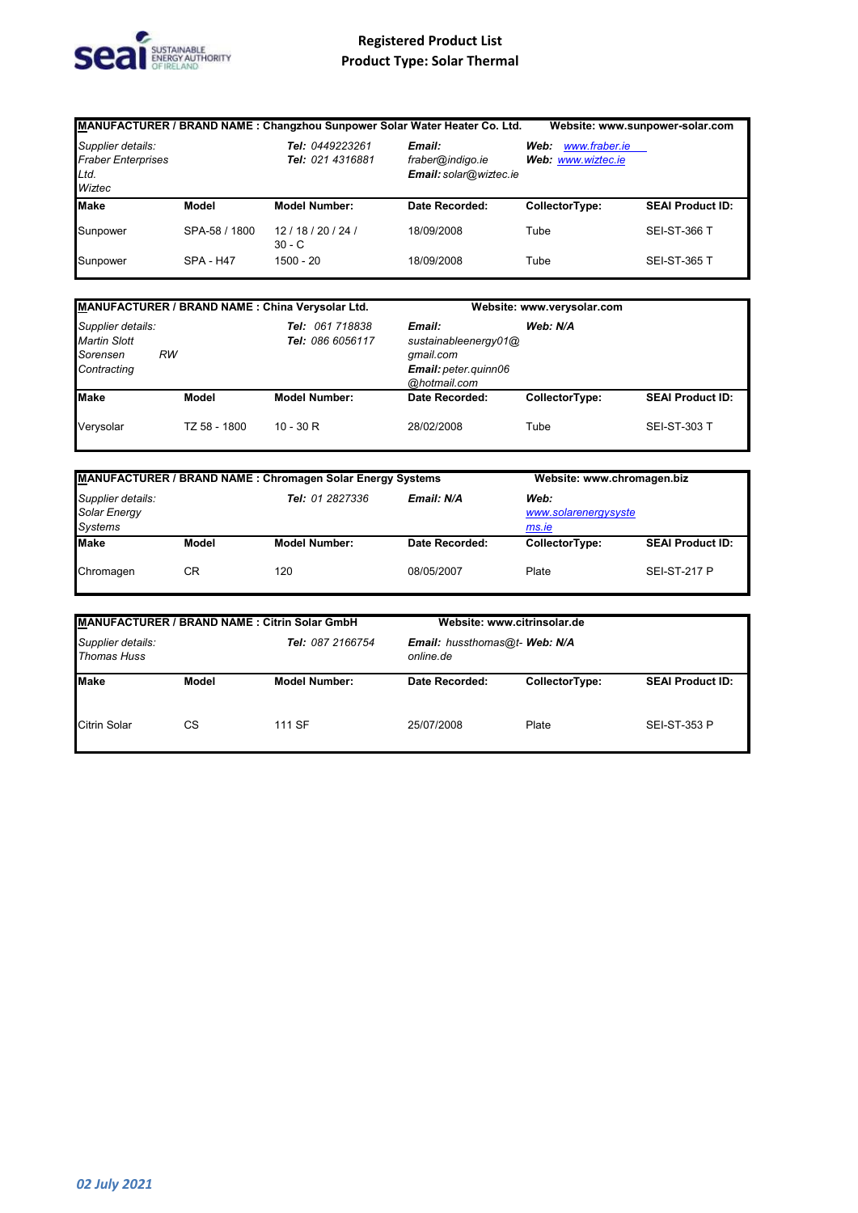**Registered Product List**
**Product Type: Solar Thermal**

| MANUFACTURER / BRAND NAME : Changzhou Sunpower Solar Water Heater Co. Ltd. | | | | Website: www.sunpower-solar.com | |
|---|---|---|---|---|---|
| *Supplier details:* *Fraber Enterprises Ltd.* *Wiztec* | | ***Tel:*** *0449223261* ***Tel:*** *021 4316881* | ***Email:*** *fraber@indigo.ie* ***Email:*** *solar@wiztec.ie* | ***Web:*** *www.fraber.ie* ***Web:*** *www.wiztec.ie* | |
| **Make** | **Model** | **Model Number:** | **Date Recorded:** | **CollectorType:** | **SEAI Product ID:** |
| Sunpower | SPA-58 / 1800 | 12 / 18 / 20 / 24 / 30 - C | 18/09/2008 | Tube | SEI-ST-366 T |
| Sunpower | SPA - H47 | 1500 - 20 | 18/09/2008 | Tube | SEI-ST-365 T |

| MANUFACTURER / BRAND NAME : China Verysolar Ltd. | | | Website: www.verysolar.com | | |
|---|---|---|---|---|---|
| *Supplier details:* *Martin Slott* *Sorensen RW Contracting* | | ***Tel:*** *061 718838* ***Tel:*** *086 6056117* | ***Email:*** *sustainableenergy01@gmail.com* ***Email:*** *peter.quinn06@hotmail.com* | ***Web: N/A*** | |
| **Make** | **Model** | **Model Number:** | **Date Recorded:** | **CollectorType:** | **SEAI Product ID:** |
| Verysolar | TZ 58 - 1800 | 10 - 30 R | 28/02/2008 | Tube | SEI-ST-303 T |

| MANUFACTURER / BRAND NAME : Chromagen Solar Energy Systems | | | | Website: www.chromagen.biz | |
|---|---|---|---|---|---|
| *Supplier details:* *Solar Energy Systems* | | ***Tel:*** *01 2827336* | ***Email: N/A*** | ***Web:*** *www.solarenergysystems.ie* | |
| **Make** | **Model** | **Model Number:** | **Date Recorded:** | **CollectorType:** | **SEAI Product ID:** |
| Chromagen | CR | 120 | 08/05/2007 | Plate | SEI-ST-217 P |

| MANUFACTURER / BRAND NAME : Citrin Solar GmbH | | | Website: www.citrinsolar.de | | |
|---|---|---|---|---|---|
| *Supplier details:* *Thomas Huss* | | ***Tel:*** *087 2166754* | ***Email:*** *hussthomas@t-online.de* | ***Web: N/A*** | |
| **Make** | **Model** | **Model Number:** | **Date Recorded:** | **CollectorType:** | **SEAI Product ID:** |
| Citrin Solar | CS | 111 SF | 25/07/2008 | Plate | SEI-ST-353 P |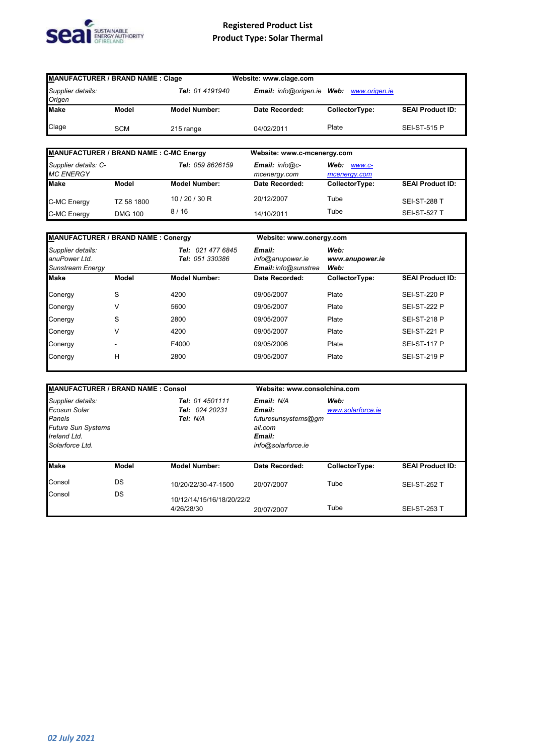# Registered Product List
## Product Type: Solar Thermal

| **MANUFACTURER / BRAND NAME : Clage** | | | **Website: www.clage.com** | | |
|---|---|---|---|---|---|
| *Supplier details: Origen* | | ***Tel:** 01 4191940* | ***Email:** info@origen.ie* | ***Web:** www.origen.ie* | |
| **Make** | **Model** | **Model Number:** | **Date Recorded:** | **CollectorType:** | **SEAI Product ID:** |
| Clage | SCM | 215 range | 04/02/2011 | Plate | SEI-ST-515 P |

| **MANUFACTURER / BRAND NAME : C-MC Energy** | | | **Website: www.c-mcenergy.com** | | |
|---|---|---|---|---|---|
| *Supplier details: C-MC ENERGY* | | ***Tel:** 059 8626159* | ***Email:** info@c-mcenergy.com* | ***Web:** www.c-mcenergy.com* | |
| **Make** | **Model** | **Model Number:** | **Date Recorded:** | **CollectorType:** | **SEAI Product ID:** |
| C-MC Energy | TZ 58 1800 | 10 / 20 / 30 R | 20/12/2007 | Tube | SEI-ST-288 T |
| C-MC Energy | DMG 100 | 8 / 16 | 14/10/2011 | Tube | SEI-ST-527 T |

| **MANUFACTURER / BRAND NAME : Conergy** | | | **Website: www.conergy.com** | | |
|---|---|---|---|---|---|
| *Supplier details: anuPower Ltd. Sunstream Energy* | | ***Tel:** 021 477 6845* ***Tel:** 051 330386* | ***Email:** info@anupower.ie* ***Email:** info@sunstrea* | ***Web:** **www.anupower.ie*** ***Web:*** | |
| **Make** | **Model** | **Model Number:** | **Date Recorded:** | **CollectorType:** | **SEAI Product ID:** |
| Conergy | S | 4200 | 09/05/2007 | Plate | SEI-ST-220 P |
| Conergy | V | 5600 | 09/05/2007 | Plate | SEI-ST-222 P |
| Conergy | S | 2800 | 09/05/2007 | Plate | SEI-ST-218 P |
| Conergy | V | 4200 | 09/05/2007 | Plate | SEI-ST-221 P |
| Conergy | - | F4000 | 09/05/2006 | Plate | SEI-ST-117 P |
| Conergy | H | 2800 | 09/05/2007 | Plate | SEI-ST-219 P |

| **MANUFACTURER / BRAND NAME : Consol** | | | **Website: www.consolchina.com** | | |
|---|---|---|---|---|---|
| *Supplier details: Ecosun Solar Panels Future Sun Systems Ireland Ltd. Solarforce Ltd.* | | ***Tel:** 01 4501111* ***Tel:** 024 20231* ***Tel:** N/A* | ***Email:** N/A* ***Email:** futuresunsystems@gmail.com* ***Email:** info@solarforce.ie* | ***Web:** www.solarforce.ie* | |
| **Make** | **Model** | **Model Number:** | **Date Recorded:** | **CollectorType:** | **SEAI Product ID:** |
| Consol | DS | 10/20/22/30-47-1500 | 20/07/2007 | Tube | SEI-ST-252 T |
| Consol | DS | 10/12/14/15/16/18/20/22/24/26/28/30 | 20/07/2007 | Tube | SEI-ST-253 T |

*02 July 2021*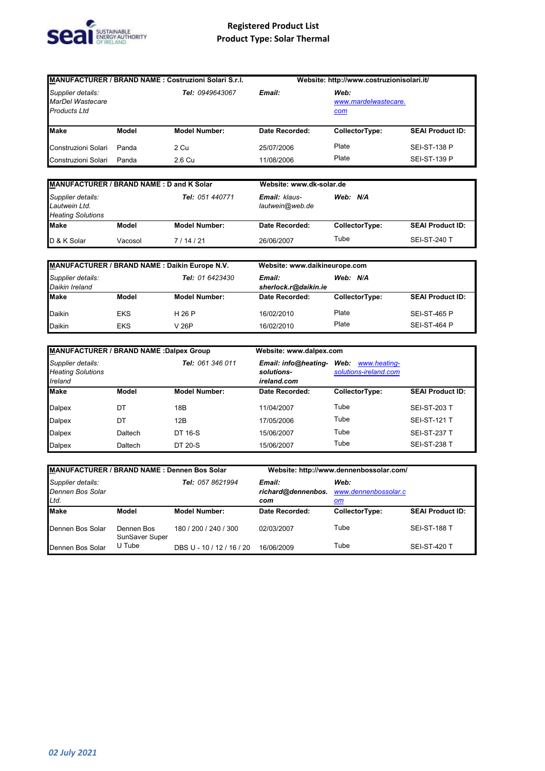# Registered Product List
## Product Type: Solar Thermal

| MANUFACTURER / BRAND NAME : Costruzioni Solari S.r.l. | | | Website: http://www.costruzionisolari.it/ | | |
|---|---|---|---|---|---|
| *Supplier details: MarDel Wastecare Products Ltd* | | ***Tel:** 0949643067* | ***Email:*** | ***Web:** www.mardelwastecare.com* | |
| **Make** | **Model** | **Model Number:** | **Date Recorded:** | **CollectorType:** | **SEAI Product ID:** |
| Construzioni Solari | Panda | 2 Cu | 25/07/2006 | Plate | SEI-ST-138 P |
| Construzioni Solari | Panda | 2.6 Cu | 11/08/2006 | Plate | SEI-ST-139 P |

| MANUFACTURER / BRAND NAME : D and K Solar | | | Website: www.dk-solar.de | | |
|---|---|---|---|---|---|
| *Supplier details: Lautwein Ltd. Heating Solutions* | | ***Tel:** 051 440771* | ***Email:** klaus-lautwein@web.de* | ***Web: N/A*** | |
| **Make** | **Model** | **Model Number:** | **Date Recorded:** | **CollectorType:** | **SEAI Product ID:** |
| D & K Solar | Vacosol | 7 / 14 / 21 | 26/06/2007 | Tube | SEI-ST-240 T |

| MANUFACTURER / BRAND NAME : Daikin Europe N.V. | | | Website: www.daikineurope.com | | |
|---|---|---|---|---|---|
| *Supplier details: Daikin Ireland* | | ***Tel:** 01 6423430* | ***Email: sherlock.r@daikin.ie*** | ***Web: N/A*** | |
| **Make** | **Model** | **Model Number:** | **Date Recorded:** | **CollectorType:** | **SEAI Product ID:** |
| Daikin | EKS | H 26 P | 16/02/2010 | Plate | SEI-ST-465 P |
| Daikin | EKS | V 26P | 16/02/2010 | Plate | SEI-ST-464 P |

| MANUFACTURER / BRAND NAME :Dalpex Group | | | Website: www.dalpex.com | | |
|---|---|---|---|---|---|
| *Supplier details: Heating Solutions Ireland* | | ***Tel:** 061 346 011* | ***Email: info@heating-solutions-ireland.com*** | ***Web:** www.heating-solutions-ireland.com* | |
| **Make** | **Model** | **Model Number:** | **Date Recorded:** | **CollectorType:** | **SEAI Product ID:** |
| Dalpex | DT | 18B | 11/04/2007 | Tube | SEI-ST-203 T |
| Dalpex | DT | 12B | 17/05/2006 | Tube | SEI-ST-121 T |
| Dalpex | Daltech | DT 16-S | 15/06/2007 | Tube | SEI-ST-237 T |
| Dalpex | Daltech | DT 20-S | 15/06/2007 | Tube | SEI-ST-238 T |

| MANUFACTURER / BRAND NAME : Dennen Bos Solar | | | Website: http://www.dennenbossolar.com/ | | |
|---|---|---|---|---|---|
| *Supplier details: Dennen Bos Solar Ltd.* | | ***Tel:** 057 8621994* | ***Email: richard@dennenbos.com*** | ***Web:** www.dennenbossolar.com* | |
| **Make** | **Model** | **Model Number:** | **Date Recorded:** | **CollectorType:** | **SEAI Product ID:** |
| Dennen Bos Solar | Dennen Bos SunSaver Super | 180 / 200 / 240 / 300 | 02/03/2007 | Tube | SEI-ST-188 T |
| Dennen Bos Solar | U Tube | DBS U - 10 / 12 / 16 / 20 | 16/06/2009 | Tube | SEI-ST-420 T |

*02 July 2021*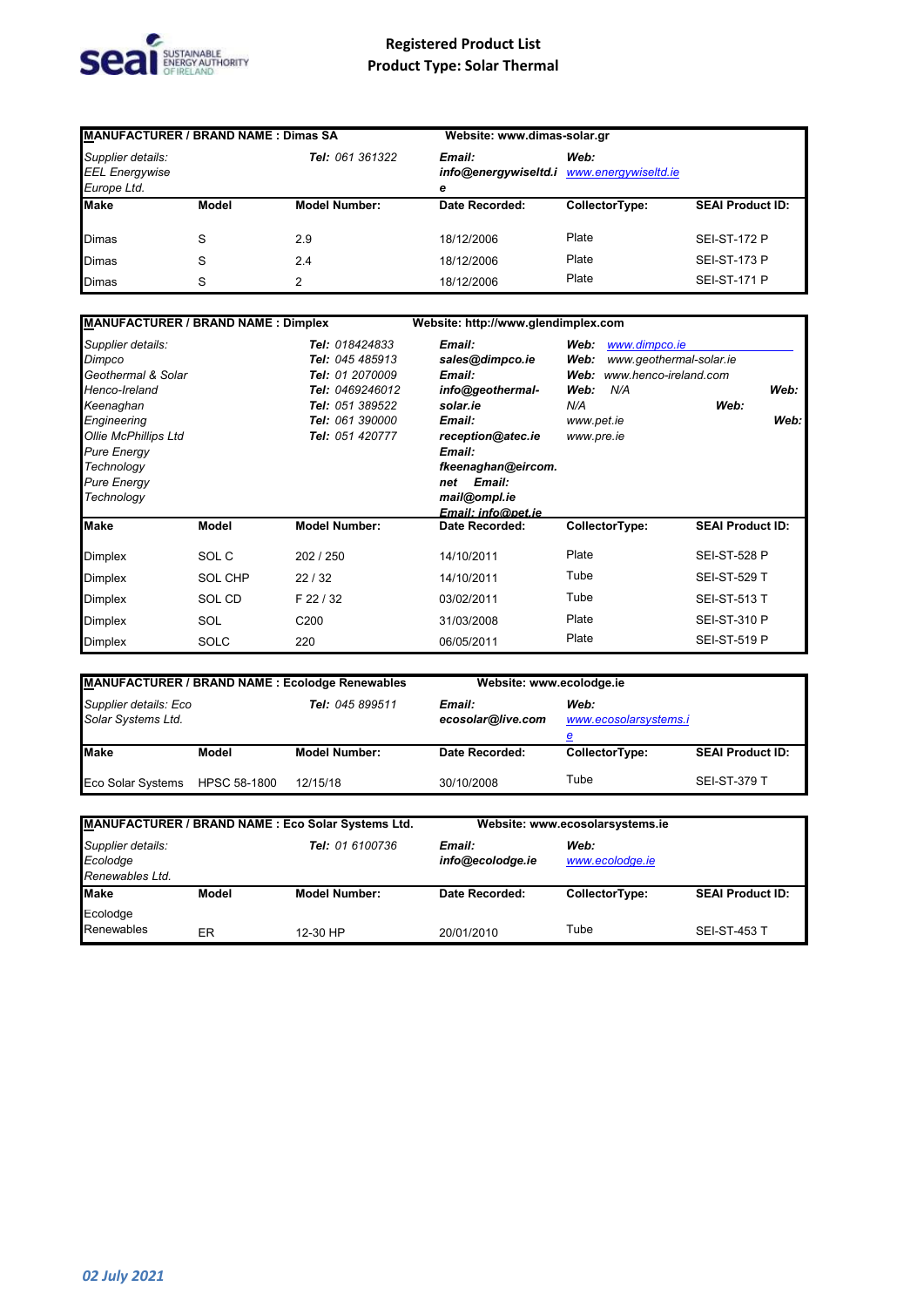# Registered Product List
## Product Type: Solar Thermal

| MANUFACTURER / BRAND NAME : Dimas SA | | | Website: www.dimas-solar.gr | | |
|---|---|---|---|---|---|
| *Supplier details: EEL Energywise Europe Ltd.* | | ***Tel:*** *061 361322* | ***Email: info@energywiseltd.ie*** | ***Web:*** *www.energywiseltd.ie* | |
| **Make** | **Model** | **Model Number:** | **Date Recorded:** | **CollectorType:** | **SEAI Product ID:** |
| Dimas | S | 2.9 | 18/12/2006 | Plate | SEI-ST-172 P |
| Dimas | S | 2.4 | 18/12/2006 | Plate | SEI-ST-173 P |
| Dimas | S | 2 | 18/12/2006 | Plate | SEI-ST-171 P |

| MANUFACTURER / BRAND NAME : Dimplex | | | Website: http://www.glendimplex.com | | |
|---|---|---|---|---|---|
| *Supplier details: Dimpco Geothermal & Solar Henco-Ireland Keenaghan Engineering Ollie McPhillips Ltd Pure Energy Technology Pure Energy Technology* | | ***Tel:*** *018424833* ***Tel:*** *045 485913* ***Tel:*** *01 2070009* ***Tel:*** *0469246012* ***Tel:*** *051 389522* ***Tel:*** *061 390000* ***Tel:*** *051 420777* | ***Email: sales@dimpco.ie Email: info@geothermal-solar.ie Email: reception@atec.ie Email: fkeenaghan@eircom.net Email: mail@ompl.ie Email: info@pet.ie*** | ***Web:*** *www.dimpco.ie* ***Web:*** *www.geothermal-solar.ie* ***Web:*** *www.henco-ireland.com* ***Web:*** *N/A* ***Web:*** *N/A* ***Web:*** *www.pet.ie* ***Web:*** *www.pre.ie* | |
| **Make** | **Model** | **Model Number:** | **Date Recorded:** | **CollectorType:** | **SEAI Product ID:** |
| Dimplex | SOL C | 202 / 250 | 14/10/2011 | Plate | SEI-ST-528 P |
| Dimplex | SOL CHP | 22 / 32 | 14/10/2011 | Tube | SEI-ST-529 T |
| Dimplex | SOL CD | F 22 / 32 | 03/02/2011 | Tube | SEI-ST-513 T |
| Dimplex | SOL | C200 | 31/03/2008 | Plate | SEI-ST-310 P |
| Dimplex | SOLC | 220 | 06/05/2011 | Plate | SEI-ST-519 P |

| MANUFACTURER / BRAND NAME : Ecolodge Renewables | | | Website: www.ecolodge.ie | | |
|---|---|---|---|---|---|
| *Supplier details: Eco Solar Systems Ltd.* | | ***Tel:*** *045 899511* | ***Email: ecosolar@live.com*** | ***Web:*** *www.ecosolarsystems.ie* | |
| **Make** | **Model** | **Model Number:** | **Date Recorded:** | **CollectorType:** | **SEAI Product ID:** |
| Eco Solar Systems | HPSC 58-1800 | 12/15/18 | 30/10/2008 | Tube | SEI-ST-379 T |

| MANUFACTURER / BRAND NAME : Eco Solar Systems Ltd. | | | Website: www.ecosolarsystems.ie | | |
|---|---|---|---|---|---|
| *Supplier details: Ecolodge Renewables Ltd.* | | ***Tel:*** *01 6100736* | ***Email: info@ecolodge.ie*** | ***Web:*** *www.ecolodge.ie* | |
| **Make** | **Model** | **Model Number:** | **Date Recorded:** | **CollectorType:** | **SEAI Product ID:** |
| Ecolodge Renewables | ER | 12-30 HP | 20/01/2010 | Tube | SEI-ST-453 T |

*02 July 2021*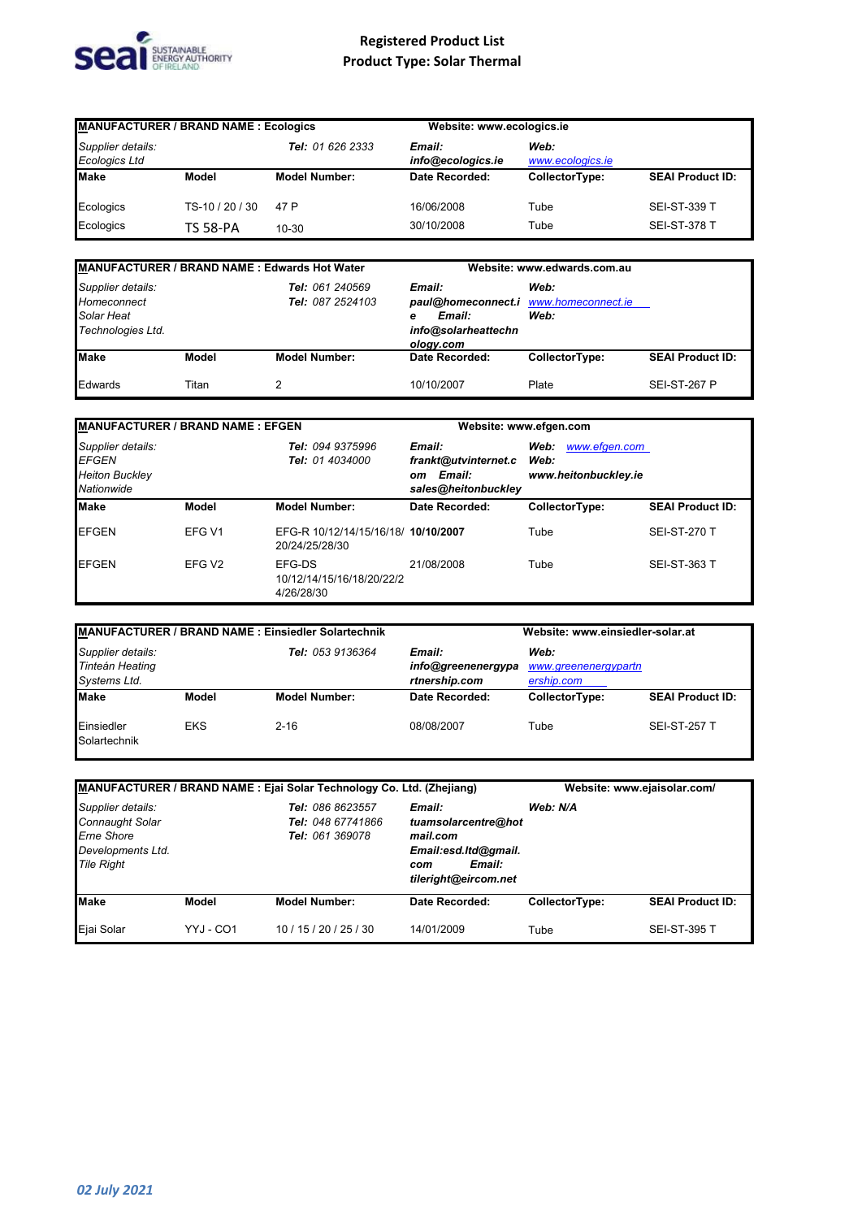# Registered Product List
## Product Type: Solar Thermal

| MANUFACTURER / BRAND NAME : Ecologics | | | Website: www.ecologics.ie | | |
|---|---|---|---|---|---|
| *Supplier details:* *Ecologics Ltd* | | ***Tel:*** *01 626 2333* | ***Email:*** ***info@ecologics.ie*** | ***Web:*** *www.ecologics.ie* | |
| **Make** | **Model** | **Model Number:** | **Date Recorded:** | **CollectorType:** | **SEAI Product ID:** |
| Ecologics | TS-10 / 20 / 30 | 47 P | 16/06/2008 | Tube | SEI-ST-339 T |
| Ecologics | TS 58-PA | 10-30 | 30/10/2008 | Tube | SEI-ST-378 T |

| MANUFACTURER / BRAND NAME : Edwards Hot Water | | | Website: www.edwards.com.au | | |
|---|---|---|---|---|---|
| *Supplier details:* *Homeconnect* *Solar Heat* *Technologies Ltd.* | | ***Tel:*** *061 240569* ***Tel:*** *087 2524103* | ***Email:*** ***paul@homeconnect.ie*** ***Email:*** ***info@solarheattechnology.com*** | ***Web:*** *www.homeconnect.ie* ***Web:*** | |
| **Make** | **Model** | **Model Number:** | **Date Recorded:** | **CollectorType:** | **SEAI Product ID:** |
| Edwards | Titan | 2 | 10/10/2007 | Plate | SEI-ST-267 P |

| MANUFACTURER / BRAND NAME : EFGEN | | | Website: www.efgen.com | | |
|---|---|---|---|---|---|
| *Supplier details:* *EFGEN* *Heiton Buckley* *Nationwide* | | ***Tel:*** *094 9375996* ***Tel:*** *01 4034000* | ***Email:*** ***frankt@utvinternet.com*** ***Email:*** ***sales@heitonbuckley*** | ***Web:*** *www.efgen.com* ***Web:*** ***www.heitonbuckley.ie*** | |
| **Make** | **Model** | **Model Number:** | **Date Recorded:** | **CollectorType:** | **SEAI Product ID:** |
| EFGEN | EFG V1 | EFG-R 10/12/14/15/16/18/20/24/25/28/30 | **10/10/2007** | Tube | SEI-ST-270 T |
| EFGEN | EFG V2 | EFG-DS 10/12/14/15/16/18/20/22/24/26/28/30 | 21/08/2008 | Tube | SEI-ST-363 T |

| MANUFACTURER / BRAND NAME : Einsiedler Solartechnik | | | | Website: www.einsiedler-solar.at | |
|---|---|---|---|---|---|
| *Supplier details:* *Tinteán Heating* *Systems Ltd.* | | ***Tel:*** *053 9136364* | ***Email:*** ***info@greenenergypartnership.com*** | ***Web:*** *www.greenenergypartnership.com* | |
| **Make** | **Model** | **Model Number:** | **Date Recorded:** | **CollectorType:** | **SEAI Product ID:** |
| Einsiedler Solartechnik | EKS | 2-16 | 08/08/2007 | Tube | SEI-ST-257 T |

| MANUFACTURER / BRAND NAME : Ejai Solar Technology Co. Ltd. (Zhejiang) | | | | Website: www.ejaisolar.com/ | |
|---|---|---|---|---|---|
| *Supplier details:* *Connaught Solar* *Erne Shore* *Developments Ltd.* *Tile Right* | | ***Tel:*** *086 8623557* ***Tel:*** *048 67741866* ***Tel:*** *061 369078* | ***Email:*** ***tuamsolarcentre@hotmail.com*** ***Email:esd.ltd@gmail.com*** ***Email:*** ***tileright@eircom.net*** | ***Web: N/A*** | |
| **Make** | **Model** | **Model Number:** | **Date Recorded:** | **CollectorType:** | **SEAI Product ID:** |
| Ejai Solar | YYJ - CO1 | 10 / 15 / 20 / 25 / 30 | 14/01/2009 | Tube | SEI-ST-395 T |

*02 July 2021*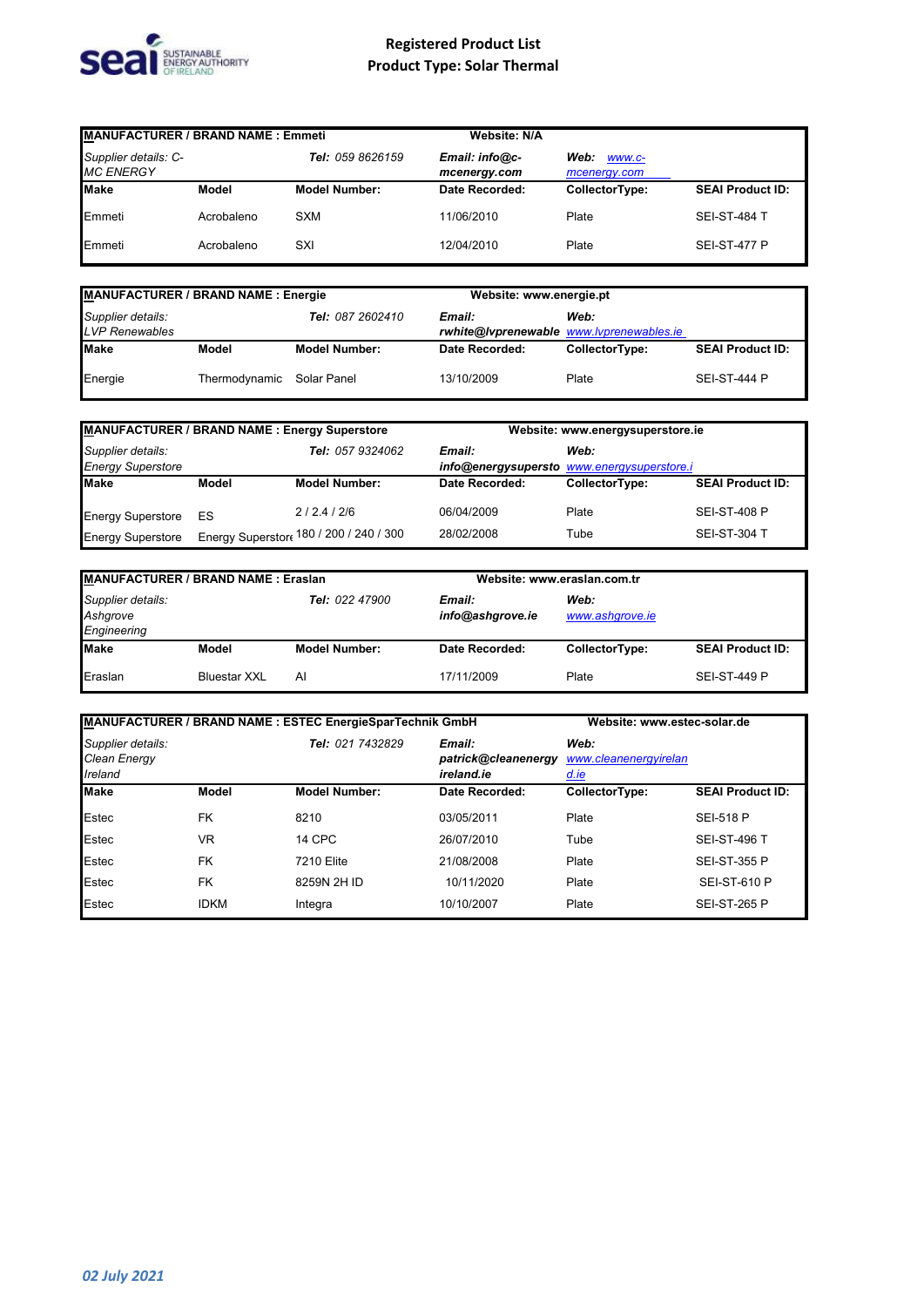# Registered Product List
## Product Type: Solar Thermal

| MANUFACTURER / BRAND NAME : Emmeti | | | Website: N/A | | |
|---|---|---|---|---|---|
| *Supplier details: C-MC ENERGY* | | ***Tel:** 059 8626159* | ***Email: info@c-mcenergy.com*** | ***Web:** www.c-mcenergy.com* | |
| **Make** | **Model** | **Model Number:** | **Date Recorded:** | **CollectorType:** | **SEAI Product ID:** |
| Emmeti | Acrobaleno | SXM | 11/06/2010 | Plate | SEI-ST-484 T |
| Emmeti | Acrobaleno | SXI | 12/04/2010 | Plate | SEI-ST-477 P |

| MANUFACTURER / BRAND NAME : Energie | | | Website: www.energie.pt | | |
|---|---|---|---|---|---|
| *Supplier details: LVP Renewables* | | ***Tel:** 087 2602410* | ***Email: rwhite@lvprenewable*** | ***Web:** www.lvprenewables.ie* | |
| **Make** | **Model** | **Model Number:** | **Date Recorded:** | **CollectorType:** | **SEAI Product ID:** |
| Energie | Thermodynamic | Solar Panel | 13/10/2009 | Plate | SEI-ST-444 P |

| MANUFACTURER / BRAND NAME : Energy Superstore | | | Website: www.energysuperstore.ie | | |
|---|---|---|---|---|---|
| *Supplier details: Energy Superstore* | | ***Tel:** 057 9324062* | ***Email: info@energysupersto*** | ***Web:** www.energysuperstore.i* | |
| **Make** | **Model** | **Model Number:** | **Date Recorded:** | **CollectorType:** | **SEAI Product ID:** |
| Energy Superstore | ES | 2 / 2.4 / 2/6 | 06/04/2009 | Plate | SEI-ST-408 P |
| Energy Superstore | Energy Superstore | 180 / 200 / 240 / 300 | 28/02/2008 | Tube | SEI-ST-304 T |

| MANUFACTURER / BRAND NAME : Eraslan | | | Website: www.eraslan.com.tr | | |
|---|---|---|---|---|---|
| *Supplier details: Ashgrove Engineering* | | ***Tel:** 022 47900* | ***Email: info@ashgrove.ie*** | ***Web:** www.ashgrove.ie* | |
| **Make** | **Model** | **Model Number:** | **Date Recorded:** | **CollectorType:** | **SEAI Product ID:** |
| Eraslan | Bluestar XXL | AI | 17/11/2009 | Plate | SEI-ST-449 P |

| MANUFACTURER / BRAND NAME : ESTEC EnergieSparTechnik GmbH | | | | Website: www.estec-solar.de | |
|---|---|---|---|---|---|
| *Supplier details: Clean Energy Ireland* | | ***Tel:** 021 7432829* | ***Email: patrick@cleanenergy ireland.ie*** | ***Web:** www.cleanenergyireland.ie* | |
| **Make** | **Model** | **Model Number:** | **Date Recorded:** | **CollectorType:** | **SEAI Product ID:** |
| Estec | FK | 8210 | 03/05/2011 | Plate | SEI-518 P |
| Estec | VR | 14 CPC | 26/07/2010 | Tube | SEI-ST-496 T |
| Estec | FK | 7210 Elite | 21/08/2008 | Plate | SEI-ST-355 P |
| Estec | FK | 8259N 2H ID | 10/11/2020 | Plate | SEI-ST-610 P |
| Estec | IDKM | Integra | 10/10/2007 | Plate | SEI-ST-265 P |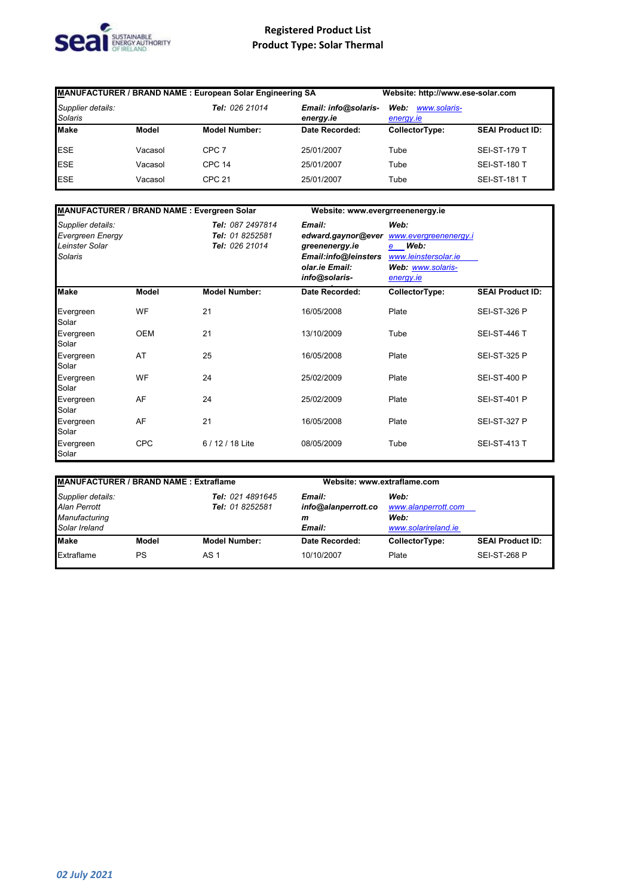# Registered Product List
## Product Type: Solar Thermal

| MANUFACTURER / BRAND NAME : European Solar Engineering SA | | | | Website: http://www.ese-solar.com | |
|---|---|---|---|---|---|
| *Supplier details:* *Solaris* | | ***Tel:*** *026 21014* | ***Email: info@solaris-energy.ie*** | ***Web:*** *www.solaris-energy.ie* | |
| **Make** | **Model** | **Model Number:** | **Date Recorded:** | **CollectorType:** | **SEAI Product ID:** |
| ESE | Vacasol | CPC 7 | 25/01/2007 | Tube | SEI-ST-179 T |
| ESE | Vacasol | CPC 14 | 25/01/2007 | Tube | SEI-ST-180 T |
| ESE | Vacasol | CPC 21 | 25/01/2007 | Tube | SEI-ST-181 T |

| MANUFACTURER / BRAND NAME : Evergreen Solar | | | Website: www.evergrreenenergy.ie | | |
|---|---|---|---|---|---|
| *Supplier details:* *Evergreen Energy* *Leinster Solar* *Solaris* | | ***Tel:*** *087 2497814* ***Tel:*** *01 8252581* ***Tel:*** *026 21014* | ***Email:*** ***edward.gaynor@evergreenenergy.ie*** ***Email:info@leinstersolar.ie Email:*** ***info@solaris-*** | ***Web:*** *www.evergreenenergy.ie* ***Web:*** *www.leinstersolar.ie* ***Web:*** *www.solaris-energy.ie* | |
| **Make** | **Model** | **Model Number:** | **Date Recorded:** | **CollectorType:** | **SEAI Product ID:** |
| Evergreen Solar | WF | 21 | 16/05/2008 | Plate | SEI-ST-326 P |
| Evergreen Solar | OEM | 21 | 13/10/2009 | Tube | SEI-ST-446 T |
| Evergreen Solar | AT | 25 | 16/05/2008 | Plate | SEI-ST-325 P |
| Evergreen Solar | WF | 24 | 25/02/2009 | Plate | SEI-ST-400 P |
| Evergreen Solar | AF | 24 | 25/02/2009 | Plate | SEI-ST-401 P |
| Evergreen Solar | AF | 21 | 16/05/2008 | Plate | SEI-ST-327 P |
| Evergreen Solar | CPC | 6 / 12 / 18 Lite | 08/05/2009 | Tube | SEI-ST-413 T |

| MANUFACTURER / BRAND NAME : Extraflame | | | Website: www.extraflame.com | | |
|---|---|---|---|---|---|
| *Supplier details:* *Alan Perrott* *Manufacturing* *Solar Ireland* | | ***Tel:*** *021 4891645* ***Tel:*** *01 8252581* | ***Email:*** ***info@alanperrott.com*** ***Email:*** | ***Web:*** *www.alanperrott.com* ***Web:*** *www.solarireland.ie* | |
| **Make** | **Model** | **Model Number:** | **Date Recorded:** | **CollectorType:** | **SEAI Product ID:** |
| Extraflame | PS | AS 1 | 10/10/2007 | Plate | SEI-ST-268 P |

*02 July 2021*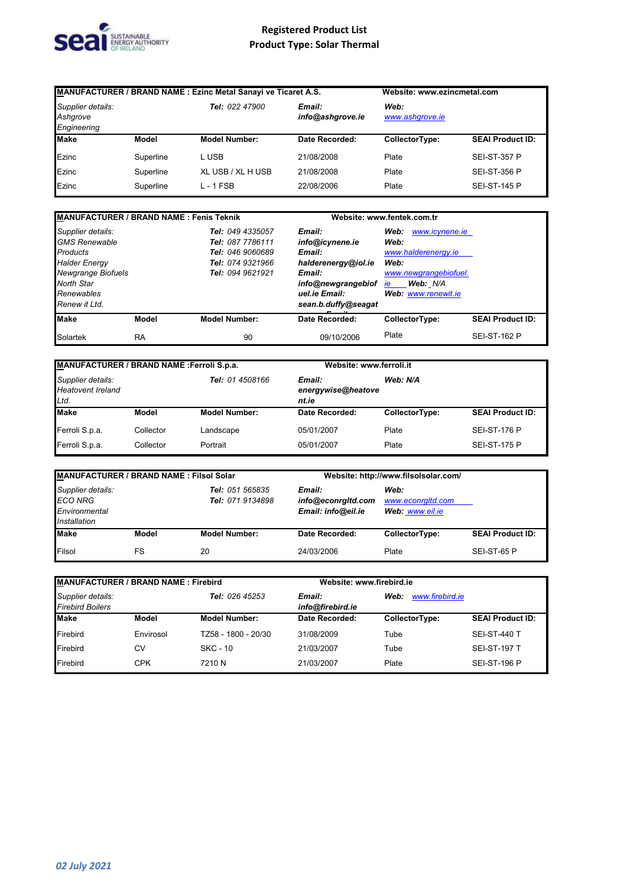**Registered Product List**
**Product Type: Solar Thermal**

| MANUFACTURER / BRAND NAME : Ezinc Metal Sanayi ve Ticaret A.S. | | | | Website: www.ezincmetal.com | |
|---|---|---|---|---|---|
| *Supplier details:* *Ashgrove Engineering* | | ***Tel:*** *022 47900* | ***Email:*** ***info@ashgrove.ie*** | ***Web:*** *www.ashgrove.ie* | |
| **Make** | **Model** | **Model Number:** | **Date Recorded:** | **CollectorType:** | **SEAI Product ID:** |
| Ezinc | Superline | L USB | 21/08/2008 | Plate | SEI-ST-357 P |
| Ezinc | Superline | XL USB / XL H USB | 21/08/2008 | Plate | SEI-ST-356 P |
| Ezinc | Superline | L - 1 FSB | 22/08/2006 | Plate | SEI-ST-145 P |

| MANUFACTURER / BRAND NAME : Fenis Teknik | | | Website: www.fentek.com.tr | | |
|---|---|---|---|---|---|
| *Supplier details:* *GMS Renewable Products* *Halder Energy* *Newgrange Biofuels* *North Star Renewables* *Renew it Ltd.* | | ***Tel:*** *049 4335057* ***Tel:*** *087 7786111* ***Tel:*** *046 9060689* ***Tel:*** *074 9321966* ***Tel:*** *094 9621921* | ***Email:*** ***info@icynene.ie*** ***Email:*** ***halderenergy@iol.ie*** ***Email:*** ***info@newgrangebiofuel.ie*** ***Email:*** ***sean.b.duffy@seagat*** | ***Web:*** *www.icynene.ie* ***Web:*** *www.halderenergy.ie* ***Web:*** *www.newgrangebiofuel.ie* ***Web:*** *N/A* ***Web:*** *www.renewit.ie* | |
| **Make** | **Model** | **Model Number:** | **Date Recorded:** | **CollectorType:** | **SEAI Product ID:** |
| Solartek | RA | 90 | 09/10/2006 | Plate | SEI-ST-162 P |

| MANUFACTURER / BRAND NAME :Ferroli S.p.a. | | | Website: www.ferroli.it | | |
|---|---|---|---|---|---|
| *Supplier details:* *Heatovent Ireland Ltd.* | | ***Tel:*** *01 4508166* | ***Email:*** ***energywise@heatovent.ie*** | ***Web: N/A*** | |
| **Make** | **Model** | **Model Number:** | **Date Recorded:** | **CollectorType:** | **SEAI Product ID:** |
| Ferroli S.p.a. | Collector | Landscape | 05/01/2007 | Plate | SEI-ST-176 P |
| Ferroli S.p.a. | Collector | Portrait | 05/01/2007 | Plate | SEI-ST-175 P |

| MANUFACTURER / BRAND NAME : Filsol Solar | | | Website: http://www.filsolsolar.com/ | | |
|---|---|---|---|---|---|
| *Supplier details:* *ECO NRG* *Environmental Installation* | | ***Tel:*** *051 565835* ***Tel:*** *071 9134898* | ***Email:*** ***info@econrgltd.com*** ***Email: info@eil.ie*** | ***Web:*** *www.econrgltd.com* ***Web:*** *www.eil.ie* | |
| **Make** | **Model** | **Model Number:** | **Date Recorded:** | **CollectorType:** | **SEAI Product ID:** |
| Filsol | FS | 20 | 24/03/2006 | Plate | SEI-ST-65 P |

| MANUFACTURER / BRAND NAME : Firebird | | | Website: www.firebird.ie | | |
|---|---|---|---|---|---|
| *Supplier details:* *Firebird Boilers* | | ***Tel:*** *026 45253* | ***Email:*** ***info@firebird.ie*** | ***Web:*** *www.firebird.ie* | |
| **Make** | **Model** | **Model Number:** | **Date Recorded:** | **CollectorType:** | **SEAI Product ID:** |
| Firebird | Envirosol | TZ58 - 1800 - 20/30 | 31/08/2009 | Tube | SEI-ST-440 T |
| Firebird | CV | SKC - 10 | 21/03/2007 | Tube | SEI-ST-197 T |
| Firebird | CPK | 7210 N | 21/03/2007 | Plate | SEI-ST-196 P |

*02 July 2021*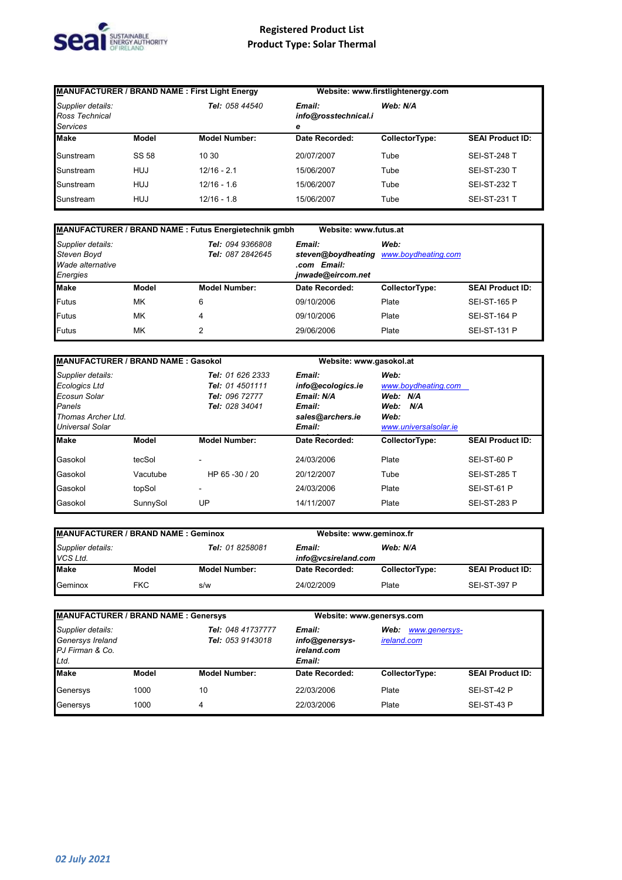# Registered Product List
## Product Type: Solar Thermal

| MANUFACTURER / BRAND NAME : First Light Energy | | | Website: www.firstlightenergy.com | | |
|---|---|---|---|---|---|
| *Supplier details: Ross Technical Services* | | ***Tel:*** *058 44540* | ***Email: info@rosstechnical.ie*** | ***Web: N/A*** | |
| **Make** | **Model** | **Model Number:** | **Date Recorded:** | **CollectorType:** | **SEAI Product ID:** |
| Sunstream | SS 58 | 10 30 | 20/07/2007 | Tube | SEI-ST-248 T |
| Sunstream | HUJ | 12/16 - 2.1 | 15/06/2007 | Tube | SEI-ST-230 T |
| Sunstream | HUJ | 12/16 - 1.6 | 15/06/2007 | Tube | SEI-ST-232 T |
| Sunstream | HUJ | 12/16 - 1.8 | 15/06/2007 | Tube | SEI-ST-231 T |

| MANUFACTURER / BRAND NAME : Futus Energietechnik gmbh | | | Website: www.futus.at | | |
|---|---|---|---|---|---|
| *Supplier details: Steven Boyd Wade alternative Energies* | | ***Tel:*** *094 9366808* ***Tel:*** *087 2842645* | ***Email: steven@boydheating.com Email: jnwade@eircom.net*** | ***Web:*** *www.boydheating.com* | |
| **Make** | **Model** | **Model Number:** | **Date Recorded:** | **CollectorType:** | **SEAI Product ID:** |
| Futus | MK | 6 | 09/10/2006 | Plate | SEI-ST-165 P |
| Futus | MK | 4 | 09/10/2006 | Plate | SEI-ST-164 P |
| Futus | MK | 2 | 29/06/2006 | Plate | SEI-ST-131 P |

| MANUFACTURER / BRAND NAME : Gasokol | | | Website: www.gasokol.at | | |
|---|---|---|---|---|---|
| *Supplier details: Ecologics Ltd Ecosun Solar Panels Thomas Archer Ltd. Universal Solar* | | ***Tel:*** *01 626 2333* ***Tel:*** *01 4501111* ***Tel:*** *096 72777* ***Tel:*** *028 34041* | ***Email: info@ecologics.ie Email: N/A Email: sales@archers.ie Email:*** | ***Web:*** *www.boydheating.com* ***Web: N/A Web: N/A Web:*** *www.universalsolar.ie* | |
| **Make** | **Model** | **Model Number:** | **Date Recorded:** | **CollectorType:** | **SEAI Product ID:** |
| Gasokol | tecSol | - | 24/03/2006 | Plate | SEI-ST-60 P |
| Gasokol | Vacutube | HP 65 -30 / 20 | 20/12/2007 | Tube | SEI-ST-285 T |
| Gasokol | topSol | - | 24/03/2006 | Plate | SEI-ST-61 P |
| Gasokol | SunnySol | UP | 14/11/2007 | Plate | SEI-ST-283 P |

| MANUFACTURER / BRAND NAME : Geminox | | | Website: www.geminox.fr | | |
|---|---|---|---|---|---|
| *Supplier details: VCS Ltd.* | | ***Tel:*** *01 8258081* | ***Email: info@vcsireland.com*** | ***Web: N/A*** | |
| **Make** | **Model** | **Model Number:** | **Date Recorded:** | **CollectorType:** | **SEAI Product ID:** |
| Geminox | FKC | s/w | 24/02/2009 | Plate | SEI-ST-397 P |

| MANUFACTURER / BRAND NAME : Genersys | | | Website: www.genersys.com | | |
|---|---|---|---|---|---|
| *Supplier details: Genersys Ireland PJ Firman & Co. Ltd.* | | ***Tel:*** *048 41737777* ***Tel:*** *053 9143018* | ***Email: info@genersys-ireland.com Email:*** | ***Web:*** *www.genersys-ireland.com* | |
| **Make** | **Model** | **Model Number:** | **Date Recorded:** | **CollectorType:** | **SEAI Product ID:** |
| Genersys | 1000 | 10 | 22/03/2006 | Plate | SEI-ST-42 P |
| Genersys | 1000 | 4 | 22/03/2006 | Plate | SEI-ST-43 P |

*02 July 2021*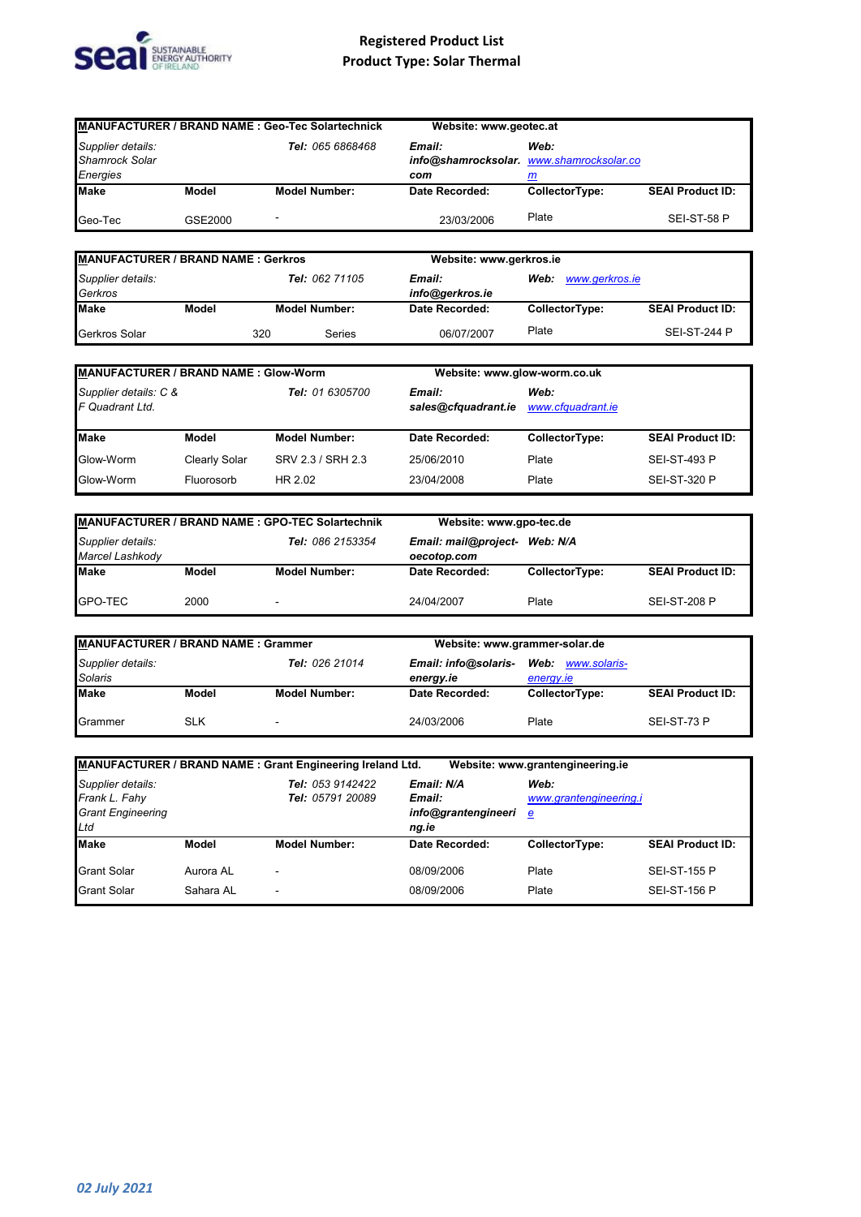# Registered Product List
## Product Type: Solar Thermal

| MANUFACTURER / BRAND NAME : Geo-Tec Solartechnick | | | Website: www.geotec.at | | |
|---|---|---|---|---|---|
| *Supplier details: Shamrock Solar Energies* | | ***Tel:** 065 6868468* | ***Email: info@shamrocksolar.com*** | ***Web:** www.shamrocksolar.com* | |
| **Make** | **Model** | **Model Number:** | **Date Recorded:** | **CollectorType:** | **SEAI Product ID:** |
| Geo-Tec | GSE2000 | - | 23/03/2006 | Plate | SEI-ST-58 P |

| MANUFACTURER / BRAND NAME : Gerkros | | | Website: www.gerkros.ie | | |
|---|---|---|---|---|---|
| *Supplier details: Gerkros* | | ***Tel:** 062 71105* | ***Email: info@gerkros.ie*** | ***Web:** www.gerkros.ie* | |
| **Make** | **Model** | **Model Number:** | **Date Recorded:** | **CollectorType:** | **SEAI Product ID:** |
| Gerkros Solar | 320 | Series | 06/07/2007 | Plate | SEI-ST-244 P |

| MANUFACTURER / BRAND NAME : Glow-Worm | | | Website: www.glow-worm.co.uk | | |
|---|---|---|---|---|---|
| *Supplier details: C & F Quadrant Ltd.* | | ***Tel:** 01 6305700* | ***Email: sales@cfquadrant.ie*** | ***Web:** www.cfquadrant.ie* | |
| **Make** | **Model** | **Model Number:** | **Date Recorded:** | **CollectorType:** | **SEAI Product ID:** |
| Glow-Worm | Clearly Solar | SRV 2.3 / SRH 2.3 | 25/06/2010 | Plate | SEI-ST-493 P |
| Glow-Worm | Fluorosorb | HR 2.02 | 23/04/2008 | Plate | SEI-ST-320 P |

| MANUFACTURER / BRAND NAME : GPO-TEC Solartechnik | | | Website: www.gpo-tec.de | | |
|---|---|---|---|---|---|
| *Supplier details: Marcel Lashkody* | | ***Tel:** 086 2153354* | ***Email: mail@project-oecotop.com*** | ***Web: N/A*** | |
| **Make** | **Model** | **Model Number:** | **Date Recorded:** | **CollectorType:** | **SEAI Product ID:** |
| GPO-TEC | 2000 | - | 24/04/2007 | Plate | SEI-ST-208 P |

| MANUFACTURER / BRAND NAME : Grammer | | | Website: www.grammer-solar.de | | |
|---|---|---|---|---|---|
| *Supplier details: Solaris* | | ***Tel:** 026 21014* | ***Email: info@solaris-energy.ie*** | ***Web:** www.solaris-energy.ie* | |
| **Make** | **Model** | **Model Number:** | **Date Recorded:** | **CollectorType:** | **SEAI Product ID:** |
| Grammer | SLK | - | 24/03/2006 | Plate | SEI-ST-73 P |

| MANUFACTURER / BRAND NAME : Grant Engineering Ireland Ltd. | | | Website: www.grantengineering.ie | | |
|---|---|---|---|---|---|
| *Supplier details: Frank L. Fahy Grant Engineering Ltd* | | ***Tel:** 053 9142422* ***Tel:** 05791 20089* | ***Email: N/A*** ***Email: info@grantengineering.ie*** | ***Web:** www.grantengineering.ie* | |
| **Make** | **Model** | **Model Number:** | **Date Recorded:** | **CollectorType:** | **SEAI Product ID:** |
| Grant Solar | Aurora AL | - | 08/09/2006 | Plate | SEI-ST-155 P |
| Grant Solar | Sahara AL | - | 08/09/2006 | Plate | SEI-ST-156 P |

*02 July 2021*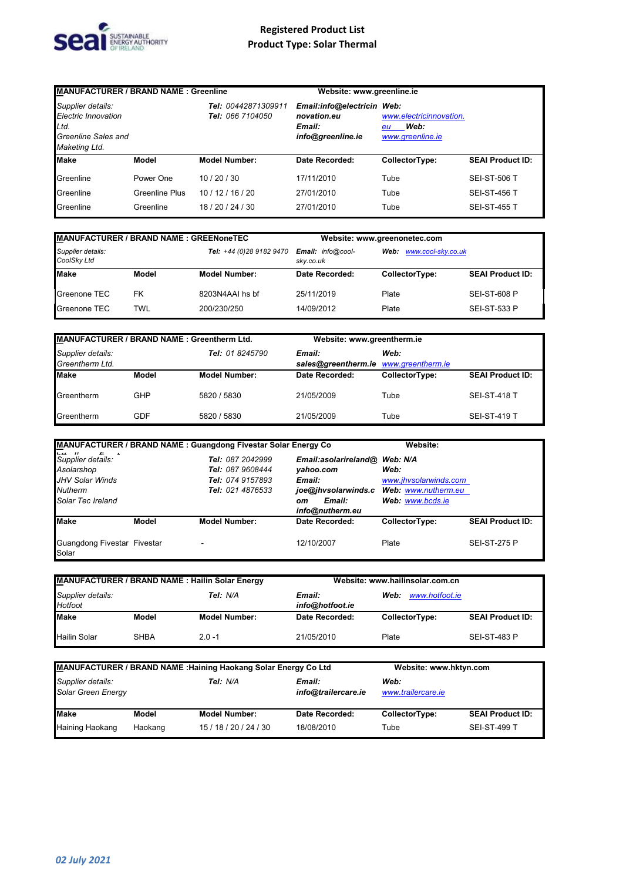# Registered Product List
## Product Type: Solar Thermal

| MANUFACTURER / BRAND NAME : Greenline | | | Website: www.greenline.ie | | |
|---|---|---|---|---|---|
| *Supplier details:* *Electric Innovation Ltd.* *Greenline Sales and Maketing Ltd.* | | ***Tel:*** *00442871309911* ***Tel:*** *066 7104050* | ***Email:info@electricinnovation.eu*** ***Email:*** ***info@greenline.ie*** | ***Web:*** *www.electricinnovation.eu* ***Web:*** *www.greenline.ie* | |
| **Make** | **Model** | **Model Number:** | **Date Recorded:** | **CollectorType:** | **SEAI Product ID:** |
| Greenline | Power One | 10 / 20 / 30 | 17/11/2010 | Tube | SEI-ST-506 T |
| Greenline | Greenline Plus | 10 / 12 / 16 / 20 | 27/01/2010 | Tube | SEI-ST-456 T |
| Greenline | Greenline | 18 / 20 / 24 / 30 | 27/01/2010 | Tube | SEI-ST-455 T |

| MANUFACTURER / BRAND NAME : GREENoneTEC | | | Website: www.greenonetec.com | | |
|---|---|---|---|---|---|
| *Supplier details:* *CoolSky Ltd* | | ***Tel:*** *+44 (0)28 9182 9470* | ***Email:*** *info@cool-sky.co.uk* | ***Web:*** *www.cool-sky.co.uk* | |
| **Make** | **Model** | **Model Number:** | **Date Recorded:** | **CollectorType:** | **SEAI Product ID:** |
| Greenone TEC | FK | 8203N4AAI hs bf | 25/11/2019 | Plate | SEI-ST-608 P |
| Greenone TEC | TWL | 200/230/250 | 14/09/2012 | Plate | SEI-ST-533 P |

| MANUFACTURER / BRAND NAME : Greentherm Ltd. | | | Website: www.greentherm.ie | | |
|---|---|---|---|---|---|
| *Supplier details:* *Greentherm Ltd.* | | ***Tel:*** *01 8245790* | ***Email:*** ***sales@greentherm.ie*** | ***Web:*** *www.greentherm.ie* | |
| **Make** | **Model** | **Model Number:** | **Date Recorded:** | **CollectorType:** | **SEAI Product ID:** |
| Greentherm | GHP | 5820 / 5830 | 21/05/2009 | Tube | SEI-ST-418 T |
| Greentherm | GDF | 5820 / 5830 | 21/05/2009 | Tube | SEI-ST-419 T |

| MANUFACTURER / BRAND NAME : Guangdong Fivestar Solar Energy Co | | | | Website: | |
|---|---|---|---|---|---|
| *Supplier details:* *Asolarshop* *JHV Solar Winds* *Nutherm* *Solar Tec Ireland* | | ***Tel:*** *087 2042999* ***Tel:*** *087 9608444* ***Tel:*** *074 9157893* ***Tel:*** *021 4876533* | ***Email:asolarireland@yahoo.com*** ***Email:*** ***joe@jhvsolarwinds.com*** ***Email:*** ***info@nutherm.eu*** | ***Web:*** *N/A* ***Web:*** *www.jhvsolarwinds.com* ***Web:*** *www.nutherm.eu* ***Web:*** *www.bcds.ie* | |
| **Make** | **Model** | **Model Number:** | **Date Recorded:** | **CollectorType:** | **SEAI Product ID:** |
| Guangdong Fivestar Solar | Fivestar | - | 12/10/2007 | Plate | SEI-ST-275 P |

| MANUFACTURER / BRAND NAME : Hailin Solar Energy | | | Website: www.hailinsolar.com.cn | | |
|---|---|---|---|---|---|
| *Supplier details:* *Hotfoot* | | ***Tel:*** *N/A* | ***Email:*** ***info@hotfoot.ie*** | ***Web:*** *www.hotfoot.ie* | |
| **Make** | **Model** | **Model Number:** | **Date Recorded:** | **CollectorType:** | **SEAI Product ID:** |
| Hailin Solar | SHBA | 2.0 -1 | 21/05/2010 | Plate | SEI-ST-483 P |

| MANUFACTURER / BRAND NAME :Haining Haokang Solar Energy Co Ltd | | | | Website: www.hktyn.com | |
|---|---|---|---|---|---|
| *Supplier details:* *Solar Green Energy* | | ***Tel:*** *N/A* | ***Email:*** ***info@trailercare.ie*** | ***Web:*** *www.trailercare.ie* | |
| **Make** | **Model** | **Model Number:** | **Date Recorded:** | **CollectorType:** | **SEAI Product ID:** |
| Haining Haokang | Haokang | 15 / 18 / 20 / 24 / 30 | 18/08/2010 | Tube | SEI-ST-499 T |

*02 July 2021*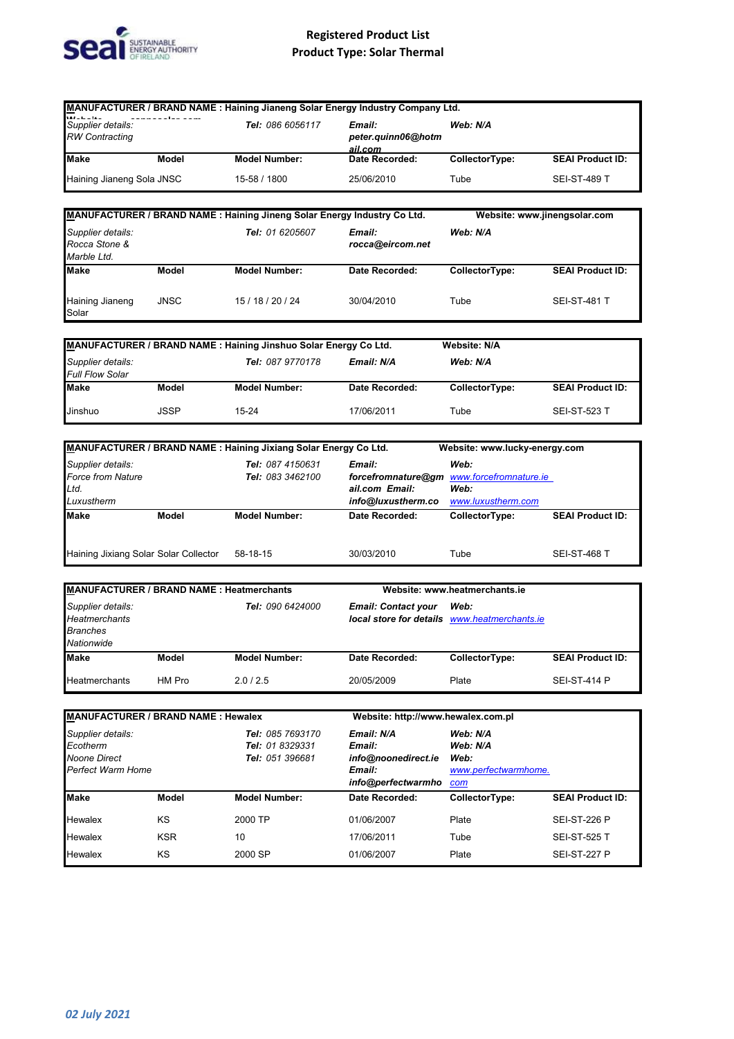# Registered Product List
## Product Type: Solar Thermal

| MANUFACTURER / BRAND NAME : Haining Jianeng Solar Energy Industry Company Ltd. | | | | | |
|---|---|---|---|---|---|
| *Supplier details:* *RW Contracting* | | ***Tel:** 086 6056117* | ***Email:** peter.quinn06@hotmail.com* | ***Web:** N/A* | |
| **Make** | **Model** | **Model Number:** | **Date Recorded:** | **CollectorType:** | **SEAI Product ID:** |
| Haining Jianeng Sola | JNSC | 15-58 / 1800 | 25/06/2010 | Tube | SEI-ST-489 T |

| MANUFACTURER / BRAND NAME : Haining Jineng Solar Energy Industry Co Ltd. | | | | Website: www.jinengsolar.com | |
|---|---|---|---|---|---|
| *Supplier details:* *Rocca Stone & Marble Ltd.* | | ***Tel:** 01 6205607* | ***Email:** rocca@eircom.net* | ***Web:** N/A* | |
| **Make** | **Model** | **Model Number:** | **Date Recorded:** | **CollectorType:** | **SEAI Product ID:** |
| Haining Jianeng Solar | JNSC | 15 / 18 / 20 / 24 | 30/04/2010 | Tube | SEI-ST-481 T |

| MANUFACTURER / BRAND NAME : Haining Jinshuo Solar Energy Co Ltd. | | | | Website: N/A | |
|---|---|---|---|---|---|
| *Supplier details:* *Full Flow Solar* | | ***Tel:** 087 9770178* | ***Email:** N/A* | ***Web:** N/A* | |
| **Make** | **Model** | **Model Number:** | **Date Recorded:** | **CollectorType:** | **SEAI Product ID:** |
| Jinshuo | JSSP | 15-24 | 17/06/2011 | Tube | SEI-ST-523 T |

| MANUFACTURER / BRAND NAME : Haining Jixiang Solar Energy Co Ltd. | | | | Website: www.lucky-energy.com | |
|---|---|---|---|---|---|
| *Supplier details:* *Force from Nature Ltd.* *Luxustherm* | | ***Tel:** 087 4150631* ***Tel:** 083 3462100* | ***Email:** forcefromnature@gmail.com* ***Email:** info@luxustherm.co* | ***Web:** www.forcefromnature.ie* ***Web:** www.luxustherm.com* | |
| **Make** | **Model** | **Model Number:** | **Date Recorded:** | **CollectorType:** | **SEAI Product ID:** |
| Haining Jixiang Solar | Solar Collector | 58-18-15 | 30/03/2010 | Tube | SEI-ST-468 T |

| MANUFACTURER / BRAND NAME : Heatmerchants | | | Website: www.heatmerchants.ie | | |
|---|---|---|---|---|---|
| *Supplier details:* *Heatmerchants Branches Nationwide* | | ***Tel:** 090 6424000* | ***Email:** Contact your local store for details* | ***Web:** www.heatmerchants.ie* | |
| **Make** | **Model** | **Model Number:** | **Date Recorded:** | **CollectorType:** | **SEAI Product ID:** |
| Heatmerchants | HM Pro | 2.0 / 2.5 | 20/05/2009 | Plate | SEI-ST-414 P |

| MANUFACTURER / BRAND NAME : Hewalex | | | Website: http://www.hewalex.com.pl | | |
|---|---|---|---|---|---|
| *Supplier details:* *Ecotherm* *Noone Direct* *Perfect Warm Home* | | ***Tel:** 085 7693170* ***Tel:** 01 8329331* ***Tel:** 051 396681* | ***Email:** N/A* ***Email:** info@noonedirect.ie* ***Email:** info@perfectwarmho* | ***Web:** N/A* ***Web:** N/A* ***Web:** www.perfectwarmhome.com* | |
| **Make** | **Model** | **Model Number:** | **Date Recorded:** | **CollectorType:** | **SEAI Product ID:** |
| Hewalex | KS | 2000 TP | 01/06/2007 | Plate | SEI-ST-226 P |
| Hewalex | KSR | 10 | 17/06/2011 | Tube | SEI-ST-525 T |
| Hewalex | KS | 2000 SP | 01/06/2007 | Plate | SEI-ST-227 P |

*02 July 2021*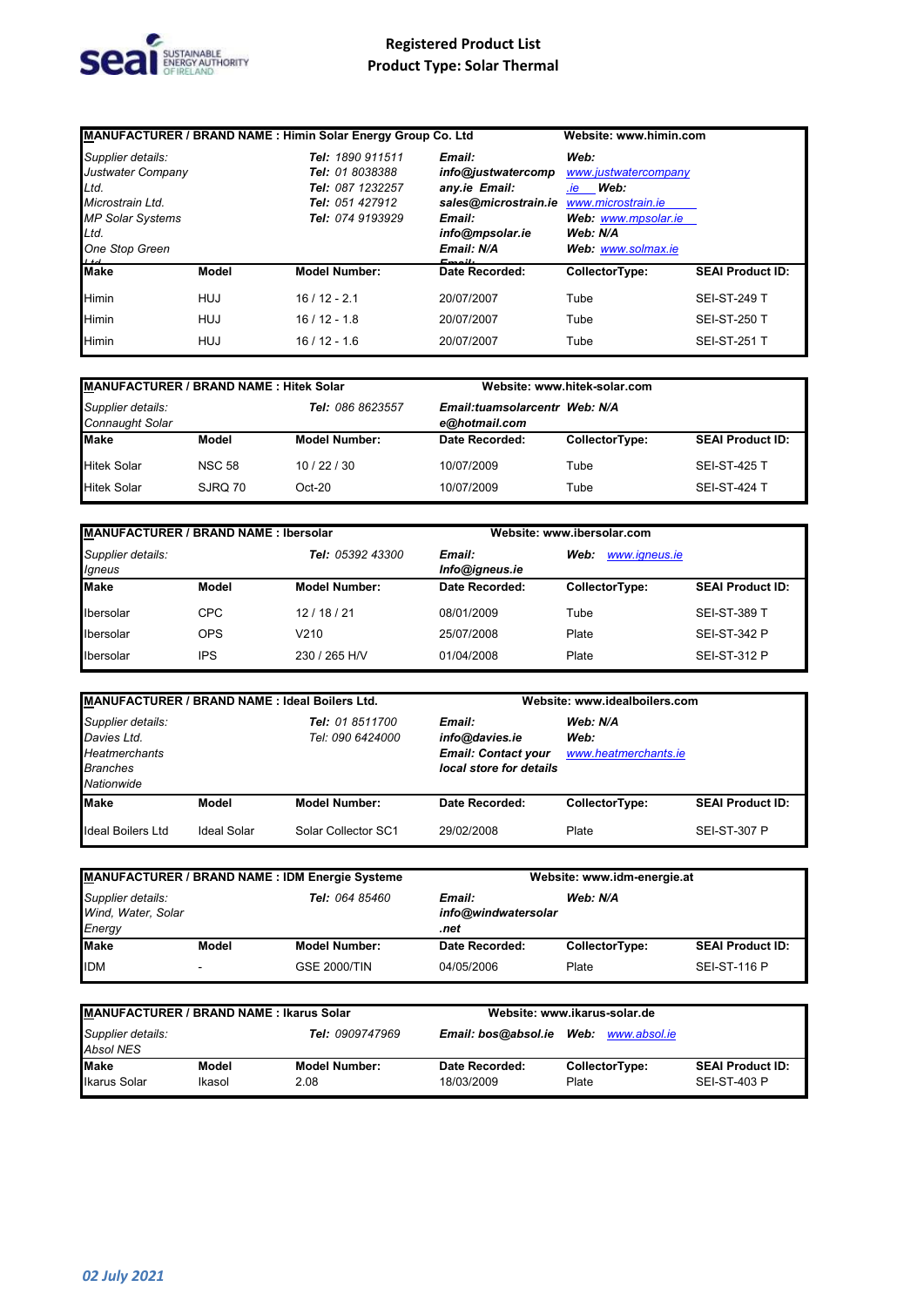# Registered Product List
## Product Type: Solar Thermal

| MANUFACTURER / BRAND NAME : Himin Solar Energy Group Co. Ltd | | | | Website: www.himin.com | |
|---|---|---|---|---|---|
| *Supplier details:* | | | | | |
| *Justwater Company Ltd.* | | ***Tel:*** *1890 911511* | ***Email: info@justwatercompany.ie*** | ***Web:*** *www.justwatercompany.ie* | |
| *Microstrain Ltd.* | | ***Tel:*** *01 8038388* | ***Email: sales@microstrain.ie*** | ***Web:*** *www.microstrain.ie* | |
| *MP Solar Systems Ltd.* | | ***Tel:*** *087 1232257* | ***Email: info@mpsolar.ie*** | ***Web:*** *www.mpsolar.ie* | |
| *One Stop Green Ltd.* | | ***Tel:*** *051 427912* | ***Email: N/A*** | ***Web: N/A*** | |
| | | ***Tel:*** *074 9193929* | ***Email:*** | ***Web:*** *www.solmax.ie* | |
| **Make** | **Model** | **Model Number:** | **Date Recorded:** | **CollectorType:** | **SEAI Product ID:** |
| Himin | HUJ | 16 / 12 - 2.1 | 20/07/2007 | Tube | SEI-ST-249 T |
| Himin | HUJ | 16 / 12 - 1.8 | 20/07/2007 | Tube | SEI-ST-250 T |
| Himin | HUJ | 16 / 12 - 1.6 | 20/07/2007 | Tube | SEI-ST-251 T |

| MANUFACTURER / BRAND NAME : Hitek Solar | | | Website: www.hitek-solar.com | | |
|---|---|---|---|---|---|
| *Supplier details: Connaught Solar* | | ***Tel:*** *086 8623557* | ***Email:tuamsolarcentre@hotmail.com*** | ***Web: N/A*** | |
| **Make** | **Model** | **Model Number:** | **Date Recorded:** | **CollectorType:** | **SEAI Product ID:** |
| Hitek Solar | NSC 58 | 10 / 22 / 30 | 10/07/2009 | Tube | SEI-ST-425 T |
| Hitek Solar | SJRQ 70 | Oct-20 | 10/07/2009 | Tube | SEI-ST-424 T |

| MANUFACTURER / BRAND NAME : Ibersolar | | | Website: www.ibersolar.com | | |
|---|---|---|---|---|---|
| *Supplier details: Igneus* | | ***Tel:*** *05392 43300* | ***Email: Info@igneus.ie*** | ***Web:*** *www.igneus.ie* | |
| **Make** | **Model** | **Model Number:** | **Date Recorded:** | **CollectorType:** | **SEAI Product ID:** |
| Ibersolar | CPC | 12 / 18 / 21 | 08/01/2009 | Tube | SEI-ST-389 T |
| Ibersolar | OPS | V210 | 25/07/2008 | Plate | SEI-ST-342 P |
| Ibersolar | IPS | 230 / 265 H/V | 01/04/2008 | Plate | SEI-ST-312 P |

| MANUFACTURER / BRAND NAME : Ideal Boilers Ltd. | | | Website: www.idealboilers.com | | |
|---|---|---|---|---|---|
| *Supplier details:* | | | | | |
| *Davies Ltd.* | | ***Tel:*** *01 8511700* | ***Email: info@davies.ie*** | ***Web: N/A*** | |
| *Heatmerchants Branches Nationwide* | | *Tel: 090 6424000* | ***Email: Contact your local store for details*** | ***Web:*** *www.heatmerchants.ie* | |
| **Make** | **Model** | **Model Number:** | **Date Recorded:** | **CollectorType:** | **SEAI Product ID:** |
| Ideal Boilers Ltd | Ideal Solar | Solar Collector SC1 | 29/02/2008 | Plate | SEI-ST-307 P |

| MANUFACTURER / BRAND NAME : IDM Energie Systeme | | | Website: www.idm-energie.at | | |
|---|---|---|---|---|---|
| *Supplier details: Wind, Water, Solar Energy* | | ***Tel:*** *064 85460* | ***Email: info@windwatersolar.net*** | ***Web: N/A*** | |
| **Make** | **Model** | **Model Number:** | **Date Recorded:** | **CollectorType:** | **SEAI Product ID:** |
| IDM | - | GSE 2000/TIN | 04/05/2006 | Plate | SEI-ST-116 P |

| MANUFACTURER / BRAND NAME : Ikarus Solar | | | Website: www.ikarus-solar.de | | |
|---|---|---|---|---|---|
| *Supplier details: Absol NES* | | ***Tel:*** *0909747969* | ***Email: bos@absol.ie*** | ***Web:*** *www.absol.ie* | |
| **Make** | **Model** | **Model Number:** | **Date Recorded:** | **CollectorType:** | **SEAI Product ID:** |
| Ikarus Solar | Ikasol | 2.08 | 18/03/2009 | Plate | SEI-ST-403 P |

*02 July 2021*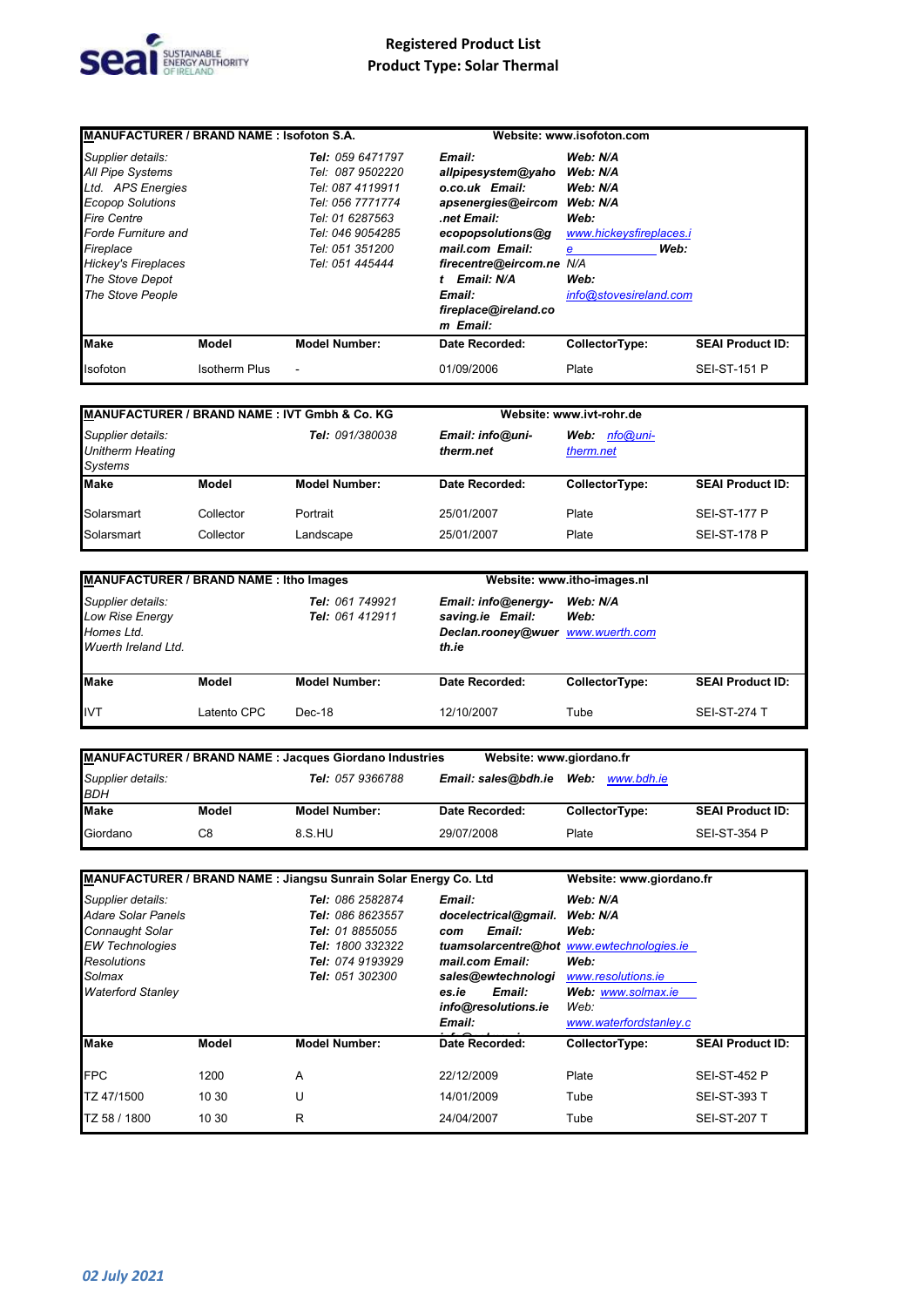# Registered Product List
## Product Type: Solar Thermal

**MANUFACTURER / BRAND NAME : Isofoton S.A.** — Website: www.isofoton.com

| Supplier details: | Tel | Email | Web |
|---|---|---|---|
| All Pipe Systems Ltd. | 059 6471797 | allpipesystem@yahoo.co.uk | N/A |
| APS Energies | 087 9502220 | apsenergies@eircom.net | N/A |
| Ecopop Solutions | 087 4119911 | ecopopsolutions@gmail.com | N/A |
| Fire Centre | 056 7771774 | firecentre@eircom.net | N/A |
| Forde Furniture and Fireplace | 01 6287563 | N/A | www.hickeysfireplaces.ie |
| Hickey's Fireplaces | 046 9054285 | fireplace@ireland.com | N/A |
| The Stove Depot | 051 351200 | | |
| The Stove People | 051 445444 | | info@stovesireland.com |

| Make | Model | Model Number: | Date Recorded: | CollectorType: | SEAI Product ID: |
|---|---|---|---|---|---|
| Isofoton | Isotherm Plus | - | 01/09/2006 | Plate | SEI-ST-151 P |

**MANUFACTURER / BRAND NAME : IVT Gmbh & Co. KG** — Website: www.ivt-rohr.de

| Supplier details: | Tel | Email | Web |
|---|---|---|---|
| Unitherm Heating Systems | 091/380038 | info@uni-therm.net | nfo@uni-therm.net |

| Make | Model | Model Number: | Date Recorded: | CollectorType: | SEAI Product ID: |
|---|---|---|---|---|---|
| Solarsmart | Collector | Portrait | 25/01/2007 | Plate | SEI-ST-177 P |
| Solarsmart | Collector | Landscape | 25/01/2007 | Plate | SEI-ST-178 P |

**MANUFACTURER / BRAND NAME : Itho Images** — Website: www.itho-images.nl

| Supplier details: | Tel | Email | Web |
|---|---|---|---|
| Low Rise Energy Homes Ltd. | 061 749921 | info@energy-saving.ie | N/A |
| Wuerth Ireland Ltd. | 061 412911 | Declan.rooney@wuerth.ie | www.wuerth.com |

| Make | Model | Model Number: | Date Recorded: | CollectorType: | SEAI Product ID: |
|---|---|---|---|---|---|
| IVT | Latento CPC | Dec-18 | 12/10/2007 | Tube | SEI-ST-274 T |

**MANUFACTURER / BRAND NAME : Jacques Giordano Industries** — Website: www.giordano.fr

| Supplier details: | Tel | Email | Web |
|---|---|---|---|
| BDH | 057 9366788 | sales@bdh.ie | www.bdh.ie |

| Make | Model | Model Number: | Date Recorded: | CollectorType: | SEAI Product ID: |
|---|---|---|---|---|---|
| Giordano | C8 | 8.S.HU | 29/07/2008 | Plate | SEI-ST-354 P |

**MANUFACTURER / BRAND NAME : Jiangsu Sunrain Solar Energy Co. Ltd** — Website: www.giordano.fr

| Supplier details: | Tel | Email | Web |
|---|---|---|---|
| Adare Solar Panels | 086 2582874 | docelectrical@gmail.com | N/A |
| Connaught Solar | 086 8623557 | tuamsolarcentre@hotmail.com | N/A |
| EW Technologies | 01 8855055 | sales@ewtechnologies.ie | www.ewtechnologies.ie |
| Resolutions | 1800 332322 | info@resolutions.ie | www.resolutions.ie |
| Solmax | 074 9193929 | | www.solmax.ie |
| Waterford Stanley | 051 302300 | | www.waterfordstanley.c |

| Make | Model | Model Number: | Date Recorded: | CollectorType: | SEAI Product ID: |
|---|---|---|---|---|---|
| FPC | 1200 | A | 22/12/2009 | Plate | SEI-ST-452 P |
| TZ 47/1500 | 10 30 | U | 14/01/2009 | Tube | SEI-ST-393 T |
| TZ 58 / 1800 | 10 30 | R | 24/04/2007 | Tube | SEI-ST-207 T |

*02 July 2021*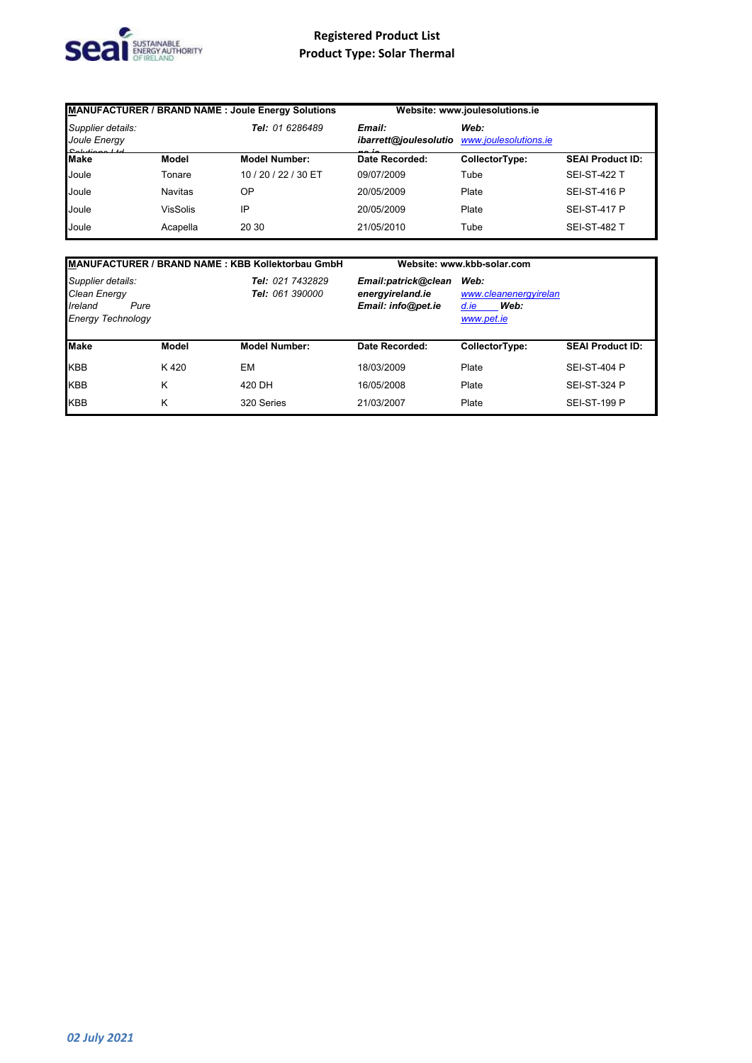# Registered Product List
## Product Type: Solar Thermal

| MANUFACTURER / BRAND NAME : Joule Energy Solutions | | | Website: www.joulesolutions.ie | | |
|---|---|---|---|---|---|
| *Supplier details: Joule Energy Solutions Ltd* | | ***Tel:*** *01 6286489* | ***Email: ibarrett@joulesolutions.ie*** | ***Web:*** *www.joulesolutions.ie* | |
| **Make** | **Model** | **Model Number:** | **Date Recorded:** | **CollectorType:** | **SEAI Product ID:** |
| Joule | Tonare | 10 / 20 / 22 / 30 ET | 09/07/2009 | Tube | SEI-ST-422 T |
| Joule | Navitas | OP | 20/05/2009 | Plate | SEI-ST-416 P |
| Joule | VisSolis | IP | 20/05/2009 | Plate | SEI-ST-417 P |
| Joule | Acapella | 20 30 | 21/05/2010 | Tube | SEI-ST-482 T |

| MANUFACTURER / BRAND NAME : KBB Kollektorbau GmbH | | | Website: www.kbb-solar.com | | |
|---|---|---|---|---|---|
| *Supplier details: Clean Energy Ireland Pure Energy Technology* | | ***Tel:*** *021 7432829* ***Tel:*** *061 390000* | ***Email:patrick@cleanenergyireland.ie Email: info@pet.ie*** | ***Web:*** *www.cleanenergyireland.ie* ***Web:*** *www.pet.ie* | |
| **Make** | **Model** | **Model Number:** | **Date Recorded:** | **CollectorType:** | **SEAI Product ID:** |
| KBB | K 420 | EM | 18/03/2009 | Plate | SEI-ST-404 P |
| KBB | K | 420 DH | 16/05/2008 | Plate | SEI-ST-324 P |
| KBB | K | 320 Series | 21/03/2007 | Plate | SEI-ST-199 P |

*02 July 2021*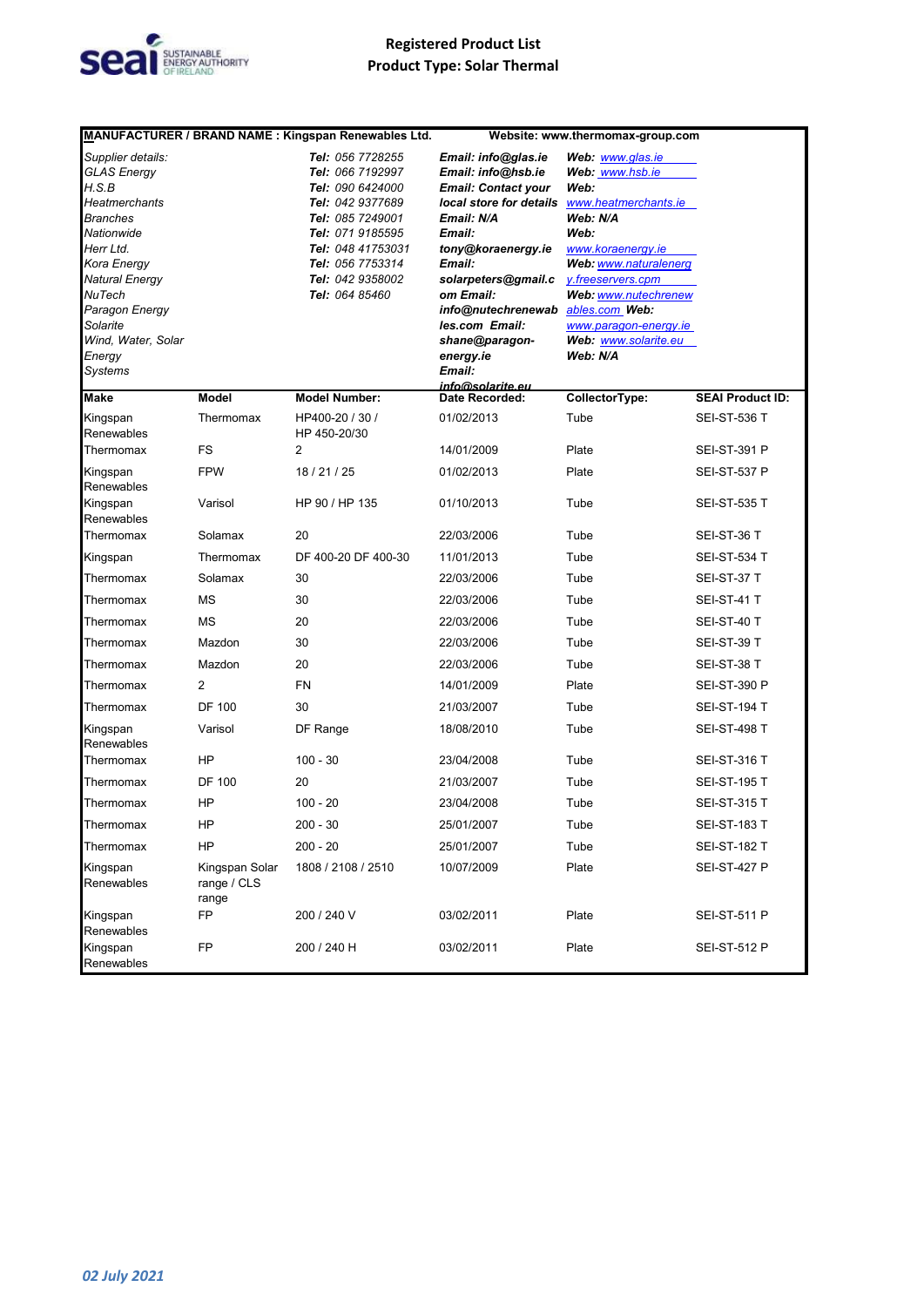# Registered Product List
## Product Type: Solar Thermal

**MANUFACTURER / BRAND NAME : Kingspan Renewables Ltd.** **Website: www.thermomax-group.com**

| Supplier details: | Tel: | Email: | Web: |
|---|---|---|---|
| GLAS Energy | 056 7728255 | info@glas.ie | www.glas.ie |
| H.S.B | 066 7192997 | info@hsb.ie | www.hsb.ie |
| Heatmerchants Branches Nationwide | 090 6424000 | Contact your local store for details | www.heatmerchants.ie |
| Herr Ltd. | 042 9377689 | N/A | N/A |
| Kora Energy | 085 7249001 | tony@koraenergy.ie | www.koraenergy.ie |
| Natural Energy | 071 9185595 | solarpeters@gmail.com | www.naturalenergy.freeservers.cpm |
| NuTech | 048 41753031 | info@nutechrenewables.com | www.nutechrenewables.com |
| Paragon Energy | 056 7753314 | shane@paragon-energy.ie | www.paragon-energy.ie |
| Solarite | 042 9358002 | info@solarite.eu | www.solarite.eu |
| Wind, Water, Solar Energy Systems | 064 85460 | | N/A |

| Make | Model | Model Number: | Date Recorded: | CollectorType: | SEAI Product ID: |
|---|---|---|---|---|---|
| Kingspan Renewables | Thermomax | HP400-20 / 30 / HP 450-20/30 | 01/02/2013 | Tube | SEI-ST-536 T |
| Thermomax | FS | 2 | 14/01/2009 | Plate | SEI-ST-391 P |
| Kingspan Renewables | FPW | 18 / 21 / 25 | 01/02/2013 | Plate | SEI-ST-537 P |
| Kingspan Renewables | Varisol | HP 90 / HP 135 | 01/10/2013 | Tube | SEI-ST-535 T |
| Thermomax | Solamax | 20 | 22/03/2006 | Tube | SEI-ST-36 T |
| Kingspan | Thermomax | DF 400-20 DF 400-30 | 11/01/2013 | Tube | SEI-ST-534 T |
| Thermomax | Solamax | 30 | 22/03/2006 | Tube | SEI-ST-37 T |
| Thermomax | MS | 30 | 22/03/2006 | Tube | SEI-ST-41 T |
| Thermomax | MS | 20 | 22/03/2006 | Tube | SEI-ST-40 T |
| Thermomax | Mazdon | 30 | 22/03/2006 | Tube | SEI-ST-39 T |
| Thermomax | Mazdon | 20 | 22/03/2006 | Tube | SEI-ST-38 T |
| Thermomax | 2 | FN | 14/01/2009 | Plate | SEI-ST-390 P |
| Thermomax | DF 100 | 30 | 21/03/2007 | Tube | SEI-ST-194 T |
| Kingspan Renewables | Varisol | DF Range | 18/08/2010 | Tube | SEI-ST-498 T |
| Thermomax | HP | 100 - 30 | 23/04/2008 | Tube | SEI-ST-316 T |
| Thermomax | DF 100 | 20 | 21/03/2007 | Tube | SEI-ST-195 T |
| Thermomax | HP | 100 - 20 | 23/04/2008 | Tube | SEI-ST-315 T |
| Thermomax | HP | 200 - 30 | 25/01/2007 | Tube | SEI-ST-183 T |
| Thermomax | HP | 200 - 20 | 25/01/2007 | Tube | SEI-ST-182 T |
| Kingspan Renewables | Kingspan Solar range / CLS range | 1808 / 2108 / 2510 | 10/07/2009 | Plate | SEI-ST-427 P |
| Kingspan Renewables | FP | 200 / 240 V | 03/02/2011 | Plate | SEI-ST-511 P |
| Kingspan Renewables | FP | 200 / 240 H | 03/02/2011 | Plate | SEI-ST-512 P |

*02 July 2021*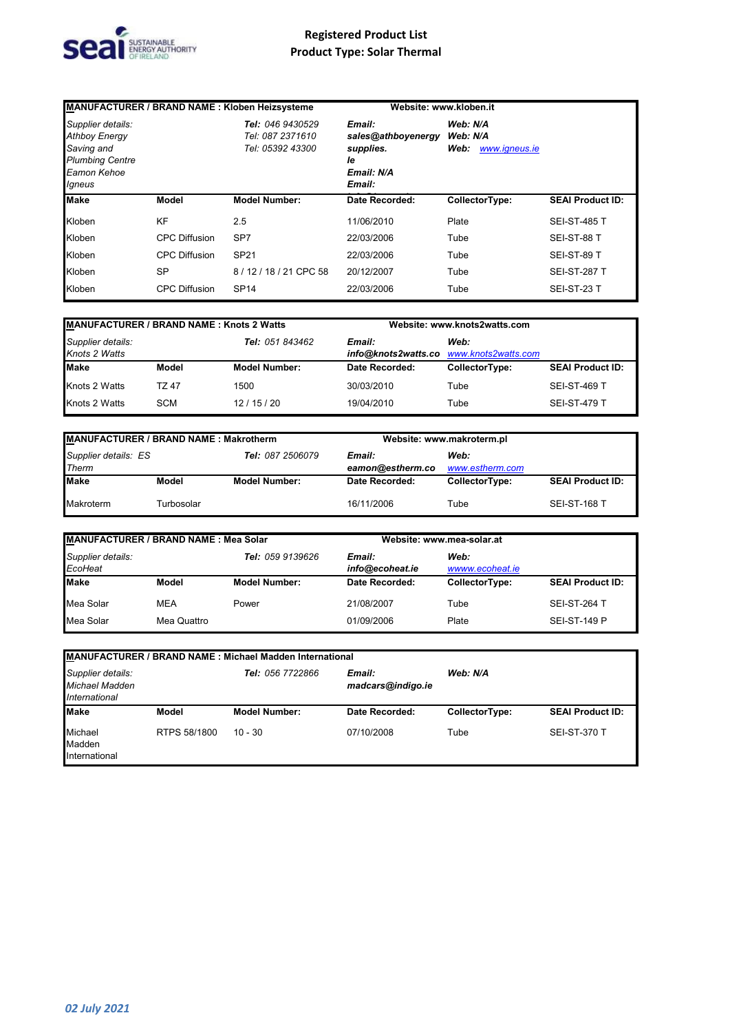# Registered Product List
## Product Type: Solar Thermal

| **MANUFACTURER / BRAND NAME : Kloben Heizsysteme** | | | **Website: www.kloben.it** | | |
|---|---|---|---|---|---|
| *Supplier details: Athboy Energy Saving and Plumbing Centre Eamon Kehoe Igneus* | | ***Tel:*** *046 9430529* *Tel: 087 2371610* *Tel: 05392 43300* | ***Email: sales@athboyenergy supplies. Ie*** ***Email: N/A*** ***Email:*** | ***Web: N/A*** ***Web: N/A*** ***Web:*** *www.igneus.ie* | |
| **Make** | **Model** | **Model Number:** | **Date Recorded:** | **CollectorType:** | **SEAI Product ID:** |
| Kloben | KF | 2.5 | 11/06/2010 | Plate | SEI-ST-485 T |
| Kloben | CPC Diffusion | SP7 | 22/03/2006 | Tube | SEI-ST-88 T |
| Kloben | CPC Diffusion | SP21 | 22/03/2006 | Tube | SEI-ST-89 T |
| Kloben | SP | 8 / 12 / 18 / 21 CPC 58 | 20/12/2007 | Tube | SEI-ST-287 T |
| Kloben | CPC Diffusion | SP14 | 22/03/2006 | Tube | SEI-ST-23 T |

| **MANUFACTURER / BRAND NAME : Knots 2 Watts** | | | **Website: www.knots2watts.com** | | |
|---|---|---|---|---|---|
| *Supplier details: Knots 2 Watts* | | ***Tel:*** *051 843462* | ***Email: info@knots2watts.co*** | ***Web:*** *www.knots2watts.com* | |
| **Make** | **Model** | **Model Number:** | **Date Recorded:** | **CollectorType:** | **SEAI Product ID:** |
| Knots 2 Watts | TZ 47 | 1500 | 30/03/2010 | Tube | SEI-ST-469 T |
| Knots 2 Watts | SCM | 12 / 15 / 20 | 19/04/2010 | Tube | SEI-ST-479 T |

| **MANUFACTURER / BRAND NAME : Makrotherm** | | | **Website: www.makroterm.pl** | | |
|---|---|---|---|---|---|
| *Supplier details: ES Therm* | | ***Tel:*** *087 2506079* | ***Email: eamon@estherm.co*** | ***Web:*** *www.estherm.com* | |
| **Make** | **Model** | **Model Number:** | **Date Recorded:** | **CollectorType:** | **SEAI Product ID:** |
| Makroterm | Turbosolar | | 16/11/2006 | Tube | SEI-ST-168 T |

| **MANUFACTURER / BRAND NAME : Mea Solar** | | | **Website: www.mea-solar.at** | | |
|---|---|---|---|---|---|
| *Supplier details: EcoHeat* | | ***Tel:*** *059 9139626* | ***Email: info@ecoheat.ie*** | ***Web:*** *wwww.ecoheat.ie* | |
| **Make** | **Model** | **Model Number:** | **Date Recorded:** | **CollectorType:** | **SEAI Product ID:** |
| Mea Solar | MEA | Power | 21/08/2007 | Tube | SEI-ST-264 T |
| Mea Solar | Mea Quattro | | 01/09/2006 | Plate | SEI-ST-149 P |

| **MANUFACTURER / BRAND NAME : Michael Madden International** | | | | | |
|---|---|---|---|---|---|
| *Supplier details: Michael Madden International* | | ***Tel:*** *056 7722866* | ***Email: madcars@indigo.ie*** | ***Web: N/A*** | |
| **Make** | **Model** | **Model Number:** | **Date Recorded:** | **CollectorType:** | **SEAI Product ID:** |
| Michael Madden International | RTPS 58/1800 | 10 - 30 | 07/10/2008 | Tube | SEI-ST-370 T |

*02 July 2021*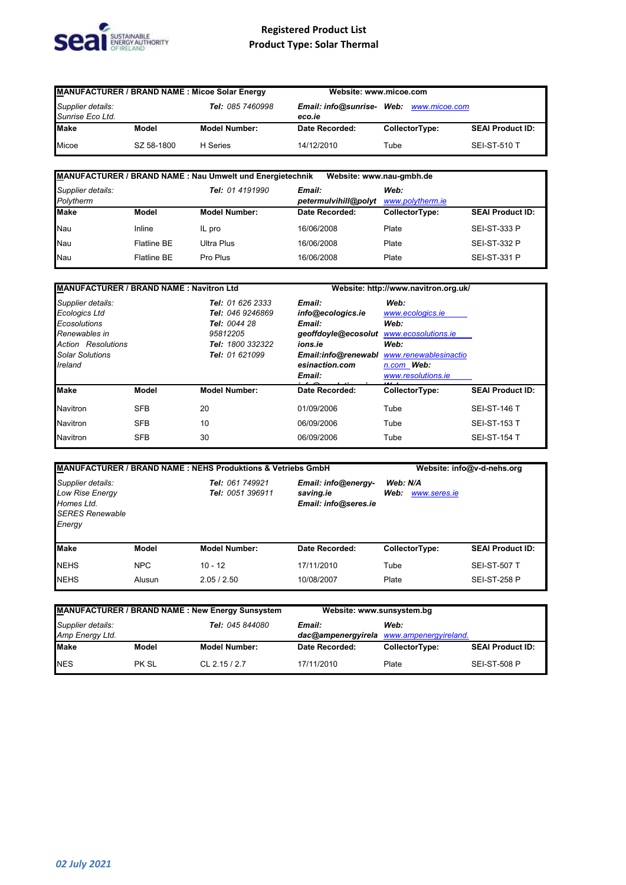# Registered Product List
## Product Type: Solar Thermal

| MANUFACTURER / BRAND NAME : Micoe Solar Energy | | | Website: www.micoe.com | | |
|---|---|---|---|---|---|
| *Supplier details:* *Sunrise Eco Ltd.* | | ***Tel:*** *085 7460998* | ***Email: info@sunrise-eco.ie*** | ***Web:*** *www.micoe.com* | |
| **Make** | **Model** | **Model Number:** | **Date Recorded:** | **CollectorType:** | **SEAI Product ID:** |
| Micoe | SZ 58-1800 | H Series | 14/12/2010 | Tube | SEI-ST-510 T |

| MANUFACTURER / BRAND NAME : Nau Umwelt und Energietechnik | | | Website: www.nau-gmbh.de | | |
|---|---|---|---|---|---|
| *Supplier details:* *Polytherm* | | ***Tel:*** *01 4191990* | ***Email: petermulvihill@polyt*** | ***Web:*** *www.polytherm.ie* | |
| **Make** | **Model** | **Model Number:** | **Date Recorded:** | **CollectorType:** | **SEAI Product ID:** |
| Nau | Inline | IL pro | 16/06/2008 | Plate | SEI-ST-333 P |
| Nau | Flatline BE | Ultra Plus | 16/06/2008 | Plate | SEI-ST-332 P |
| Nau | Flatline BE | Pro Plus | 16/06/2008 | Plate | SEI-ST-331 P |

| MANUFACTURER / BRAND NAME : Navitron Ltd | | | Website: http://www.navitron.org.uk/ | | |
|---|---|---|---|---|---|
| *Supplier details:* *Ecologics Ltd* *Ecosolutions* *Renewables in Action Resolutions* *Solar Solutions Ireland* | | ***Tel:*** *01 626 2333* ***Tel:*** *046 9246869* ***Tel:*** *0044 28 95812205* ***Tel:*** *1800 332322* ***Tel:*** *01 621099* | ***Email: info@ecologics.ie*** ***Email: geoffdoyle@ecosolutions.ie*** ***Email:info@renewablesinaction.com*** ***Email:*** | ***Web:*** *www.ecologics.ie* ***Web:*** *www.ecosolutions.ie* ***Web:*** *www.renewablesinaction.com* ***Web:*** *www.resolutions.ie* | |
| **Make** | **Model** | **Model Number:** | **Date Recorded:** | **CollectorType:** | **SEAI Product ID:** |
| Navitron | SFB | 20 | 01/09/2006 | Tube | SEI-ST-146 T |
| Navitron | SFB | 10 | 06/09/2006 | Tube | SEI-ST-153 T |
| Navitron | SFB | 30 | 06/09/2006 | Tube | SEI-ST-154 T |

| MANUFACTURER / BRAND NAME : NEHS Produktions & Vetriebs GmbH | | | | Website: info@v-d-nehs.org | |
|---|---|---|---|---|---|
| *Supplier details:* *Low Rise Energy Homes Ltd.* *SERES Renewable Energy* | | ***Tel:*** *061 749921* ***Tel:*** *0051 396911* | ***Email: info@energy-saving.ie*** ***Email: info@seres.ie*** | ***Web: N/A*** ***Web:*** *www.seres.ie* | |
| **Make** | **Model** | **Model Number:** | **Date Recorded:** | **CollectorType:** | **SEAI Product ID:** |
| NEHS | NPC | 10 - 12 | 17/11/2010 | Tube | SEI-ST-507 T |
| NEHS | Alusun | 2.05 / 2.50 | 10/08/2007 | Plate | SEI-ST-258 P |

| MANUFACTURER / BRAND NAME : New Energy Sunsystem | | | Website: www.sunsystem.bg | | |
|---|---|---|---|---|---|
| *Supplier details:* *Amp Energy Ltd.* | | ***Tel:*** *045 844080* | ***Email: dac@ampenergyirela*** | ***Web:*** *www.ampenergyireland.* | |
| **Make** | **Model** | **Model Number:** | **Date Recorded:** | **CollectorType:** | **SEAI Product ID:** |
| NES | PK SL | CL 2.15 / 2.7 | 17/11/2010 | Plate | SEI-ST-508 P |

*02 July 2021*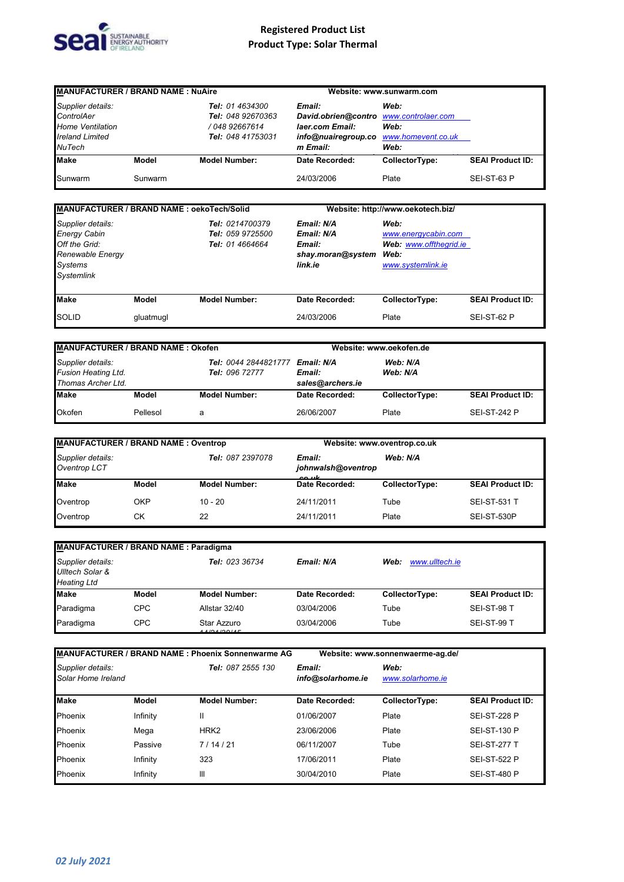# Registered Product List
## Product Type: Solar Thermal

| MANUFACTURER / BRAND NAME : NuAire | | | Website: www.sunwarm.com | | |
|---|---|---|---|---|---|
| *Supplier details:* *ControlAer* *Home Ventilation Ireland Limited* *NuTech* | | ***Tel:*** *01 4634300* ***Tel:*** *048 92670363 / 048 92667614* ***Tel:*** *048 41753031* | ***Email:*** ***David.obrien@controlaer.com*** ***Email:*** ***info@nuairegroup.com*** ***Email:*** | ***Web:*** *www.controlaer.com* ***Web:*** *www.homevent.co.uk* ***Web:*** | |
| **Make** | **Model** | **Model Number:** | **Date Recorded:** | **CollectorType:** | **SEAI Product ID:** |
| Sunwarm | Sunwarm | | 24/03/2006 | Plate | SEI-ST-63 P |

| MANUFACTURER / BRAND NAME : oekoTech/Solid | | | Website: http://www.oekotech.biz/ | | |
|---|---|---|---|---|---|
| *Supplier details:* *Energy Cabin* *Off the Grid:* *Renewable Energy Systems* *Systemlink* | | ***Tel:*** *0214700379* ***Tel:*** *059 9725500* ***Tel:*** *01 4664664* | ***Email:*** ***N/A*** ***Email:*** ***N/A*** ***Email:*** ***shay.moran@systemlink.ie*** | ***Web:*** *www.energycabin.com* ***Web:*** *www.offthegrid.ie* ***Web:*** *www.systemlink.ie* | |
| **Make** | **Model** | **Model Number:** | **Date Recorded:** | **CollectorType:** | **SEAI Product ID:** |
| SOLID | gluatmugl | | 24/03/2006 | Plate | SEI-ST-62 P |

| MANUFACTURER / BRAND NAME : Okofen | | | Website: www.oekofen.de | | |
|---|---|---|---|---|---|
| *Supplier details:* *Fusion Heating Ltd.* *Thomas Archer Ltd.* | | ***Tel:*** *0044 2844821777* ***Tel:*** *096 72777* | ***Email:*** ***N/A*** ***Email:*** ***sales@archers.ie*** | ***Web:*** ***N/A*** ***Web:*** ***N/A*** | |
| **Make** | **Model** | **Model Number:** | **Date Recorded:** | **CollectorType:** | **SEAI Product ID:** |
| Okofen | Pellesol | a | 26/06/2007 | Plate | SEI-ST-242 P |

| MANUFACTURER / BRAND NAME : Oventrop | | | Website: www.oventrop.co.uk | | |
|---|---|---|---|---|---|
| *Supplier details:* *Oventrop LCT* | | ***Tel:*** *087 2397078* | ***Email:*** ***johnwalsh@oventrop.co.uk*** | ***Web:*** ***N/A*** | |
| **Make** | **Model** | **Model Number:** | **Date Recorded:** | **CollectorType:** | **SEAI Product ID:** |
| Oventrop | OKP | 10 - 20 | 24/11/2011 | Tube | SEI-ST-531 T |
| Oventrop | CK | 22 | 24/11/2011 | Plate | SEI-ST-530P |

| MANUFACTURER / BRAND NAME : Paradigma | | | | | |
|---|---|---|---|---|---|
| *Supplier details:* *Ulltech Solar & Heating Ltd* | | ***Tel:*** *023 36734* | ***Email:*** ***N/A*** | ***Web:*** *www.ulltech.ie* | |
| **Make** | **Model** | **Model Number:** | **Date Recorded:** | **CollectorType:** | **SEAI Product ID:** |
| Paradigma | CPC | Allstar 32/40 | 03/04/2006 | Tube | SEI-ST-98 T |
| Paradigma | CPC | Star Azzuro 14/21/30/45 | 03/04/2006 | Tube | SEI-ST-99 T |

| MANUFACTURER / BRAND NAME : Phoenix Sonnenwarme AG | | | Website: www.sonnenwaerme-ag.de/ | | |
|---|---|---|---|---|---|
| *Supplier details:* *Solar Home Ireland* | | ***Tel:*** *087 2555 130* | ***Email:*** ***info@solarhome.ie*** | ***Web:*** *www.solarhome.ie* | |
| **Make** | **Model** | **Model Number:** | **Date Recorded:** | **CollectorType:** | **SEAI Product ID:** |
| Phoenix | Infinity | II | 01/06/2007 | Plate | SEI-ST-228 P |
| Phoenix | Mega | HRK2 | 23/06/2006 | Plate | SEI-ST-130 P |
| Phoenix | Passive | 7 / 14 / 21 | 06/11/2007 | Tube | SEI-ST-277 T |
| Phoenix | Infinity | 323 | 17/06/2011 | Plate | SEI-ST-522 P |
| Phoenix | Infinity | III | 30/04/2010 | Plate | SEI-ST-480 P |

*02 July 2021*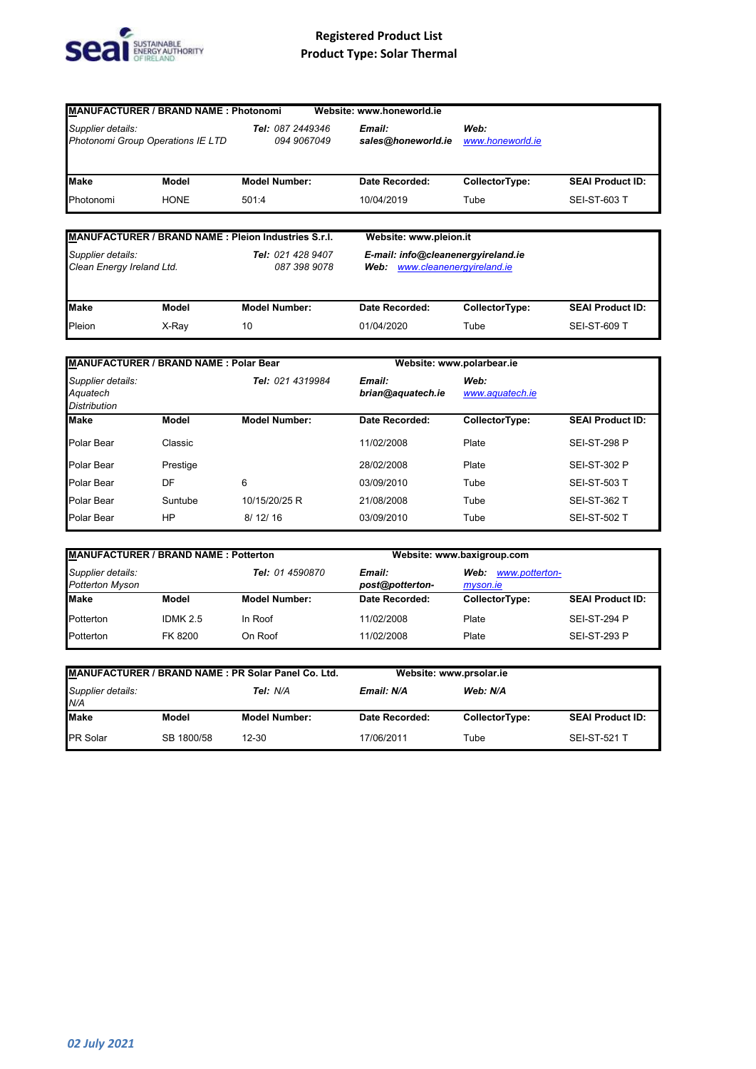# Registered Product List
## Product Type: Solar Thermal

**MANUFACTURER / BRAND NAME : Photonomi** — **Website: www.honeworld.ie**

*Supplier details:* *Photonomi Group Operations IE LTD*
***Tel:*** *087 2449346* *094 9067049*
***Email:*** **sales@honeworld.ie**
***Web:*** *www.honeworld.ie*

| Make | Model | Model Number: | Date Recorded: | CollectorType: | SEAI Product ID: |
|---|---|---|---|---|---|
| Photonomi | HONE | 501:4 | 10/04/2019 | Tube | SEI-ST-603 T |

**MANUFACTURER / BRAND NAME : Pleion Industries S.r.l.** — **Website: www.pleion.it**

*Supplier details:* *Clean Energy Ireland Ltd.*
***Tel:*** *021 428 9407* *087 398 9078*
***E-mail: info@cleanenergyireland.ie***
***Web:*** *www.cleanenergyireland.ie*

| Make | Model | Model Number: | Date Recorded: | CollectorType: | SEAI Product ID: |
|---|---|---|---|---|---|
| Pleion | X-Ray | 10 | 01/04/2020 | Tube | SEI-ST-609 T |

**MANUFACTURER / BRAND NAME : Polar Bear** — **Website: www.polarbear.ie**

*Supplier details:* *Aquatech Distribution*
***Tel:*** *021 4319984*
***Email:*** ***brian@aquatech.ie***
***Web:*** *www.aquatech.ie*

| Make | Model | Model Number: | Date Recorded: | CollectorType: | SEAI Product ID: |
|---|---|---|---|---|---|
| Polar Bear | Classic | | 11/02/2008 | Plate | SEI-ST-298 P |
| Polar Bear | Prestige | | 28/02/2008 | Plate | SEI-ST-302 P |
| Polar Bear | DF | 6 | 03/09/2010 | Tube | SEI-ST-503 T |
| Polar Bear | Suntube | 10/15/20/25 R | 21/08/2008 | Tube | SEI-ST-362 T |
| Polar Bear | HP | 8/ 12/ 16 | 03/09/2010 | Tube | SEI-ST-502 T |

**MANUFACTURER / BRAND NAME : Potterton** — **Website: www.baxigroup.com**

*Supplier details:* *Potterton Myson*
***Tel:*** *01 4590870*
***Email:*** ***post@potterton-***
***Web:*** *www.potterton-myson.ie*

| Make | Model | Model Number: | Date Recorded: | CollectorType: | SEAI Product ID: |
|---|---|---|---|---|---|
| Potterton | IDMK 2.5 | In Roof | 11/02/2008 | Plate | SEI-ST-294 P |
| Potterton | FK 8200 | On Roof | 11/02/2008 | Plate | SEI-ST-293 P |

**MANUFACTURER / BRAND NAME : PR Solar Panel Co. Ltd.** — **Website: www.prsolar.ie**

*Supplier details:* *N/A*
***Tel:*** *N/A*
***Email: N/A***
***Web: N/A***

| Make | Model | Model Number: | Date Recorded: | CollectorType: | SEAI Product ID: |
|---|---|---|---|---|---|
| PR Solar | SB 1800/58 | 12-30 | 17/06/2011 | Tube | SEI-ST-521 T |

*02 July 2021*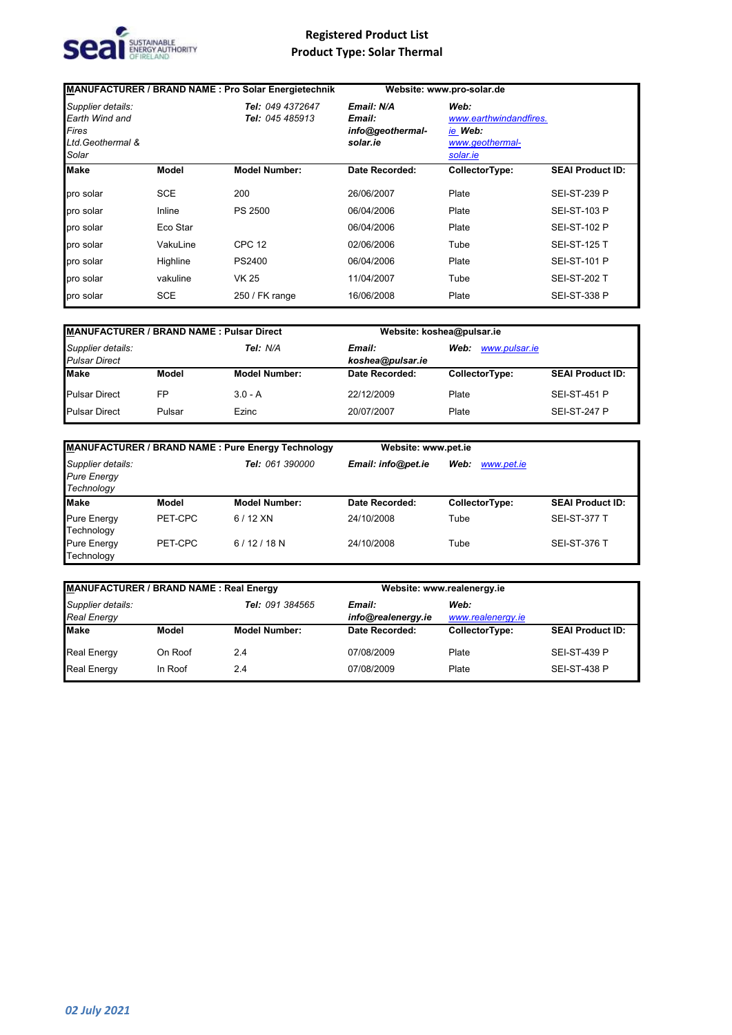# Registered Product List
## Product Type: Solar Thermal

| MANUFACTURER / BRAND NAME : Pro Solar Energietechnik | | | Website: www.pro-solar.de | | |
|---|---|---|---|---|---|
| *Supplier details: Earth Wind and Fires Ltd.Geothermal & Solar* | | ***Tel:*** *049 4372647* ***Tel:*** *045 485913* | ***Email: N/A Email: info@geothermal-solar.ie*** | ***Web:*** *www.earthwindandfires.ie* ***Web:*** *www.geothermal-solar.ie* | |
| **Make** | **Model** | **Model Number:** | **Date Recorded:** | **CollectorType:** | **SEAI Product ID:** |
| pro solar | SCE | 200 | 26/06/2007 | Plate | SEI-ST-239 P |
| pro solar | Inline | PS 2500 | 06/04/2006 | Plate | SEI-ST-103 P |
| pro solar | Eco Star | | 06/04/2006 | Plate | SEI-ST-102 P |
| pro solar | VakuLine | CPC 12 | 02/06/2006 | Tube | SEI-ST-125 T |
| pro solar | Highline | PS2400 | 06/04/2006 | Plate | SEI-ST-101 P |
| pro solar | vakuline | VK 25 | 11/04/2007 | Tube | SEI-ST-202 T |
| pro solar | SCE | 250 / FK range | 16/06/2008 | Plate | SEI-ST-338 P |

| MANUFACTURER / BRAND NAME : Pulsar Direct | | | Website: koshea@pulsar.ie | | |
|---|---|---|---|---|---|
| *Supplier details: Pulsar Direct* | | ***Tel:*** *N/A* | ***Email: koshea@pulsar.ie*** | ***Web:*** *www.pulsar.ie* | |
| **Make** | **Model** | **Model Number:** | **Date Recorded:** | **CollectorType:** | **SEAI Product ID:** |
| Pulsar Direct | FP | 3.0 - A | 22/12/2009 | Plate | SEI-ST-451 P |
| Pulsar Direct | Pulsar | Ezinc | 20/07/2007 | Plate | SEI-ST-247 P |

| MANUFACTURER / BRAND NAME : Pure Energy Technology | | | Website: www.pet.ie | | |
|---|---|---|---|---|---|
| *Supplier details: Pure Energy Technology* | | ***Tel:*** *061 390000* | ***Email: info@pet.ie*** | ***Web:*** *www.pet.ie* | |
| **Make** | **Model** | **Model Number:** | **Date Recorded:** | **CollectorType:** | **SEAI Product ID:** |
| Pure Energy Technology | PET-CPC | 6 / 12 XN | 24/10/2008 | Tube | SEI-ST-377 T |
| Pure Energy Technology | PET-CPC | 6 / 12 / 18 N | 24/10/2008 | Tube | SEI-ST-376 T |

| MANUFACTURER / BRAND NAME : Real Energy | | | Website: www.realenergy.ie | | |
|---|---|---|---|---|---|
| *Supplier details: Real Energy* | | ***Tel:*** *091 384565* | ***Email: info@realenergy.ie*** | ***Web:*** *www.realenergy.ie* | |
| **Make** | **Model** | **Model Number:** | **Date Recorded:** | **CollectorType:** | **SEAI Product ID:** |
| Real Energy | On Roof | 2.4 | 07/08/2009 | Plate | SEI-ST-439 P |
| Real Energy | In Roof | 2.4 | 07/08/2009 | Plate | SEI-ST-438 P |

*02 July 2021*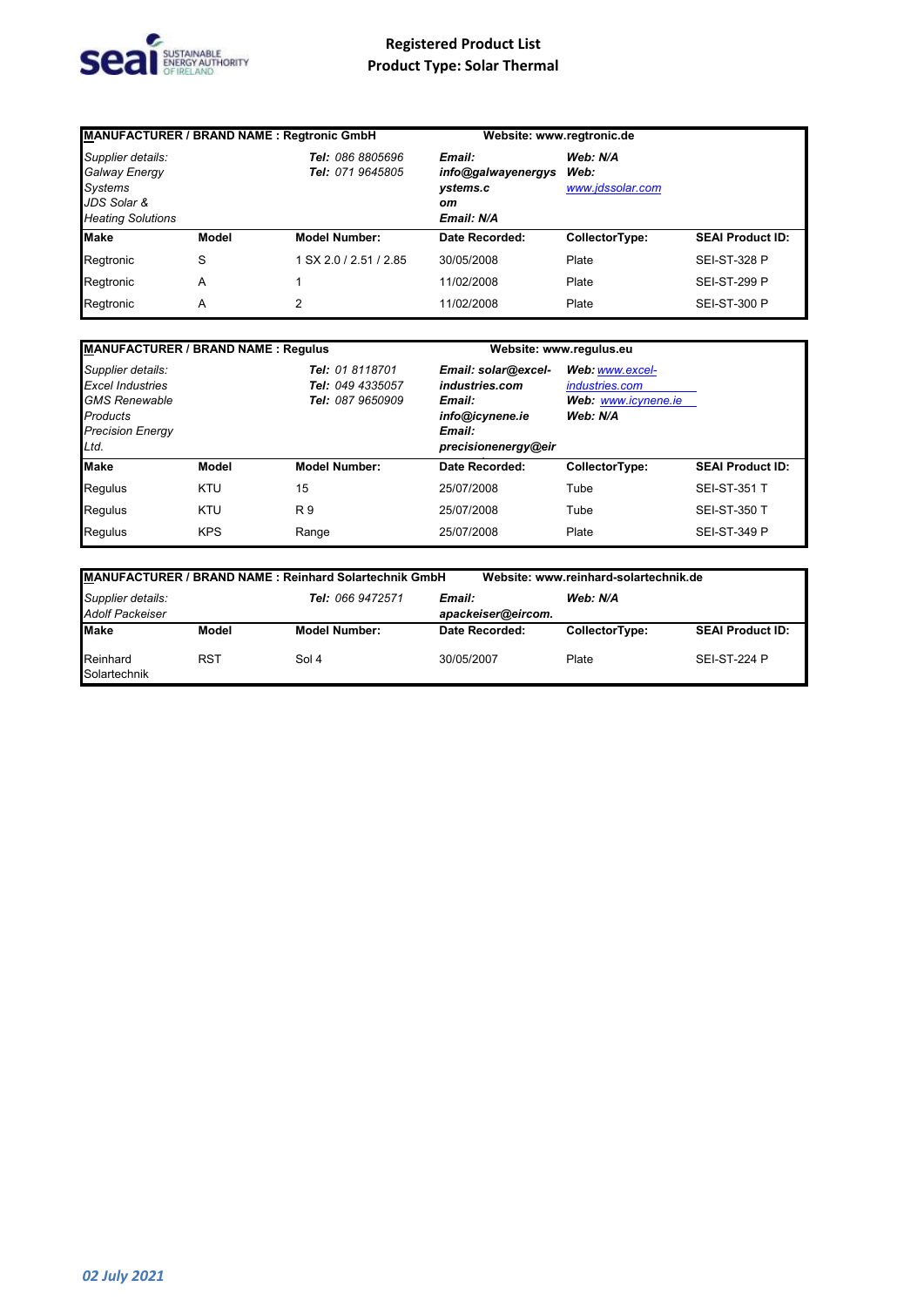# Registered Product List
## Product Type: Solar Thermal

| MANUFACTURER / BRAND NAME : Regtronic GmbH | | | Website: www.regtronic.de | | |
|---|---|---|---|---|---|
| *Supplier details: Galway Energy Systems JDS Solar & Heating Solutions* | | ***Tel:** 086 8805696* ***Tel:** 071 9645805* | ***Email: info@galwayenergysystems.com Email: N/A*** | ***Web: N/A Web:*** *www.jdssolar.com* | |
| **Make** | **Model** | **Model Number:** | **Date Recorded:** | **CollectorType:** | **SEAI Product ID:** |
| Regtronic | S | 1 SX 2.0 / 2.51 / 2.85 | 30/05/2008 | Plate | SEI-ST-328 P |
| Regtronic | A | 1 | 11/02/2008 | Plate | SEI-ST-299 P |
| Regtronic | A | 2 | 11/02/2008 | Plate | SEI-ST-300 P |

| MANUFACTURER / BRAND NAME : Regulus | | | Website: www.regulus.eu | | |
|---|---|---|---|---|---|
| *Supplier details: Excel Industries GMS Renewable Products Precision Energy Ltd.* | | ***Tel:** 01 8118701* ***Tel:** 049 4335057* ***Tel:** 087 9650909* | ***Email: solar@excel-industries.com Email: info@icynene.ie Email: precisionenergy@eir*** | ***Web:*** *www.excel-industries.com* ***Web:*** *www.icynene.ie* ***Web: N/A*** | |
| **Make** | **Model** | **Model Number:** | **Date Recorded:** | **CollectorType:** | **SEAI Product ID:** |
| Regulus | KTU | 15 | 25/07/2008 | Tube | SEI-ST-351 T |
| Regulus | KTU | R 9 | 25/07/2008 | Tube | SEI-ST-350 T |
| Regulus | KPS | Range | 25/07/2008 | Plate | SEI-ST-349 P |

| MANUFACTURER / BRAND NAME : Reinhard Solartechnik GmbH | | | Website: www.reinhard-solartechnik.de | | |
|---|---|---|---|---|---|
| *Supplier details: Adolf Packeiser* | | ***Tel:** 066 9472571* | ***Email: apackeiser@eircom.*** | ***Web: N/A*** | |
| **Make** | **Model** | **Model Number:** | **Date Recorded:** | **CollectorType:** | **SEAI Product ID:** |
| Reinhard Solartechnik | RST | Sol 4 | 30/05/2007 | Plate | SEI-ST-224 P |

*02 July 2021*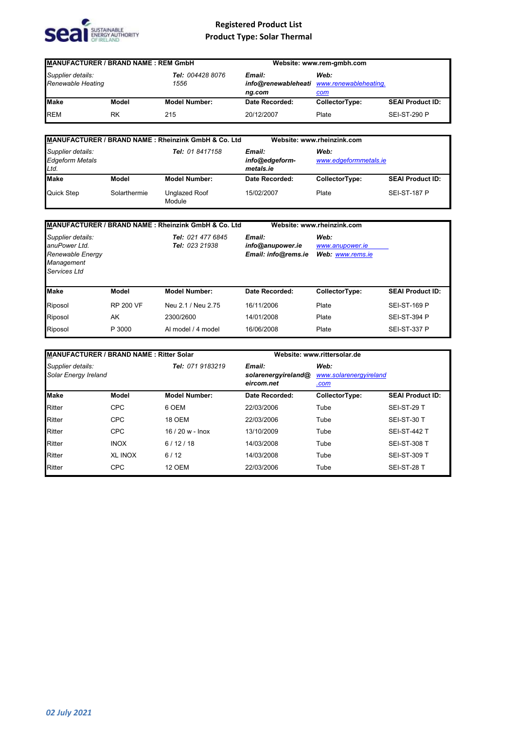# Registered Product List
## Product Type: Solar Thermal

| MANUFACTURER / BRAND NAME : REM GmbH | | | Website: www.rem-gmbh.com | | |
|---|---|---|---|---|---|
| *Supplier details:* *Renewable Heating* | | ***Tel:*** *004428 8076 1556* | ***Email:*** ***info@renewableheating.com*** | ***Web:*** *www.renewableheating.com* | |
| **Make** | **Model** | **Model Number:** | **Date Recorded:** | **CollectorType:** | **SEAI Product ID:** |
| REM | RK | 215 | 20/12/2007 | Plate | SEI-ST-290 P |

| MANUFACTURER / BRAND NAME : Rheinzink GmbH & Co. Ltd | | | Website: www.rheinzink.com | | |
|---|---|---|---|---|---|
| *Supplier details:* *Edgeform Metals Ltd.* | | ***Tel:*** *01 8417158* | ***Email:*** ***info@edgeform-metals.ie*** | ***Web:*** *www.edgeformmetals.ie* | |
| **Make** | **Model** | **Model Number:** | **Date Recorded:** | **CollectorType:** | **SEAI Product ID:** |
| Quick Step | Solarthermie | Unglazed Roof Module | 15/02/2007 | Plate | SEI-ST-187 P |

| MANUFACTURER / BRAND NAME : Rheinzink GmbH & Co. Ltd | | | Website: www.rheinzink.com | | |
|---|---|---|---|---|---|
| *Supplier details:* *anuPower Ltd.* *Renewable Energy Management Services Ltd* | | ***Tel:*** *021 477 6845* ***Tel:*** *023 21938* | ***Email:*** ***info@anupower.ie*** ***Email: info@rems.ie*** | ***Web:*** *www.anupower.ie* ***Web:*** *www.rems.ie* | |
| **Make** | **Model** | **Model Number:** | **Date Recorded:** | **CollectorType:** | **SEAI Product ID:** |
| Riposol | RP 200 VF | Neu 2.1 / Neu 2.75 | 16/11/2006 | Plate | SEI-ST-169 P |
| Riposol | AK | 2300/2600 | 14/01/2008 | Plate | SEI-ST-394 P |
| Riposol | P 3000 | Al model / 4 model | 16/06/2008 | Plate | SEI-ST-337 P |

| MANUFACTURER / BRAND NAME : Ritter Solar | | | Website: www.rittersolar.de | | |
|---|---|---|---|---|---|
| *Supplier details:* *Solar Energy Ireland* | | ***Tel:*** *071 9183219* | ***Email:*** ***solarenergyireland@eircom.net*** | ***Web:*** *www.solarenergyireland.com* | |
| **Make** | **Model** | **Model Number:** | **Date Recorded:** | **CollectorType:** | **SEAI Product ID:** |
| Ritter | CPC | 6 OEM | 22/03/2006 | Tube | SEI-ST-29 T |
| Ritter | CPC | 18 OEM | 22/03/2006 | Tube | SEI-ST-30 T |
| Ritter | CPC | 16 / 20 w - Inox | 13/10/2009 | Tube | SEI-ST-442 T |
| Ritter | INOX | 6 / 12 / 18 | 14/03/2008 | Tube | SEI-ST-308 T |
| Ritter | XL INOX | 6 / 12 | 14/03/2008 | Tube | SEI-ST-309 T |
| Ritter | CPC | 12 OEM | 22/03/2006 | Tube | SEI-ST-28 T |

*02 July 2021*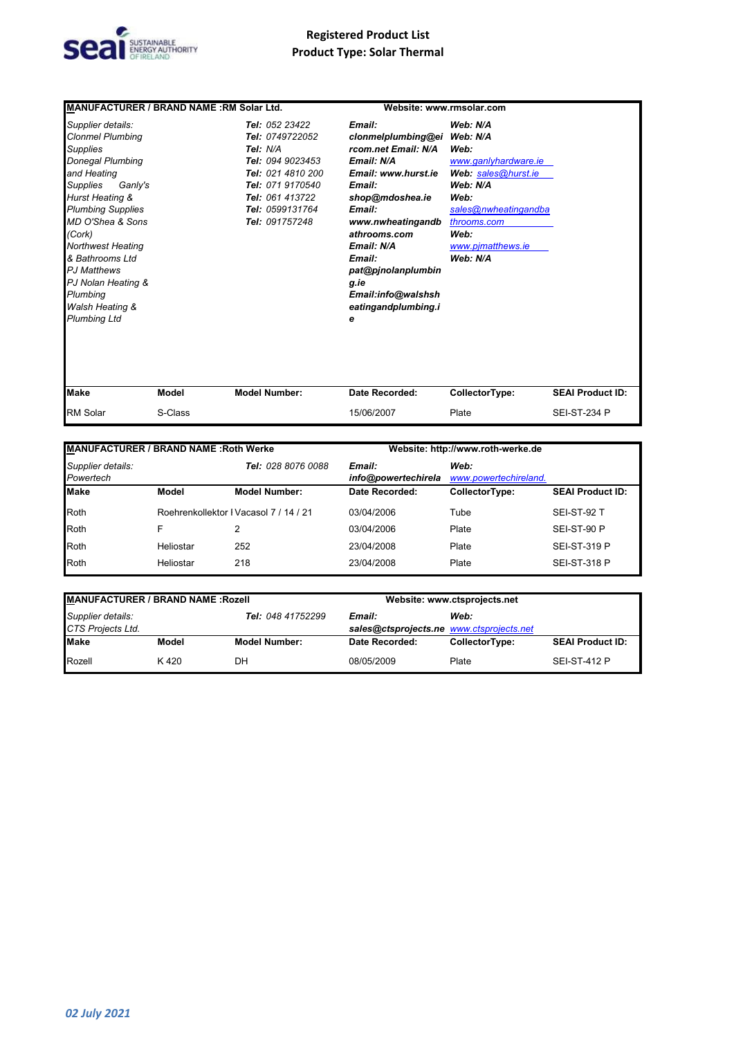**Registered Product List**
**Product Type: Solar Thermal**

| MANUFACTURER / BRAND NAME :RM Solar Ltd. | | | Website: www.rmsolar.com | | |
|---|---|---|---|---|---|
| *Supplier details:* Clonmel Plumbing Supplies Donegal Plumbing and Heating Supplies Ganly's Hurst Heating & Plumbing Supplies MD O'Shea & Sons (Cork) Northwest Heating & Bathrooms Ltd PJ Matthews PJ Nolan Heating & Plumbing Walsh Heating & Plumbing Ltd | | ***Tel:*** 052 23422 ***Tel:*** 0749722052 ***Tel:*** N/A ***Tel:*** 094 9023453 ***Tel:*** 021 4810 200 ***Tel:*** 071 9170540 ***Tel:*** 061 413722 ***Tel:*** 0599131764 ***Tel:*** 091757248 | ***Email:*** ***clonmelplumbing@eircom.net Email: N/A Email: N/A Email: www.hurst.ie Email: shop@mdoshea.ie Email: www.nwheatingandbathrooms.com Email: N/A Email: pat@pjnolanplumbing.ie Email:info@walshsheatingandplumbing.ie*** | ***Web: N/A Web: N/A Web:*** www.ganlyhardware.ie ***Web:*** sales@hurst.ie ***Web: N/A Web:*** sales@nwheatingandbathrooms.com ***Web:*** www.pjmatthews.ie ***Web: N/A*** | |
| **Make** | **Model** | **Model Number:** | **Date Recorded:** | **CollectorType:** | **SEAI Product ID:** |
| RM Solar | S-Class | | 15/06/2007 | Plate | SEI-ST-234 P |

| MANUFACTURER / BRAND NAME :Roth Werke | | | Website: http://www.roth-werke.de | | |
|---|---|---|---|---|---|
| *Supplier details:* Powertech | | ***Tel:*** 028 8076 0088 | ***Email: info@powertechirela*** | ***Web:*** www.powertechireland. | |
| **Make** | **Model** | **Model Number:** | **Date Recorded:** | **CollectorType:** | **SEAI Product ID:** |
| Roth | Roehrenkollektor I | Vacasol 7 / 14 / 21 | 03/04/2006 | Tube | SEI-ST-92 T |
| Roth | F | 2 | 03/04/2006 | Plate | SEI-ST-90 P |
| Roth | Heliostar | 252 | 23/04/2008 | Plate | SEI-ST-319 P |
| Roth | Heliostar | 218 | 23/04/2008 | Plate | SEI-ST-318 P |

| MANUFACTURER / BRAND NAME :Rozell | | | Website: www.ctsprojects.net | | |
|---|---|---|---|---|---|
| *Supplier details:* CTS Projects Ltd. | | ***Tel:*** 048 41752299 | ***Email: sales@ctsprojects.ne*** | ***Web:*** www.ctsprojects.net | |
| **Make** | **Model** | **Model Number:** | **Date Recorded:** | **CollectorType:** | **SEAI Product ID:** |
| Rozell | K 420 | DH | 08/05/2009 | Plate | SEI-ST-412 P |

*02 July 2021*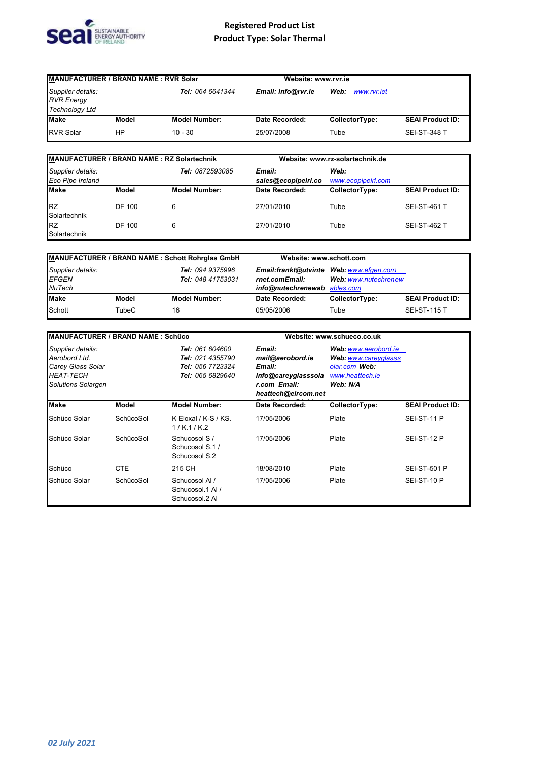# Registered Product List
## Product Type: Solar Thermal

| MANUFACTURER / BRAND NAME : RVR Solar | | | Website: www.rvr.ie | | |
|---|---|---|---|---|---|
| *Supplier details:* *RVR Energy Technology Ltd* | | ***Tel:*** *064 6641344* | ***Email: info@rvr.ie*** | ***Web:*** *www.rvr.iet* | |
| **Make** | **Model** | **Model Number:** | **Date Recorded:** | **CollectorType:** | **SEAI Product ID:** |
| RVR Solar | HP | 10 - 30 | 25/07/2008 | Tube | SEI-ST-348 T |

| MANUFACTURER / BRAND NAME : RZ Solartechnik | | | Website: www.rz-solartechnik.de | | |
|---|---|---|---|---|---|
| *Supplier details:* *Eco Pipe Ireland* | | ***Tel:*** *0872593085* | ***Email: sales@ecopipeirl.co*** | ***Web:*** *www.ecopipeirl.com* | |
| **Make** | **Model** | **Model Number:** | **Date Recorded:** | **CollectorType:** | **SEAI Product ID:** |
| RZ Solartechnik | DF 100 | 6 | 27/01/2010 | Tube | SEI-ST-461 T |
| RZ Solartechnik | DF 100 | 6 | 27/01/2010 | Tube | SEI-ST-462 T |

| MANUFACTURER / BRAND NAME : Schott Rohrglas GmbH | | | Website: www.schott.com | | |
|---|---|---|---|---|---|
| *Supplier details:* *EFGEN* *NuTech* | | ***Tel:*** *094 9375996* ***Tel:*** *048 41753031* | ***Email:frankt@utvinternet.comEmail: info@nutechrenewab*** | ***Web:*** *www.efgen.com* ***Web:*** *www.nutechrenewables.com* | |
| **Make** | **Model** | **Model Number:** | **Date Recorded:** | **CollectorType:** | **SEAI Product ID:** |
| Schott | TubeC | 16 | 05/05/2006 | Tube | SEI-ST-115 T |

| MANUFACTURER / BRAND NAME : Schüco | | | Website: www.schueco.co.uk | | |
|---|---|---|---|---|---|
| *Supplier details:* *Aerobord Ltd.* *Carey Glass Solar* *HEAT-TECH Solutions Solargen* | | ***Tel:*** *061 604600* ***Tel:*** *021 4355790* ***Tel:*** *056 7723324* ***Tel:*** *065 6829640* | ***Email: mail@aerobord.ie*** ***Email: info@careyglasssolar.com Email: heattech@eircom.net*** | ***Web:*** *www.aerobord.ie* ***Web:*** *www.careyglasssolar.com* ***Web:*** *www.heattech.ie* ***Web: N/A*** | |
| **Make** | **Model** | **Model Number:** | **Date Recorded:** | **CollectorType:** | **SEAI Product ID:** |
| Schüco Solar | SchücoSol | K Eloxal / K-S / KS. 1 / K.1 / K.2 | 17/05/2006 | Plate | SEI-ST-11 P |
| Schüco Solar | SchücoSol | Schucosol S / Schucosol S.1 / Schucosol S.2 | 17/05/2006 | Plate | SEI-ST-12 P |
| Schüco | CTE | 215 CH | 18/08/2010 | Plate | SEI-ST-501 P |
| Schüco Solar | SchücoSol | Schucosol Al / Schucosol.1 Al / Schucosol.2 Al | 17/05/2006 | Plate | SEI-ST-10 P |

*02 July 2021*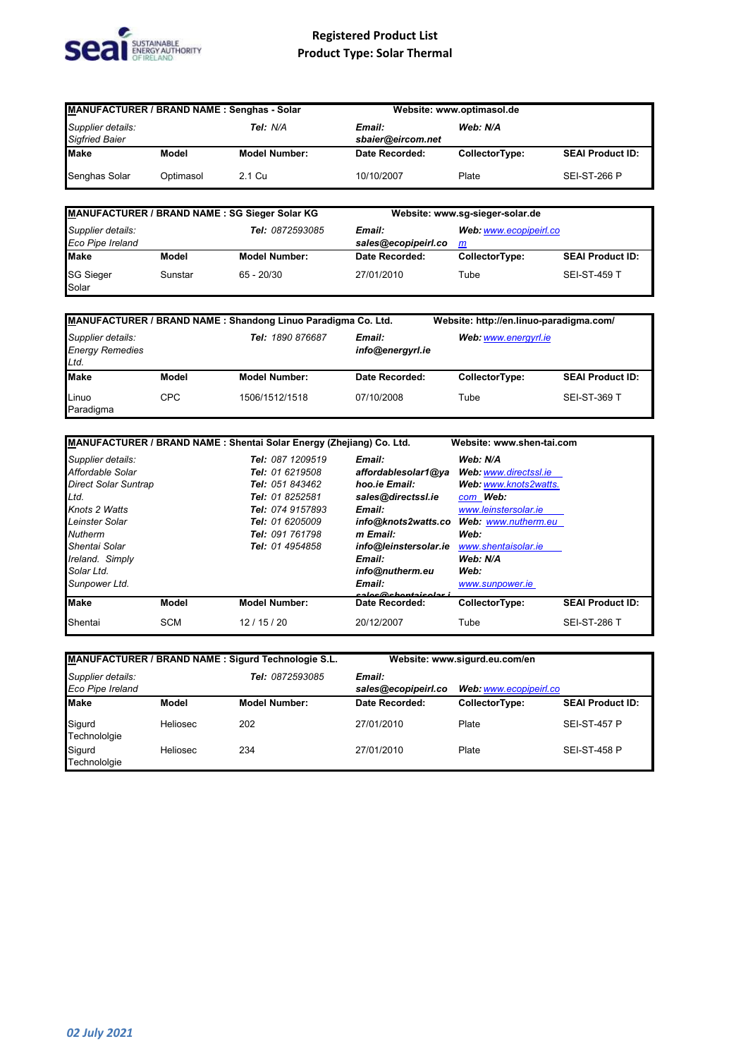# Registered Product List
## Product Type: Solar Thermal

| MANUFACTURER / BRAND NAME : Senghas - Solar | | | Website: www.optimasol.de | | |
|---|---|---|---|---|---|
| *Supplier details:* *Sigfried Baier* | | ***Tel:*** *N/A* | ***Email:*** ***sbaier@eircom.net*** | ***Web: N/A*** | |
| **Make** | **Model** | **Model Number:** | **Date Recorded:** | **CollectorType:** | **SEAI Product ID:** |
| Senghas Solar | Optimasol | 2.1 Cu | 10/10/2007 | Plate | SEI-ST-266 P |

| MANUFACTURER / BRAND NAME : SG Sieger Solar KG | | | Website: www.sg-sieger-solar.de | | |
|---|---|---|---|---|---|
| *Supplier details:* *Eco Pipe Ireland* | | ***Tel:*** *0872593085* | ***Email:*** ***sales@ecopipeirl.co*** | ***Web:*** *www.ecopipeirl.com* | |
| **Make** | **Model** | **Model Number:** | **Date Recorded:** | **CollectorType:** | **SEAI Product ID:** |
| SG Sieger Solar | Sunstar | 65 - 20/30 | 27/01/2010 | Tube | SEI-ST-459 T |

| MANUFACTURER / BRAND NAME : Shandong Linuo Paradigma Co. Ltd. | | | Website: http://en.linuo-paradigma.com/ | | |
|---|---|---|---|---|---|
| *Supplier details:* *Energy Remedies Ltd.* | | ***Tel:*** *1890 876687* | ***Email:*** ***info@energyrl.ie*** | ***Web:*** *www.energyrl.ie* | |
| **Make** | **Model** | **Model Number:** | **Date Recorded:** | **CollectorType:** | **SEAI Product ID:** |
| Linuo Paradigma | CPC | 1506/1512/1518 | 07/10/2008 | Tube | SEI-ST-369 T |

| MANUFACTURER / BRAND NAME : Shentai Solar Energy (Zhejiang) Co. Ltd. | | | Website: www.shen-tai.com | | |
|---|---|---|---|---|---|
| *Supplier details:* *Affordable Solar* *Direct Solar Suntrap Ltd.* *Knots 2 Watts* *Leinster Solar* *Nutherm* *Shentai Solar Ireland. Simply Solar Ltd.* *Sunpower Ltd.* | | ***Tel:*** *087 1209519* ***Tel:*** *01 6219508* ***Tel:*** *051 843462* ***Tel:*** *01 8252581* ***Tel:*** *074 9157893* ***Tel:*** *01 6205009* ***Tel:*** *091 761798* ***Tel:*** *01 4954858* | ***Email:*** ***affordablesolar1@yahoo.ie Email:*** ***sales@directssl.ie*** ***Email:*** ***info@knots2watts.com Email:*** ***info@leinstersolar.ie*** ***Email:*** ***info@nutherm.eu*** ***Email:*** ***sales@shentaisolar.i*** | ***Web: N/A*** ***Web:*** *www.directssl.ie* ***Web:*** *www.knots2watts.com* ***Web:*** *www.leinstersolar.ie* ***Web:*** *www.nutherm.eu* ***Web:*** *www.shentaisolar.ie* ***Web: N/A*** ***Web:*** *www.sunpower.ie* | |
| **Make** | **Model** | **Model Number:** | **Date Recorded:** | **CollectorType:** | **SEAI Product ID:** |
| Shentai | SCM | 12 / 15 / 20 | 20/12/2007 | Tube | SEI-ST-286 T |

| MANUFACTURER / BRAND NAME : Sigurd Technologie S.L. | | | Website: www.sigurd.eu.com/en | | |
|---|---|---|---|---|---|
| *Supplier details:* *Eco Pipe Ireland* | | ***Tel:*** *0872593085* | ***Email:*** ***sales@ecopipeirl.co*** | ***Web:*** *www.ecopipeirl.co* | |
| **Make** | **Model** | **Model Number:** | **Date Recorded:** | **CollectorType:** | **SEAI Product ID:** |
| Sigurd Technolgie | Heliosec | 202 | 27/01/2010 | Plate | SEI-ST-457 P |
| Sigurd Technolgie | Heliosec | 234 | 27/01/2010 | Plate | SEI-ST-458 P |

*02 July 2021*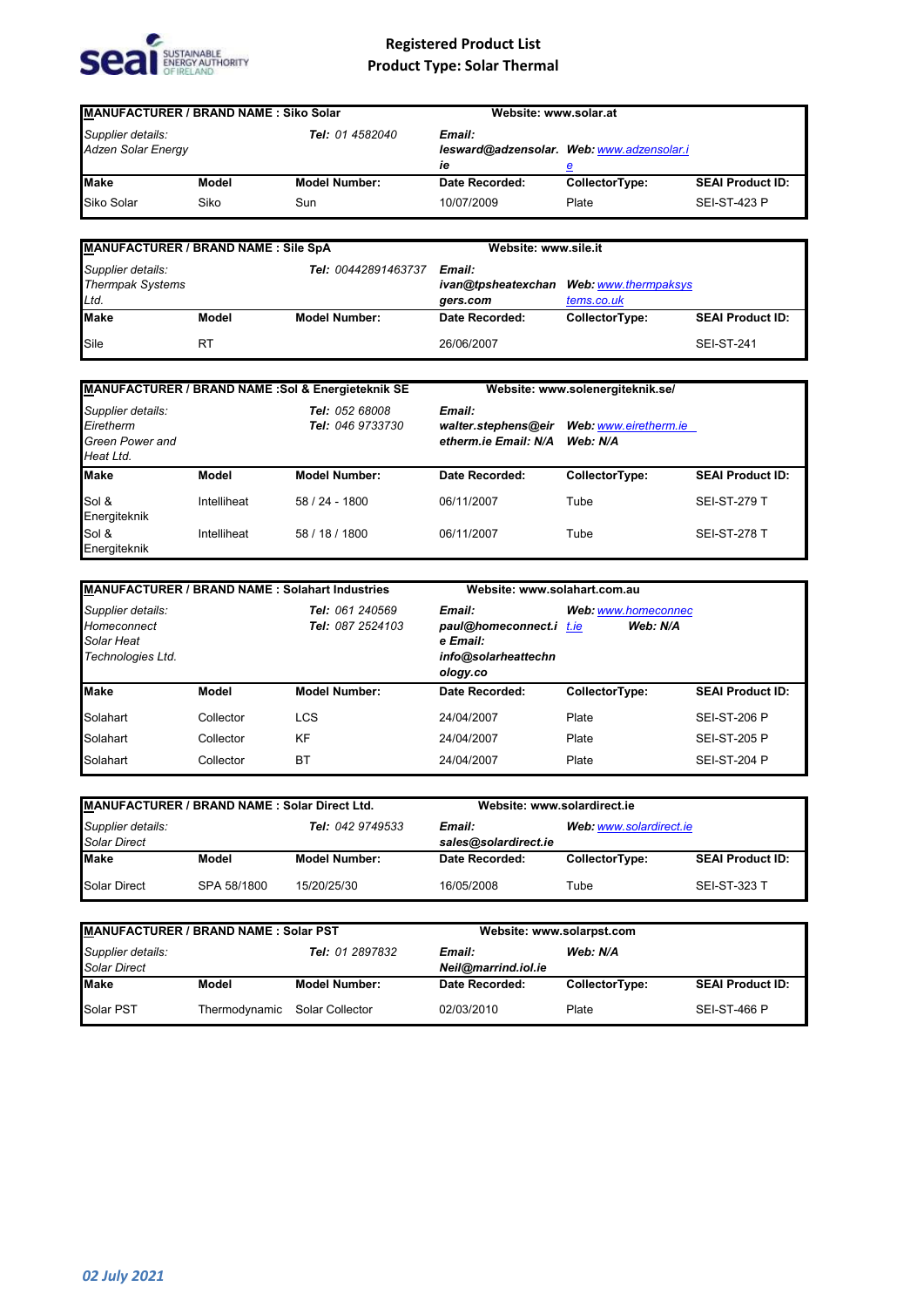# Registered Product List
## Product Type: Solar Thermal

| MANUFACTURER / BRAND NAME : Siko Solar | | | Website: www.solar.at | | |
|---|---|---|---|---|---|
| *Supplier details:* *Adzen Solar Energy* | | ***Tel:*** *01 4582040* | ***Email:*** ***lesward@adzensolar.ie*** | ***Web:*** *www.adzensolar.ie* | |
| **Make** | **Model** | **Model Number:** | **Date Recorded:** | **CollectorType:** | **SEAI Product ID:** |
| Siko Solar | Siko | Sun | 10/07/2009 | Plate | SEI-ST-423 P |

| MANUFACTURER / BRAND NAME : Sile SpA | | | Website: www.sile.it | | |
|---|---|---|---|---|---|
| *Supplier details:* *Thermpak Systems Ltd.* | | ***Tel:*** *00442891463737* | ***Email:*** ***ivan@tpsheatexchangers.com*** | ***Web:*** *www.thermpaksystems.co.uk* | |
| **Make** | **Model** | **Model Number:** | **Date Recorded:** | **CollectorType:** | **SEAI Product ID:** |
| Sile | RT | | 26/06/2007 | | SEI-ST-241 |

| MANUFACTURER / BRAND NAME :Sol & Energieteknik SE | | | Website: www.solenergiteknik.se/ | | |
|---|---|---|---|---|---|
| *Supplier details:* *Eiretherm* *Green Power and Heat Ltd.* | | ***Tel:*** *052 68008* ***Tel:*** *046 9733730* | ***Email:*** ***walter.stephens@eiretherm.ie Email: N/A*** | ***Web:*** *www.eiretherm.ie* ***Web: N/A*** | |
| **Make** | **Model** | **Model Number:** | **Date Recorded:** | **CollectorType:** | **SEAI Product ID:** |
| Sol & Energiteknik | Intelliheat | 58 / 24 - 1800 | 06/11/2007 | Tube | SEI-ST-279 T |
| Sol & Energiteknik | Intelliheat | 58 / 18 / 1800 | 06/11/2007 | Tube | SEI-ST-278 T |

| MANUFACTURER / BRAND NAME : Solahart Industries | | | Website: www.solahart.com.au | | |
|---|---|---|---|---|---|
| *Supplier details:* *Homeconnect* *Solar Heat Technologies Ltd.* | | ***Tel:*** *061 240569* ***Tel:*** *087 2524103* | ***Email:*** ***paul@homeconnect.ie Email:*** ***info@solarheattechnology.co*** | ***Web:*** *www.homeconnect.ie* ***Web: N/A*** | |
| **Make** | **Model** | **Model Number:** | **Date Recorded:** | **CollectorType:** | **SEAI Product ID:** |
| Solahart | Collector | LCS | 24/04/2007 | Plate | SEI-ST-206 P |
| Solahart | Collector | KF | 24/04/2007 | Plate | SEI-ST-205 P |
| Solahart | Collector | BT | 24/04/2007 | Plate | SEI-ST-204 P |

| MANUFACTURER / BRAND NAME : Solar Direct Ltd. | | | Website: www.solardirect.ie | | |
|---|---|---|---|---|---|
| *Supplier details:* *Solar Direct* | | ***Tel:*** *042 9749533* | ***Email:*** ***sales@solardirect.ie*** | ***Web:*** *www.solardirect.ie* | |
| **Make** | **Model** | **Model Number:** | **Date Recorded:** | **CollectorType:** | **SEAI Product ID:** |
| Solar Direct | SPA 58/1800 | 15/20/25/30 | 16/05/2008 | Tube | SEI-ST-323 T |

| MANUFACTURER / BRAND NAME : Solar PST | | | Website: www.solarpst.com | | |
|---|---|---|---|---|---|
| *Supplier details:* *Solar Direct* | | ***Tel:*** *01 2897832* | ***Email:*** ***Neil@marrind.iol.ie*** | ***Web: N/A*** | |
| **Make** | **Model** | **Model Number:** | **Date Recorded:** | **CollectorType:** | **SEAI Product ID:** |
| Solar PST | Thermodynamic | Solar Collector | 02/03/2010 | Plate | SEI-ST-466 P |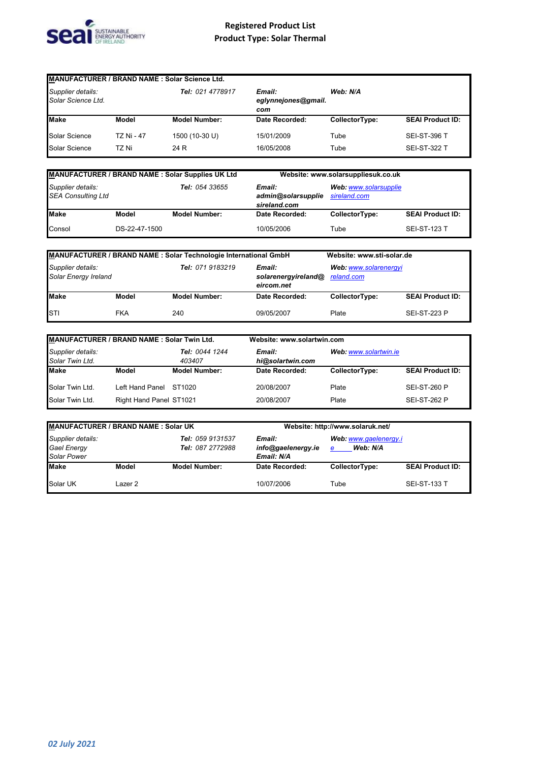# Registered Product List
## Product Type: Solar Thermal

| MANUFACTURER / BRAND NAME : Solar Science Ltd. | | | | | |
|---|---|---|---|---|---|
| *Supplier details:* *Solar Science Ltd.* | | ***Tel:*** *021 4778917* | ***Email:*** ***eglynnejones@gmail.com*** | ***Web: N/A*** | |
| **Make** | **Model** | **Model Number:** | **Date Recorded:** | **CollectorType:** | **SEAI Product ID:** |
| Solar Science | TZ Ni - 47 | 1500 (10-30 U) | 15/01/2009 | Tube | SEI-ST-396 T |
| Solar Science | TZ Ni | 24 R | 16/05/2008 | Tube | SEI-ST-322 T |

| MANUFACTURER / BRAND NAME : Solar Supplies UK Ltd | | | Website: www.solarsuppliesuk.co.uk | | |
|---|---|---|---|---|---|
| *Supplier details:* *SEA Consulting Ltd* | | ***Tel:*** *054 33655* | ***Email:*** ***admin@solarsupplieireland.com*** | ***Web:*** *www.solarsupplieireland.com* | |
| **Make** | **Model** | **Model Number:** | **Date Recorded:** | **CollectorType:** | **SEAI Product ID:** |
| Consol | DS-22-47-1500 | | 10/05/2006 | Tube | SEI-ST-123 T |

| MANUFACTURER / BRAND NAME : Solar Technologie International GmbH | | | | Website: www.sti-solar.de | |
|---|---|---|---|---|---|
| *Supplier details:* *Solar Energy Ireland* | | ***Tel:*** *071 9183219* | ***Email:*** ***solarenergyireland@eircom.net*** | ***Web:*** *www.solarenergyireland.com* | |
| **Make** | **Model** | **Model Number:** | **Date Recorded:** | **CollectorType:** | **SEAI Product ID:** |
| STI | FKA | 240 | 09/05/2007 | Plate | SEI-ST-223 P |

| MANUFACTURER / BRAND NAME : Solar Twin Ltd. | | | Website: www.solartwin.com | | |
|---|---|---|---|---|---|
| *Supplier details:* *Solar Twin Ltd.* | | ***Tel:*** *0044 1244 403407* | ***Email:*** ***hi@solartwin.com*** | ***Web:*** *www.solartwin.ie* | |
| **Make** | **Model** | **Model Number:** | **Date Recorded:** | **CollectorType:** | **SEAI Product ID:** |
| Solar Twin Ltd. | Left Hand Panel | ST1020 | 20/08/2007 | Plate | SEI-ST-260 P |
| Solar Twin Ltd. | Right Hand Panel | ST1021 | 20/08/2007 | Plate | SEI-ST-262 P |

| MANUFACTURER / BRAND NAME : Solar UK | | | Website: http://www.solaruk.net/ | | |
|---|---|---|---|---|---|
| *Supplier details:* *Gael Energy* *Solar Power* | | ***Tel:*** *059 9131537* ***Tel:*** *087 2772988* | ***Email:*** ***info@gaelenergy.ie*** ***Email: N/A*** | ***Web:*** *www.gaelenergy.ie* ***Web: N/A*** | |
| **Make** | **Model** | **Model Number:** | **Date Recorded:** | **CollectorType:** | **SEAI Product ID:** |
| Solar UK | Lazer 2 | | 10/07/2006 | Tube | SEI-ST-133 T |

*02 July 2021*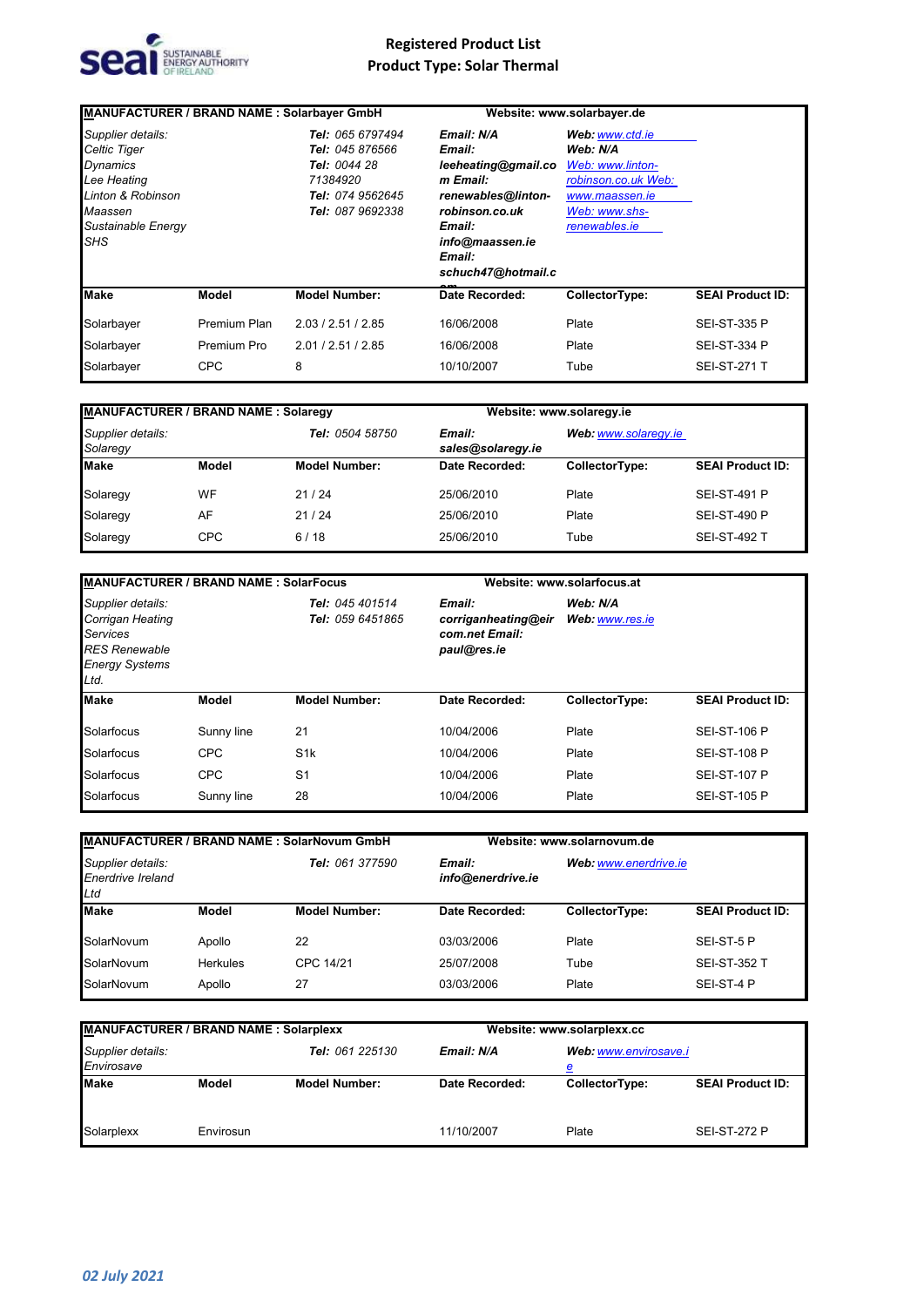# Registered Product List
## Product Type: Solar Thermal

| MANUFACTURER / BRAND NAME : Solarbayer GmbH | | | Website: www.solarbayer.de | | |
|---|---|---|---|---|---|
| *Supplier details:* *Celtic Tiger* *Dynamics* *Lee Heating* *Linton & Robinson* *Maassen* *Sustainable Energy* *SHS* | | ***Tel:*** *065 6797494* ***Tel:*** *045 876566* ***Tel:*** *0044 28 71384920* ***Tel:*** *074 9562645* ***Tel:*** *087 9692338* | ***Email: N/A*** ***Email: leeheating@gmail.com*** ***Email: renewables@linton-robinson.co.uk*** ***Email: info@maassen.ie*** ***Email: schuch47@hotmail.com*** | ***Web:*** *www.ctd.ie* ***Web: N/A*** *Web: www.linton-robinson.co.uk* *Web: www.maassen.ie* *Web: www.shs-renewables.ie* | |
| **Make** | **Model** | **Model Number:** | **Date Recorded:** | **CollectorType:** | **SEAI Product ID:** |
| Solarbayer | Premium Plan | 2.03 / 2.51 / 2.85 | 16/06/2008 | Plate | SEI-ST-335 P |
| Solarbayer | Premium Pro | 2.01 / 2.51 / 2.85 | 16/06/2008 | Plate | SEI-ST-334 P |
| Solarbayer | CPC | 8 | 10/10/2007 | Tube | SEI-ST-271 T |

| MANUFACTURER / BRAND NAME : Solaregy | | | Website: www.solaregy.ie | | |
|---|---|---|---|---|---|
| *Supplier details:* *Solaregy* | | ***Tel:*** *0504 58750* | ***Email: sales@solaregy.ie*** | ***Web:*** *www.solaregy.ie* | |
| **Make** | **Model** | **Model Number:** | **Date Recorded:** | **CollectorType:** | **SEAI Product ID:** |
| Solaregy | WF | 21 / 24 | 25/06/2010 | Plate | SEI-ST-491 P |
| Solaregy | AF | 21 / 24 | 25/06/2010 | Plate | SEI-ST-490 P |
| Solaregy | CPC | 6 / 18 | 25/06/2010 | Tube | SEI-ST-492 T |

| MANUFACTURER / BRAND NAME : SolarFocus | | | Website: www.solarfocus.at | | |
|---|---|---|---|---|---|
| *Supplier details:* *Corrigan Heating Services* *RES Renewable Energy Systems Ltd.* | | ***Tel:*** *045 401514* ***Tel:*** *059 6451865* | ***Email: corriganheating@eircom.net Email: paul@res.ie*** | ***Web: N/A*** ***Web:*** *www.res.ie* | |
| **Make** | **Model** | **Model Number:** | **Date Recorded:** | **CollectorType:** | **SEAI Product ID:** |
| Solarfocus | Sunny line | 21 | 10/04/2006 | Plate | SEI-ST-106 P |
| Solarfocus | CPC | S1k | 10/04/2006 | Plate | SEI-ST-108 P |
| Solarfocus | CPC | S1 | 10/04/2006 | Plate | SEI-ST-107 P |
| Solarfocus | Sunny line | 28 | 10/04/2006 | Plate | SEI-ST-105 P |

| MANUFACTURER / BRAND NAME : SolarNovum GmbH | | | Website: www.solarnovum.de | | |
|---|---|---|---|---|---|
| *Supplier details:* *Enerdrive Ireland Ltd* | | ***Tel:*** *061 377590* | ***Email: info@enerdrive.ie*** | ***Web:*** *www.enerdrive.ie* | |
| **Make** | **Model** | **Model Number:** | **Date Recorded:** | **CollectorType:** | **SEAI Product ID:** |
| SolarNovum | Apollo | 22 | 03/03/2006 | Plate | SEI-ST-5 P |
| SolarNovum | Herkules | CPC 14/21 | 25/07/2008 | Tube | SEI-ST-352 T |
| SolarNovum | Apollo | 27 | 03/03/2006 | Plate | SEI-ST-4 P |

| MANUFACTURER / BRAND NAME : Solarplexx | | | Website: www.solarplexx.cc | | |
|---|---|---|---|---|---|
| *Supplier details:* *Envirosave* | | ***Tel:*** *061 225130* | ***Email: N/A*** | ***Web:*** *www.envirosave.ie* | |
| **Make** | **Model** | **Model Number:** | **Date Recorded:** | **CollectorType:** | **SEAI Product ID:** |
| Solarplexx | Envirosun | | 11/10/2007 | Plate | SEI-ST-272 P |

*02 July 2021*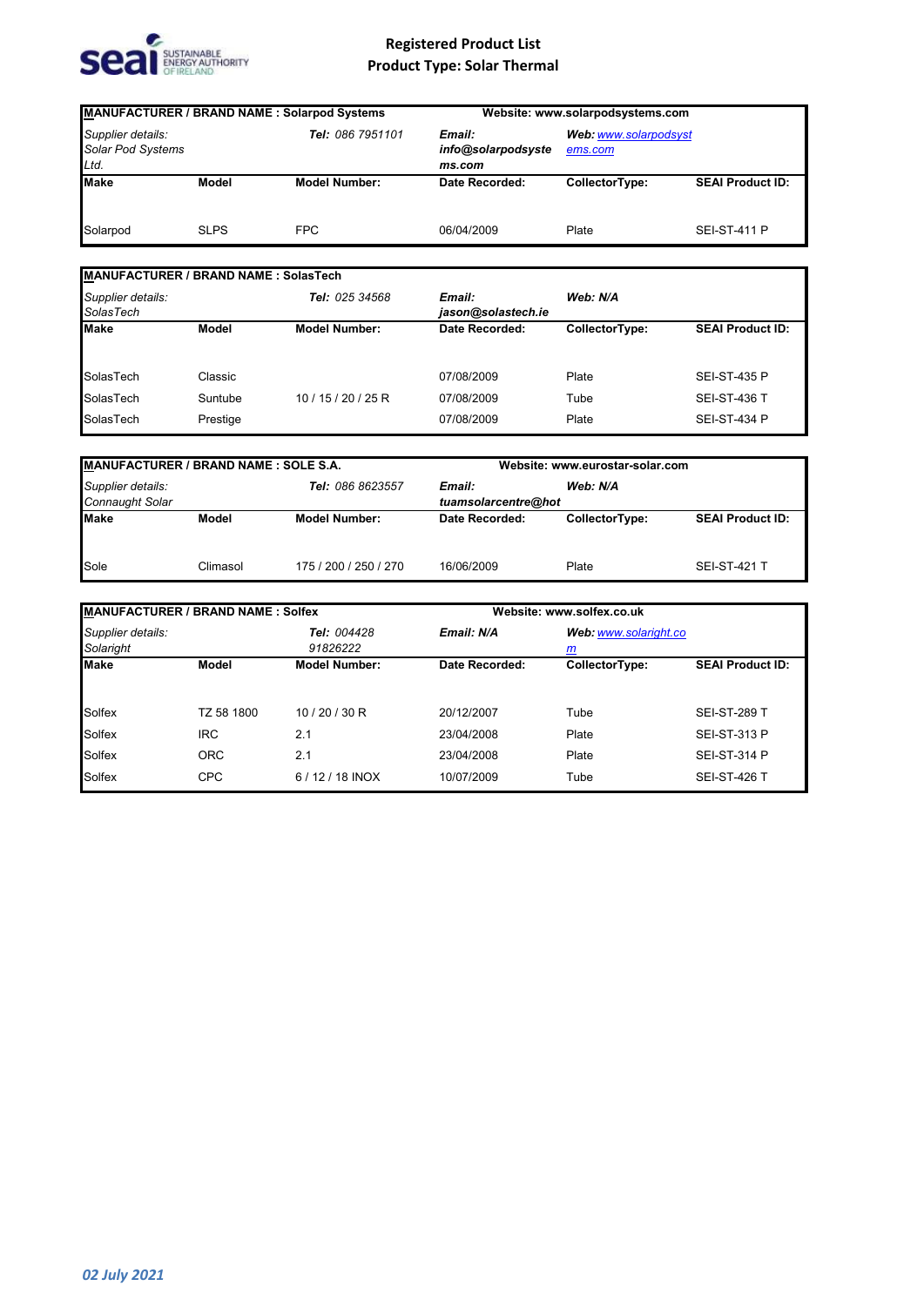# Registered Product List
## Product Type: Solar Thermal

| MANUFACTURER / BRAND NAME : Solarpod Systems | | | Website: www.solarpodsystems.com | | |
|---|---|---|---|---|---|
| *Supplier details: Solar Pod Systems Ltd.* | | ***Tel:** 086 7951101* | ***Email:** info@solarpodsystems.com* | ***Web:** www.solarpodsystems.com* | |
| **Make** | **Model** | **Model Number:** | **Date Recorded:** | **CollectorType:** | **SEAI Product ID:** |
| Solarpod | SLPS | FPC | 06/04/2009 | Plate | SEI-ST-411 P |

| MANUFACTURER / BRAND NAME : SolasTech | | | | | |
|---|---|---|---|---|---|
| *Supplier details: SolasTech* | | ***Tel:** 025 34568* | ***Email:** jason@solastech.ie* | ***Web:** N/A* | |
| **Make** | **Model** | **Model Number:** | **Date Recorded:** | **CollectorType:** | **SEAI Product ID:** |
| SolasTech | Classic | | 07/08/2009 | Plate | SEI-ST-435 P |
| SolasTech | Suntube | 10 / 15 / 20 / 25 R | 07/08/2009 | Tube | SEI-ST-436 T |
| SolasTech | Prestige | | 07/08/2009 | Plate | SEI-ST-434 P |

| MANUFACTURER / BRAND NAME : SOLE S.A. | | | Website: www.eurostar-solar.com | | |
|---|---|---|---|---|---|
| *Supplier details: Connaught Solar* | | ***Tel:** 086 8623557* | ***Email:** tuamsolarcentre@hot* | ***Web:** N/A* | |
| **Make** | **Model** | **Model Number:** | **Date Recorded:** | **CollectorType:** | **SEAI Product ID:** |
| Sole | Climasol | 175 / 200 / 250 / 270 | 16/06/2009 | Plate | SEI-ST-421 T |

| MANUFACTURER / BRAND NAME : Solfex | | | Website: www.solfex.co.uk | | |
|---|---|---|---|---|---|
| *Supplier details: Solaright* | | ***Tel:** 004428 91826222* | ***Email:** N/A* | ***Web:** www.solaright.com* | |
| **Make** | **Model** | **Model Number:** | **Date Recorded:** | **CollectorType:** | **SEAI Product ID:** |
| Solfex | TZ 58 1800 | 10 / 20 / 30 R | 20/12/2007 | Tube | SEI-ST-289 T |
| Solfex | IRC | 2.1 | 23/04/2008 | Plate | SEI-ST-313 P |
| Solfex | ORC | 2.1 | 23/04/2008 | Plate | SEI-ST-314 P |
| Solfex | CPC | 6 / 12 / 18 INOX | 10/07/2009 | Tube | SEI-ST-426 T |

*02 July 2021*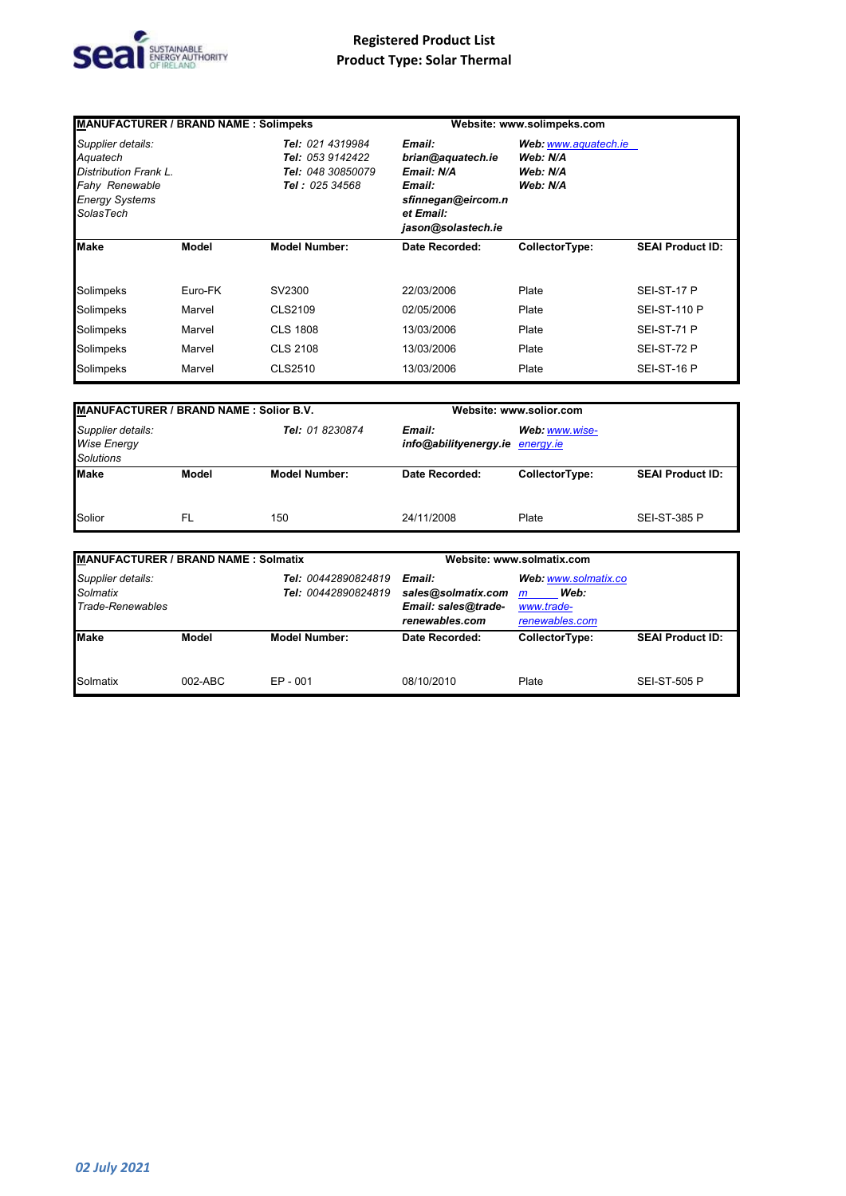# Registered Product List
## Product Type: Solar Thermal

| MANUFACTURER / BRAND NAME : Solimpeks | | | Website: www.solimpeks.com | | |
|---|---|---|---|---|---|
| *Supplier details:* | | | | | |
| *Aquatech* | | ***Tel:*** *021 4319984* | ***Email: brian@aquatech.ie*** | ***Web:*** *www.aquatech.ie* | |
| *Distribution Frank L. Fahy Renewable* | | ***Tel:*** *053 9142422* | ***Email: N/A*** | ***Web: N/A*** | |
| *Energy Systems* | | ***Tel:*** *048 30850079* | ***Email: sfinnegan@eircom.net*** | ***Web: N/A*** | |
| *SolasTech* | | ***Tel :*** *025 34568* | ***Email: jason@solastech.ie*** | ***Web: N/A*** | |
| **Make** | **Model** | **Model Number:** | **Date Recorded:** | **CollectorType:** | **SEAI Product ID:** |
| Solimpeks | Euro-FK | SV2300 | 22/03/2006 | Plate | SEI-ST-17 P |
| Solimpeks | Marvel | CLS2109 | 02/05/2006 | Plate | SEI-ST-110 P |
| Solimpeks | Marvel | CLS 1808 | 13/03/2006 | Plate | SEI-ST-71 P |
| Solimpeks | Marvel | CLS 2108 | 13/03/2006 | Plate | SEI-ST-72 P |
| Solimpeks | Marvel | CLS2510 | 13/03/2006 | Plate | SEI-ST-16 P |

| MANUFACTURER / BRAND NAME : Solior B.V. | | | Website: www.solior.com | | |
|---|---|---|---|---|---|
| *Supplier details:* | | | | | |
| *Wise Energy Solutions* | | ***Tel:*** *01 8230874* | ***Email: info@abilityenergy.ie*** | ***Web:*** *www.wise-energy.ie* | |
| **Make** | **Model** | **Model Number:** | **Date Recorded:** | **CollectorType:** | **SEAI Product ID:** |
| Solior | FL | 150 | 24/11/2008 | Plate | SEI-ST-385 P |

| MANUFACTURER / BRAND NAME : Solmatix | | | Website: www.solmatix.com | | |
|---|---|---|---|---|---|
| *Supplier details:* | | | | | |
| *Solmatix* | | ***Tel:*** *00442890824819* | ***Email: sales@solmatix.com*** | ***Web:*** *www.solmatix.com* | |
| *Trade-Renewables* | | ***Tel:*** *00442890824819* | ***Email: sales@trade-renewables.com*** | ***Web:*** *www.trade-renewables.com* | |
| **Make** | **Model** | **Model Number:** | **Date Recorded:** | **CollectorType:** | **SEAI Product ID:** |
| Solmatix | 002-ABC | EP - 001 | 08/10/2010 | Plate | SEI-ST-505 P |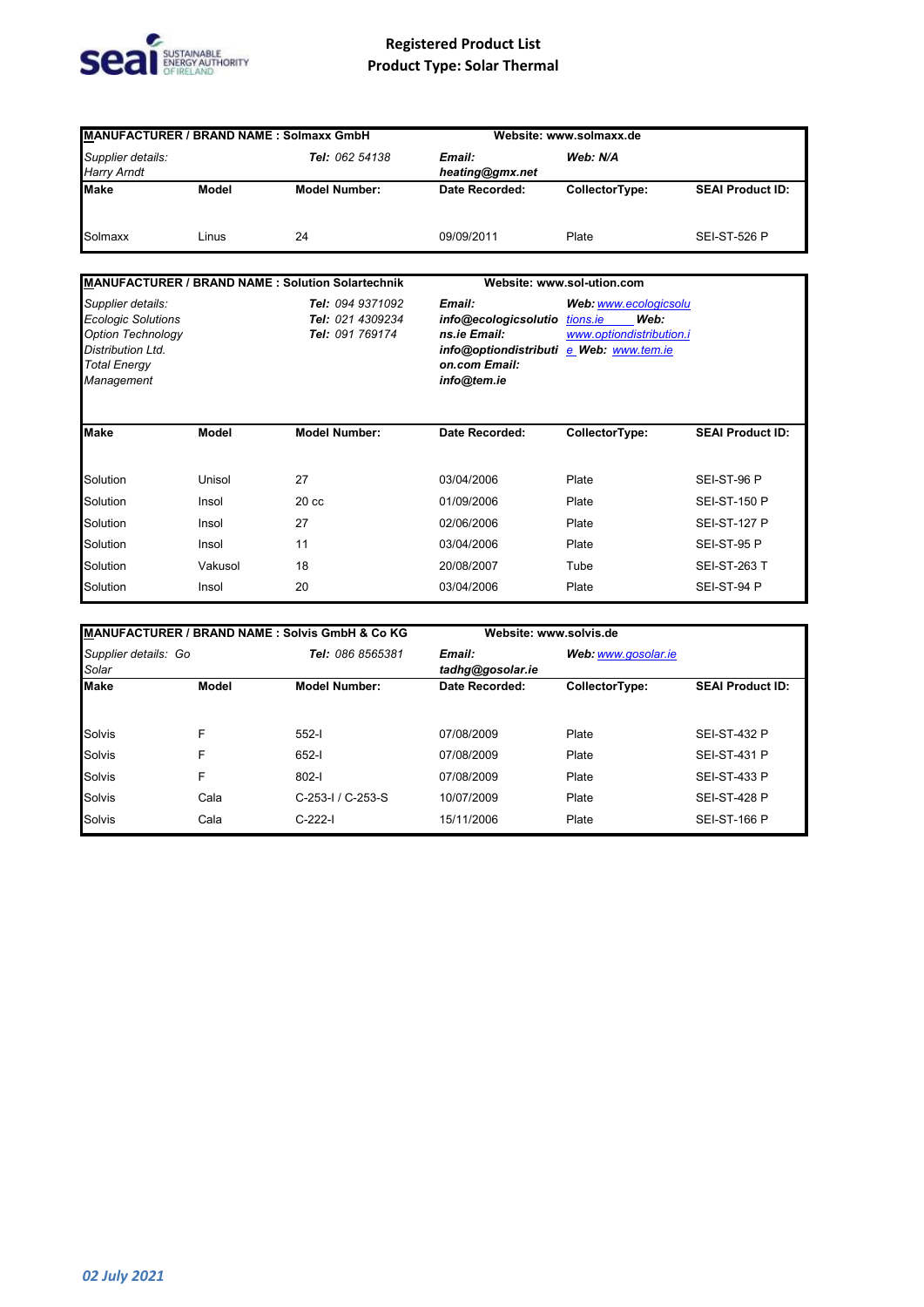# Registered Product List
## Product Type: Solar Thermal

| MANUFACTURER / BRAND NAME : Solmaxx GmbH | | | Website: www.solmaxx.de | | |
|---|---|---|---|---|---|
| *Supplier details:* *Harry Arndt* | | ***Tel:*** *062 54138* | ***Email:*** ***heating@gmx.net*** | ***Web: N/A*** | |
| **Make** | **Model** | **Model Number:** | **Date Recorded:** | **CollectorType:** | **SEAI Product ID:** |
| Solmaxx | Linus | 24 | 09/09/2011 | Plate | SEI-ST-526 P |

| MANUFACTURER / BRAND NAME : Solution Solartechnik | | | Website: www.sol-ution.com | | |
|---|---|---|---|---|---|
| *Supplier details:* *Ecologic Solutions* *Option Technology Distribution Ltd.* *Total Energy Management* | | ***Tel:*** *094 9371092* ***Tel:*** *021 4309234* ***Tel:*** *091 769174* | ***Email:*** ***info@ecologicsolutions.ie Email:*** ***info@optiondistribution.com Email:*** ***info@tem.ie*** | ***Web:*** *www.ecologicsolutions.ie* ***Web:*** *www.optiondistribution.ie* ***Web:*** *www.tem.ie* | |
| **Make** | **Model** | **Model Number:** | **Date Recorded:** | **CollectorType:** | **SEAI Product ID:** |
| Solution | Unisol | 27 | 03/04/2006 | Plate | SEI-ST-96 P |
| Solution | Insol | 20 cc | 01/09/2006 | Plate | SEI-ST-150 P |
| Solution | Insol | 27 | 02/06/2006 | Plate | SEI-ST-127 P |
| Solution | Insol | 11 | 03/04/2006 | Plate | SEI-ST-95 P |
| Solution | Vakusol | 18 | 20/08/2007 | Tube | SEI-ST-263 T |
| Solution | Insol | 20 | 03/04/2006 | Plate | SEI-ST-94 P |

| MANUFACTURER / BRAND NAME : Solvis GmbH & Co KG | | | Website: www.solvis.de | | |
|---|---|---|---|---|---|
| *Supplier details: Go Solar* | | ***Tel:*** *086 8565381* | ***Email:*** ***tadhg@gosolar.ie*** | ***Web:*** *www.gosolar.ie* | |
| **Make** | **Model** | **Model Number:** | **Date Recorded:** | **CollectorType:** | **SEAI Product ID:** |
| Solvis | F | 552-I | 07/08/2009 | Plate | SEI-ST-432 P |
| Solvis | F | 652-I | 07/08/2009 | Plate | SEI-ST-431 P |
| Solvis | F | 802-I | 07/08/2009 | Plate | SEI-ST-433 P |
| Solvis | Cala | C-253-I / C-253-S | 10/07/2009 | Plate | SEI-ST-428 P |
| Solvis | Cala | C-222-I | 15/11/2006 | Plate | SEI-ST-166 P |

*02 July 2021*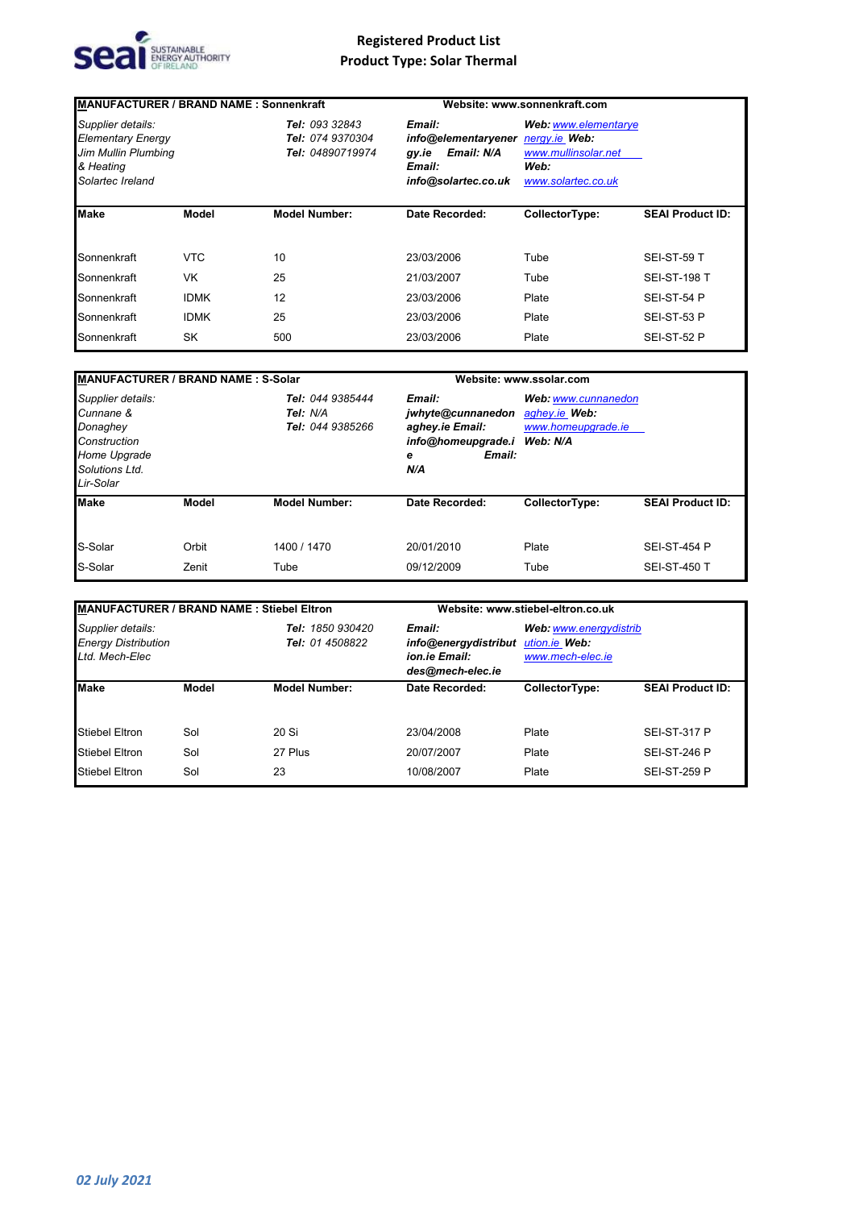# Registered Product List
## Product Type: Solar Thermal

**MANUFACTURER / BRAND NAME : Sonnenkraft** — **Website: www.sonnenkraft.com**

| Supplier details: | Tel: | Email: | Web: |
|---|---|---|---|
| Elementary Energy | 093 32843 | info@elementaryenergy.ie | www.elementaryenergy.ie |
| Jim Mullin Plumbing & Heating | 074 9370304 | N/A | www.mullinsolar.net |
| Solartec Ireland | 04890719974 | info@solartec.co.uk | www.solartec.co.uk |

| Make | Model | Model Number: | Date Recorded: | CollectorType: | SEAI Product ID: |
|---|---|---|---|---|---|
| Sonnenkraft | VTC | 10 | 23/03/2006 | Tube | SEI-ST-59 T |
| Sonnenkraft | VK | 25 | 21/03/2007 | Tube | SEI-ST-198 T |
| Sonnenkraft | IDMK | 12 | 23/03/2006 | Plate | SEI-ST-54 P |
| Sonnenkraft | IDMK | 25 | 23/03/2006 | Plate | SEI-ST-53 P |
| Sonnenkraft | SK | 500 | 23/03/2006 | Plate | SEI-ST-52 P |

**MANUFACTURER / BRAND NAME : S-Solar** — **Website: www.ssolar.com**

| Supplier details: | Tel: | Email: | Web: |
|---|---|---|---|
| Cunnane & Donaghey Construction | 044 9385444 | jwhyte@cunnanedonaghey.ie | www.cunnanedonaghey.ie |
| Home Upgrade Solutions Ltd. | N/A | info@homeupgrade.ie | www.homeupgrade.ie |
| Lir-Solar | 044 9385266 | N/A | N/A |

| Make | Model | Model Number: | Date Recorded: | CollectorType: | SEAI Product ID: |
|---|---|---|---|---|---|
| S-Solar | Orbit | 1400 / 1470 | 20/01/2010 | Plate | SEI-ST-454 P |
| S-Solar | Zenit | Tube | 09/12/2009 | Tube | SEI-ST-450 T |

**MANUFACTURER / BRAND NAME : Stiebel Eltron** — **Website: www.stiebel-eltron.co.uk**

| Supplier details: | Tel: | Email: | Web: |
|---|---|---|---|
| Energy Distribution Ltd. | 1850 930420 | info@energydistribution.ie | www.energydistribution.ie |
| Mech-Elec | 01 4508822 | des@mech-elec.ie | www.mech-elec.ie |

| Make | Model | Model Number: | Date Recorded: | CollectorType: | SEAI Product ID: |
|---|---|---|---|---|---|
| Stiebel Eltron | Sol | 20 Si | 23/04/2008 | Plate | SEI-ST-317 P |
| Stiebel Eltron | Sol | 27 Plus | 20/07/2007 | Plate | SEI-ST-246 P |
| Stiebel Eltron | Sol | 23 | 10/08/2007 | Plate | SEI-ST-259 P |

*02 July 2021*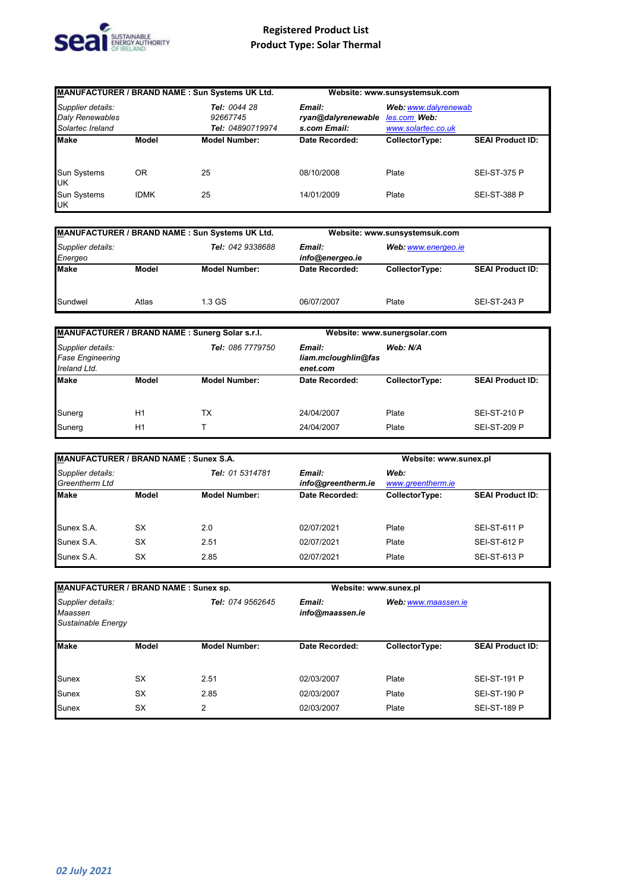# Registered Product List

## Product Type: Solar Thermal

| MANUFACTURER / BRAND NAME : Sun Systems UK Ltd. | | | Website: www.sunsystemsuk.com | | |
|---|---|---|---|---|---|
| *Supplier details:* *Daly Renewables* *Solartec Ireland* | | ***Tel:*** *0044 28 92667745* ***Tel:*** *04890719974* | ***Email:*** ***ryan@dalyrenewables.com*** ***Email:*** | ***Web:*** *www.dalyrenewables.com* ***Web:*** *www.solartec.co.uk* | |
| **Make** | **Model** | **Model Number:** | **Date Recorded:** | **CollectorType:** | **SEAI Product ID:** |
| Sun Systems UK | OR | 25 | 08/10/2008 | Plate | SEI-ST-375 P |
| Sun Systems UK | IDMK | 25 | 14/01/2009 | Plate | SEI-ST-388 P |

| MANUFACTURER / BRAND NAME : Sun Systems UK Ltd. | | | Website: www.sunsystemsuk.com | | |
|---|---|---|---|---|---|
| *Supplier details:* *Energeo* | | ***Tel:*** *042 9338688* | ***Email:*** ***info@energeo.ie*** | ***Web:*** *www.energeo.ie* | |
| **Make** | **Model** | **Model Number:** | **Date Recorded:** | **CollectorType:** | **SEAI Product ID:** |
| Sundwel | Atlas | 1.3 GS | 06/07/2007 | Plate | SEI-ST-243 P |

| MANUFACTURER / BRAND NAME : Sunerg Solar s.r.l. | | | Website: www.sunergsolar.com | | |
|---|---|---|---|---|---|
| *Supplier details:* *Fase Engineering Ireland Ltd.* | | ***Tel:*** *086 7779750* | ***Email:*** ***liam.mcloughlin@fasenet.com*** | ***Web: N/A*** | |
| **Make** | **Model** | **Model Number:** | **Date Recorded:** | **CollectorType:** | **SEAI Product ID:** |
| Sunerg | H1 | TX | 24/04/2007 | Plate | SEI-ST-210 P |
| Sunerg | H1 | T | 24/04/2007 | Plate | SEI-ST-209 P |

| MANUFACTURER / BRAND NAME : Sunex S.A. | | | | Website: www.sunex.pl | |
|---|---|---|---|---|---|
| *Supplier details:* *Greentherm Ltd* | | ***Tel:*** *01 5314781* | ***Email:*** ***info@greentherm.ie*** | ***Web:*** *www.greentherm.ie* | |
| **Make** | **Model** | **Model Number:** | **Date Recorded:** | **CollectorType:** | **SEAI Product ID:** |
| Sunex S.A. | SX | 2.0 | 02/07/2021 | Plate | SEI-ST-611 P |
| Sunex S.A. | SX | 2.51 | 02/07/2021 | Plate | SEI-ST-612 P |
| Sunex S.A. | SX | 2.85 | 02/07/2021 | Plate | SEI-ST-613 P |

| MANUFACTURER / BRAND NAME : Sunex sp. | | | Website: www.sunex.pl | | |
|---|---|---|---|---|---|
| *Supplier details:* *Maassen Sustainable Energy* | | ***Tel:*** *074 9562645* | ***Email:*** ***info@maassen.ie*** | ***Web:*** *www.maassen.ie* | |
| **Make** | **Model** | **Model Number:** | **Date Recorded:** | **CollectorType:** | **SEAI Product ID:** |
| Sunex | SX | 2.51 | 02/03/2007 | Plate | SEI-ST-191 P |
| Sunex | SX | 2.85 | 02/03/2007 | Plate | SEI-ST-190 P |
| Sunex | SX | 2 | 02/03/2007 | Plate | SEI-ST-189 P |

*02 July 2021*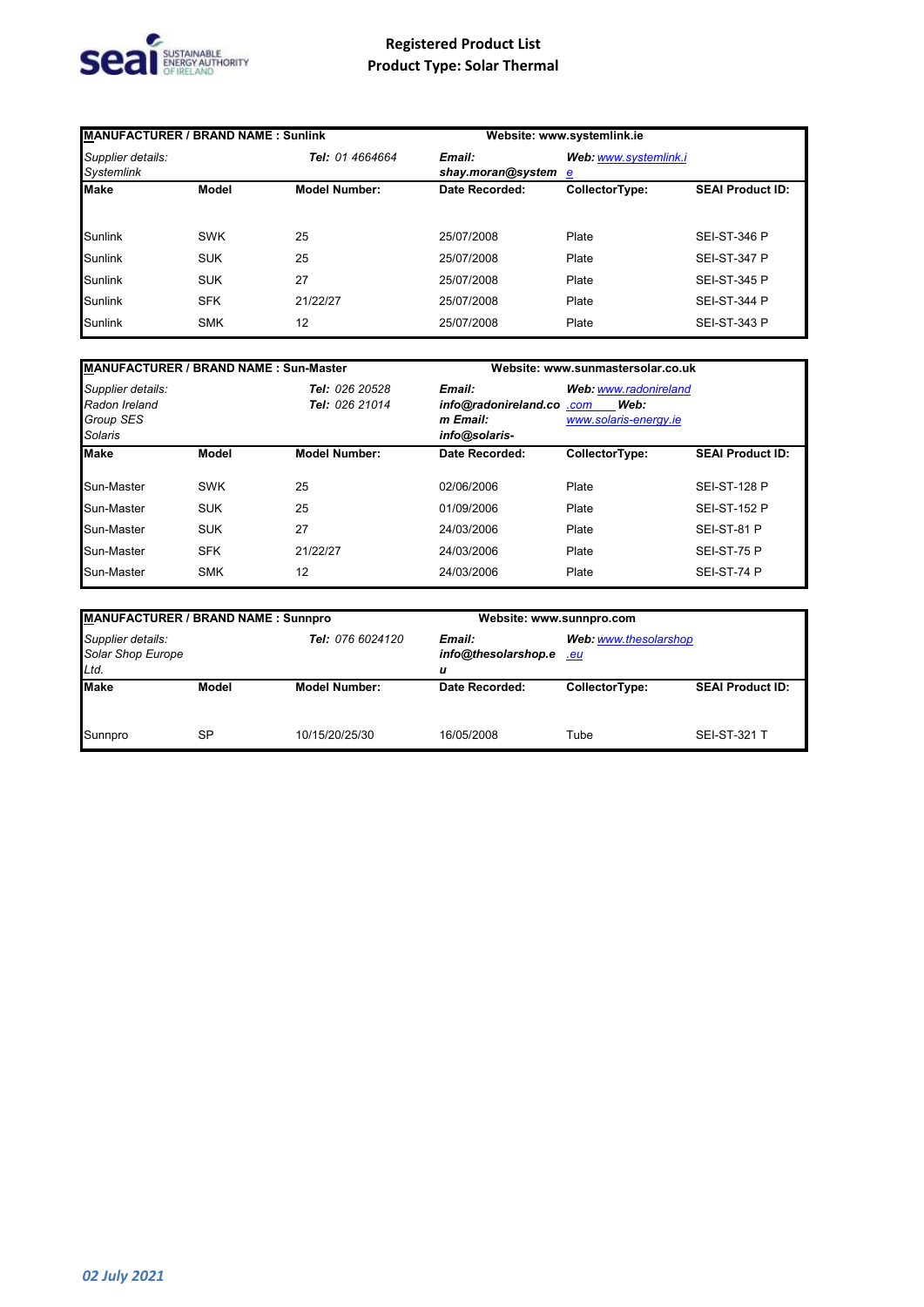# Registered Product List
## Product Type: Solar Thermal

| MANUFACTURER / BRAND NAME : Sunlink | | | Website: www.systemlink.ie | | |
|---|---|---|---|---|---|
| *Supplier details:* *Systemlink* | | ***Tel:*** *01 4664664* | ***Email:*** ***shay.moran@systemlink.ie*** | ***Web:*** *www.systemlink.ie* | |
| **Make** | **Model** | **Model Number:** | **Date Recorded:** | **CollectorType:** | **SEAI Product ID:** |
| Sunlink | SWK | 25 | 25/07/2008 | Plate | SEI-ST-346 P |
| Sunlink | SUK | 25 | 25/07/2008 | Plate | SEI-ST-347 P |
| Sunlink | SUK | 27 | 25/07/2008 | Plate | SEI-ST-345 P |
| Sunlink | SFK | 21/22/27 | 25/07/2008 | Plate | SEI-ST-344 P |
| Sunlink | SMK | 12 | 25/07/2008 | Plate | SEI-ST-343 P |

| MANUFACTURER / BRAND NAME : Sun-Master | | | Website: www.sunmastersolar.co.uk | | |
|---|---|---|---|---|---|
| *Supplier details:* *Radon Ireland* *Group SES* *Solaris* | | ***Tel:*** *026 20528* ***Tel:*** *026 21014* | ***Email:*** ***info@radonireland.com*** ***Email:*** ***info@solaris-*** | ***Web:*** *www.radonireland.com* ***Web:*** *www.solaris-energy.ie* | |
| **Make** | **Model** | **Model Number:** | **Date Recorded:** | **CollectorType:** | **SEAI Product ID:** |
| Sun-Master | SWK | 25 | 02/06/2006 | Plate | SEI-ST-128 P |
| Sun-Master | SUK | 25 | 01/09/2006 | Plate | SEI-ST-152 P |
| Sun-Master | SUK | 27 | 24/03/2006 | Plate | SEI-ST-81 P |
| Sun-Master | SFK | 21/22/27 | 24/03/2006 | Plate | SEI-ST-75 P |
| Sun-Master | SMK | 12 | 24/03/2006 | Plate | SEI-ST-74 P |

| MANUFACTURER / BRAND NAME : Sunnpro | | | Website: www.sunnpro.com | | |
|---|---|---|---|---|---|
| *Supplier details:* *Solar Shop Europe Ltd.* | | ***Tel:*** *076 6024120* | ***Email:*** ***info@thesolarshop.eu*** | ***Web:*** *www.thesolarshop.eu* | |
| **Make** | **Model** | **Model Number:** | **Date Recorded:** | **CollectorType:** | **SEAI Product ID:** |
| Sunnpro | SP | 10/15/20/25/30 | 16/05/2008 | Tube | SEI-ST-321 T |

*02 July 2021*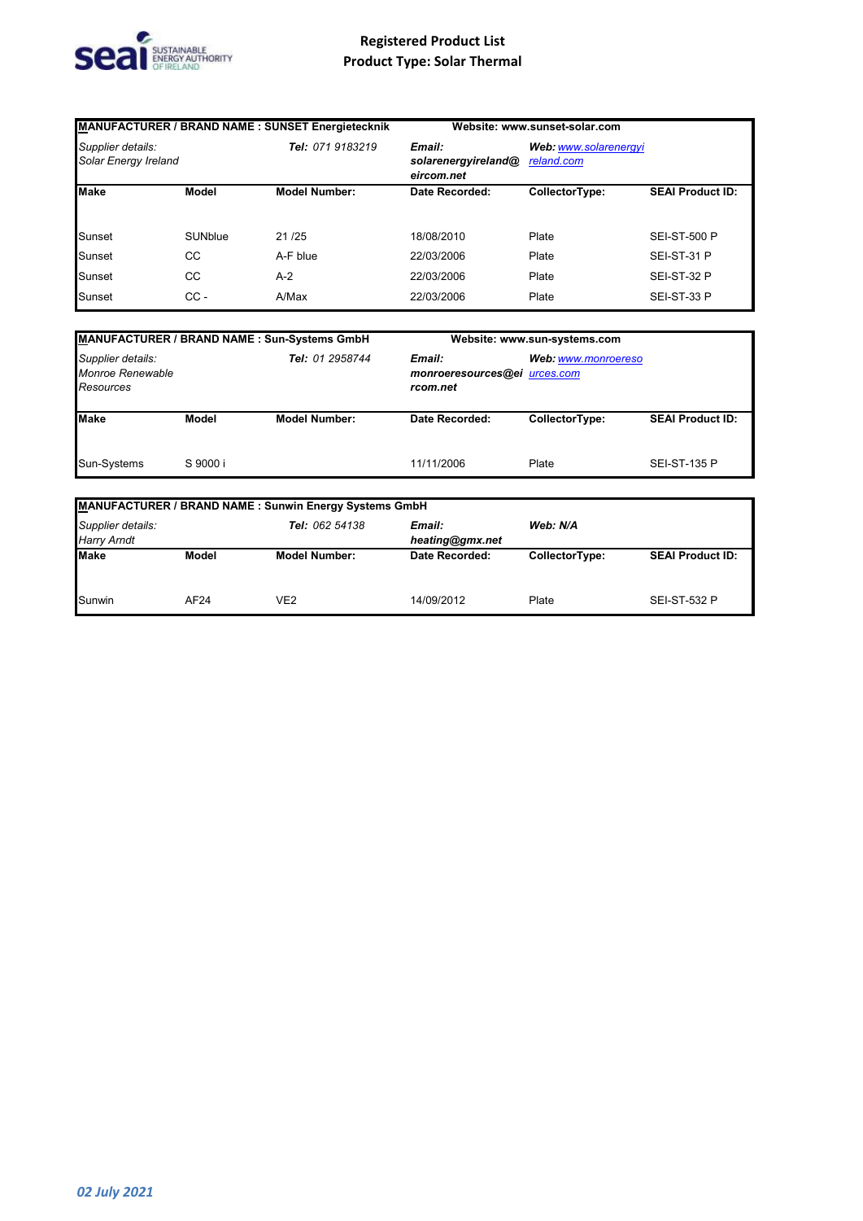**Registered Product List**
**Product Type: Solar Thermal**

| **MANUFACTURER / BRAND NAME : SUNSET Energietecknik** | | | **Website: www.sunset-solar.com** | | |
|---|---|---|---|---|---|
| *Supplier details:* *Solar Energy Ireland* | | ***Tel:*** *071 9183219* | ***Email:*** ***solarenergyireland@eircom.net*** | ***Web:*** *www.solarenergyireland.com* | |
| **Make** | **Model** | **Model Number:** | **Date Recorded:** | **CollectorType:** | **SEAI Product ID:** |
| Sunset | SUNblue | 21 /25 | 18/08/2010 | Plate | SEI-ST-500 P |
| Sunset | CC | A-F blue | 22/03/2006 | Plate | SEI-ST-31 P |
| Sunset | CC | A-2 | 22/03/2006 | Plate | SEI-ST-32 P |
| Sunset | CC - | A/Max | 22/03/2006 | Plate | SEI-ST-33 P |

| **MANUFACTURER / BRAND NAME : Sun-Systems GmbH** | | | **Website: www.sun-systems.com** | | |
|---|---|---|---|---|---|
| *Supplier details:* *Monroe Renewable Resources* | | ***Tel:*** *01 2958744* | ***Email:*** ***monroeresources@eircom.net*** | ***Web:*** *www.monroeresources.com* | |
| **Make** | **Model** | **Model Number:** | **Date Recorded:** | **CollectorType:** | **SEAI Product ID:** |
| Sun-Systems | S 9000 i | | 11/11/2006 | Plate | SEI-ST-135 P |

| **MANUFACTURER / BRAND NAME : Sunwin Energy Systems GmbH** | | | | | |
|---|---|---|---|---|---|
| *Supplier details:* *Harry Arndt* | | ***Tel:*** *062 54138* | ***Email:*** ***heating@gmx.net*** | ***Web: N/A*** | |
| **Make** | **Model** | **Model Number:** | **Date Recorded:** | **CollectorType:** | **SEAI Product ID:** |
| Sunwin | AF24 | VE2 | 14/09/2012 | Plate | SEI-ST-532 P |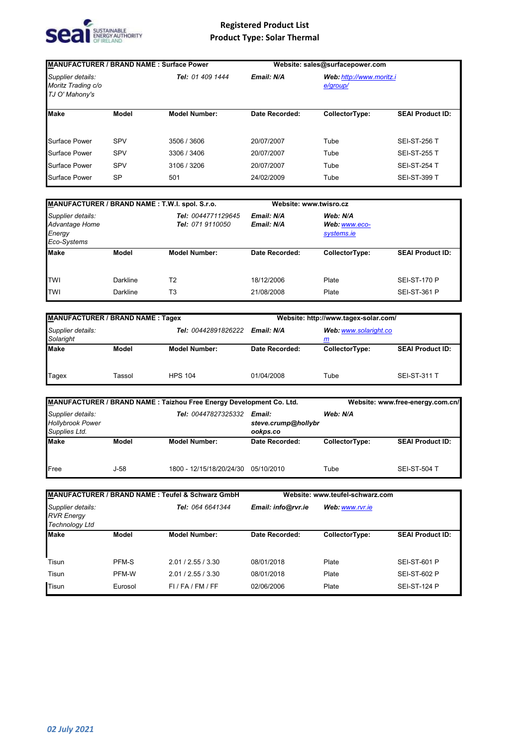# Registered Product List

## Product Type: Solar Thermal

| MANUFACTURER / BRAND NAME : Surface Power | | | Website: sales@surfacepower.com | | |
|---|---|---|---|---|---|
| *Supplier details: Moritz Trading c/o TJ O' Mahony's* | | ***Tel:*** *01 409 1444* | ***Email:*** ***N/A*** | ***Web:*** *http://www.moritz.ie/group/* | |
| **Make** | **Model** | **Model Number:** | **Date Recorded:** | **CollectorType:** | **SEAI Product ID:** |
| Surface Power | SPV | 3506 / 3606 | 20/07/2007 | Tube | SEI-ST-256 T |
| Surface Power | SPV | 3306 / 3406 | 20/07/2007 | Tube | SEI-ST-255 T |
| Surface Power | SPV | 3106 / 3206 | 20/07/2007 | Tube | SEI-ST-254 T |
| Surface Power | SP | 501 | 24/02/2009 | Tube | SEI-ST-399 T |

| MANUFACTURER / BRAND NAME : T.W.I. spol. S.r.o. | | | Website: www.twisro.cz | | |
|---|---|---|---|---|---|
| *Supplier details: Advantage Home Energy Eco-Systems* | | ***Tel:*** *0044771129645* ***Tel:*** *071 9110050* | ***Email:*** ***N/A*** ***Email:*** ***N/A*** | ***Web:*** ***N/A*** ***Web:*** *www.eco-systems.ie* | |
| **Make** | **Model** | **Model Number:** | **Date Recorded:** | **CollectorType:** | **SEAI Product ID:** |
| TWI | Darkline | T2 | 18/12/2006 | Plate | SEI-ST-170 P |
| TWI | Darkline | T3 | 21/08/2008 | Plate | SEI-ST-361 P |

| MANUFACTURER / BRAND NAME : Tagex | | | Website: http://www.tagex-solar.com/ | | |
|---|---|---|---|---|---|
| *Supplier details: Solaright* | | ***Tel:*** *00442891826222* | ***Email:*** ***N/A*** | ***Web:*** *www.solaright.com* | |
| **Make** | **Model** | **Model Number:** | **Date Recorded:** | **CollectorType:** | **SEAI Product ID:** |
| Tagex | Tassol | HPS 104 | 01/04/2008 | Tube | SEI-ST-311 T |

| MANUFACTURER / BRAND NAME : Taizhou Free Energy Development Co. Ltd. | | | | Website: www.free-energy.com.cn/ | |
|---|---|---|---|---|---|
| *Supplier details: Hollybrook Power Supplies Ltd.* | | ***Tel:*** *00447827325332* | ***Email:*** ***steve.crump@hollybrookps.co*** | ***Web:*** ***N/A*** | |
| **Make** | **Model** | **Model Number:** | **Date Recorded:** | **CollectorType:** | **SEAI Product ID:** |
| Free | J-58 | 1800 - 12/15/18/20/24/30 | 05/10/2010 | Tube | SEI-ST-504 T |

| MANUFACTURER / BRAND NAME : Teufel & Schwarz GmbH | | | Website: www.teufel-schwarz.com | | |
|---|---|---|---|---|---|
| *Supplier details: RVR Energy Technology Ltd* | | ***Tel:*** *064 6641344* | ***Email:*** ***info@rvr.ie*** | ***Web:*** *www.rvr.ie* | |
| **Make** | **Model** | **Model Number:** | **Date Recorded:** | **CollectorType:** | **SEAI Product ID:** |
| Tisun | PFM-S | 2.01 / 2.55 / 3.30 | 08/01/2018 | Plate | SEI-ST-601 P |
| Tisun | PFM-W | 2.01 / 2.55 / 3.30 | 08/01/2018 | Plate | SEI-ST-602 P |
| Tisun | Eurosol | FI / FA / FM / FF | 02/06/2006 | Plate | SEI-ST-124 P |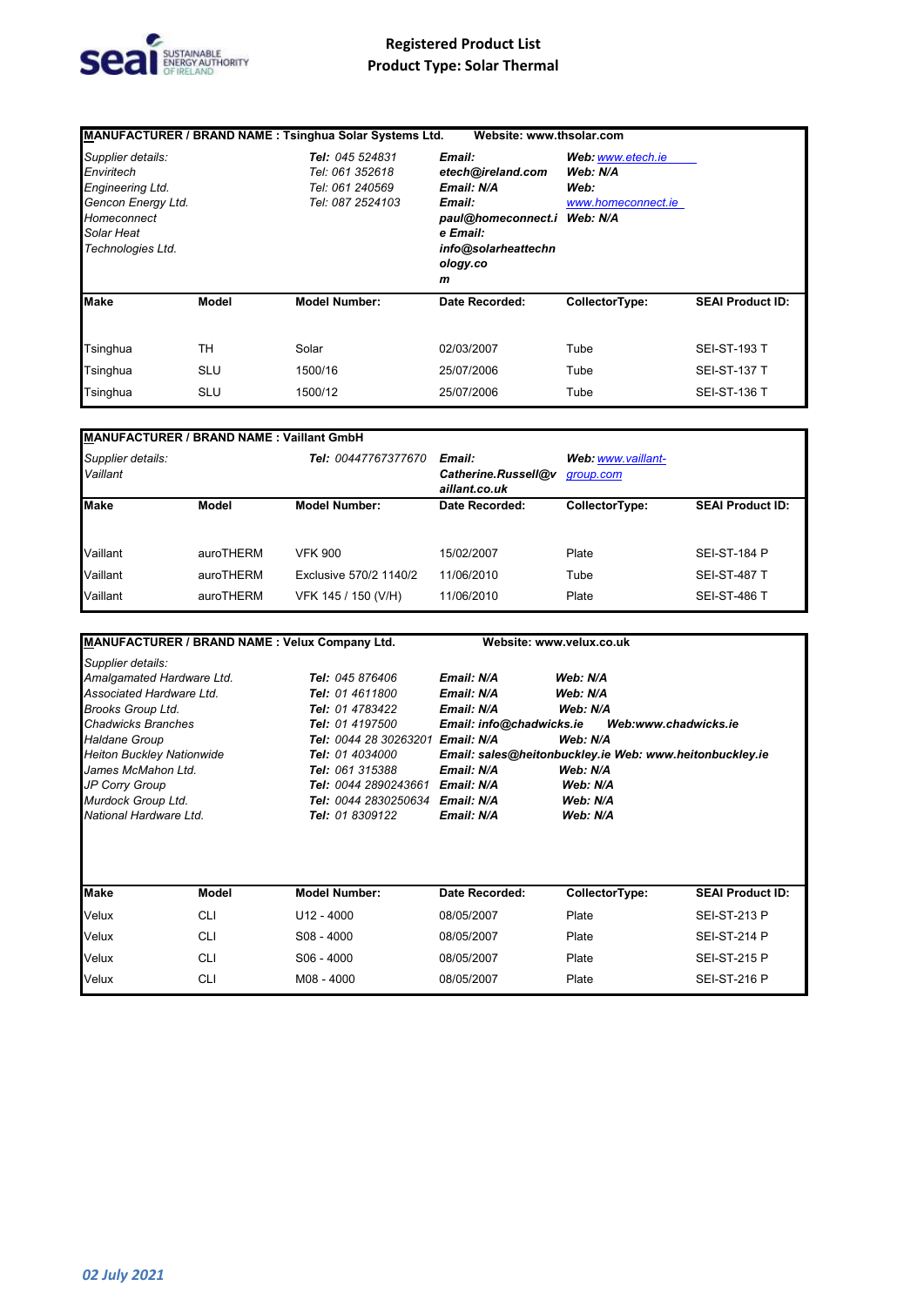# Registered Product List
## Product Type: Solar Thermal

**MANUFACTURER / BRAND NAME : Tsinghua Solar Systems Ltd.** Website: www.thsolar.com

| Supplier details: | Tel: | Email: | Web: |
|---|---|---|---|
| Enviritech Engineering Ltd. | 045 524831 | etech@ireland.com | www.etech.ie |
| Gencon Energy Ltd. | 061 352618 | N/A | N/A |
| Homeconnect | 061 240569 | paul@homeconnect.ie | www.homeconnect.ie |
| Solar Heat Technologies Ltd. | 087 2524103 | info@solarheattechnology.com | N/A |

| Make | Model | Model Number: | Date Recorded: | CollectorType: | SEAI Product ID: |
|---|---|---|---|---|---|
| Tsinghua | TH | Solar | 02/03/2007 | Tube | SEI-ST-193 T |
| Tsinghua | SLU | 1500/16 | 25/07/2006 | Tube | SEI-ST-137 T |
| Tsinghua | SLU | 1500/12 | 25/07/2006 | Tube | SEI-ST-136 T |

**MANUFACTURER / BRAND NAME : Vaillant GmbH**

| Supplier details: | Tel: | Email: | Web: |
|---|---|---|---|
| Vaillant | 00447767377670 | Catherine.Russell@vaillant.co.uk | www.vaillant-group.com |

| Make | Model | Model Number: | Date Recorded: | CollectorType: | SEAI Product ID: |
|---|---|---|---|---|---|
| Vaillant | auroTHERM | VFK 900 | 15/02/2007 | Plate | SEI-ST-184 P |
| Vaillant | auroTHERM | Exclusive 570/2 1140/2 | 11/06/2010 | Tube | SEI-ST-487 T |
| Vaillant | auroTHERM | VFK 145 / 150 (V/H) | 11/06/2010 | Plate | SEI-ST-486 T |

**MANUFACTURER / BRAND NAME : Velux Company Ltd.** Website: www.velux.co.uk

| Supplier details: | Tel: | Email: | Web: |
|---|---|---|---|
| Amalgamated Hardware Ltd. | 045 876406 | N/A | N/A |
| Associated Hardware Ltd. | 01 4611800 | N/A | N/A |
| Brooks Group Ltd. | 01 4783422 | N/A | N/A |
| Chadwicks Branches | 01 4197500 | info@chadwicks.ie | www.chadwicks.ie |
| Haldane Group | 0044 28 30263201 | N/A | N/A |
| Heiton Buckley Nationwide | 01 4034000 | sales@heitonbuckley.ie | www.heitonbuckley.ie |
| James McMahon Ltd. | 061 315388 | N/A | N/A |
| JP Corry Group | 0044 2890243661 | N/A | N/A |
| Murdock Group Ltd. | 0044 2830250634 | N/A | N/A |
| National Hardware Ltd. | 01 8309122 | N/A | N/A |

| Make | Model | Model Number: | Date Recorded: | CollectorType: | SEAI Product ID: |
|---|---|---|---|---|---|
| Velux | CLI | U12 - 4000 | 08/05/2007 | Plate | SEI-ST-213 P |
| Velux | CLI | S08 - 4000 | 08/05/2007 | Plate | SEI-ST-214 P |
| Velux | CLI | S06 - 4000 | 08/05/2007 | Plate | SEI-ST-215 P |
| Velux | CLI | M08 - 4000 | 08/05/2007 | Plate | SEI-ST-216 P |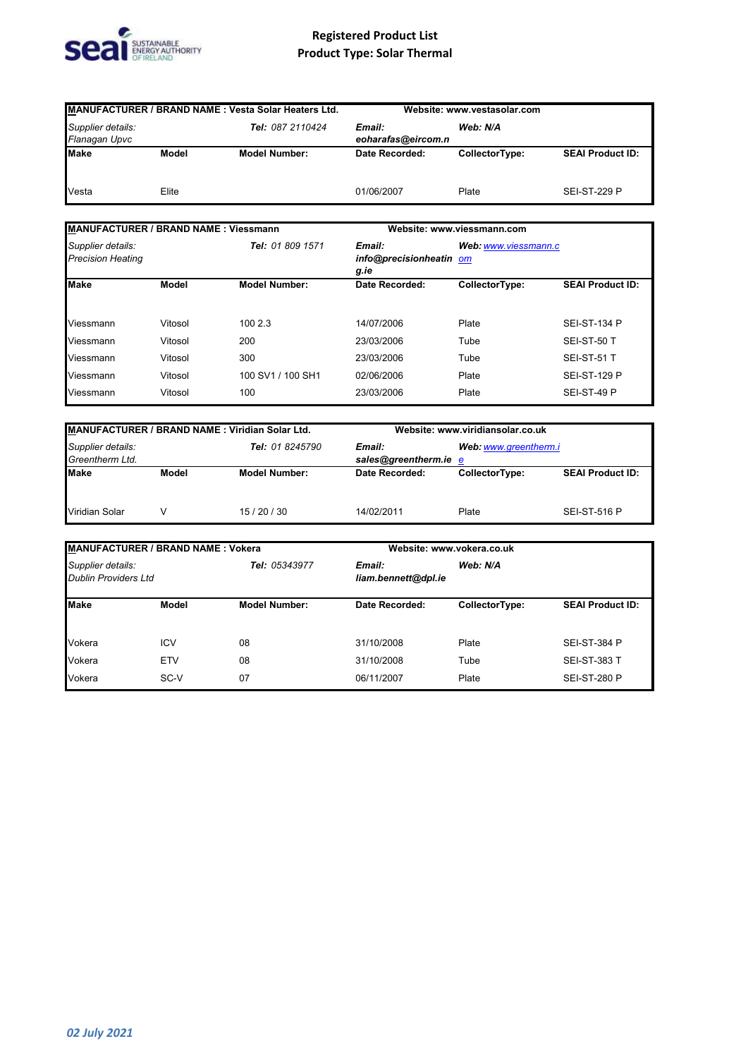# Registered Product List
## Product Type: Solar Thermal

| MANUFACTURER / BRAND NAME : Vesta Solar Heaters Ltd. | | | Website: www.vestasolar.com | | |
|---|---|---|---|---|---|
| *Supplier details: Flanagan Upvc* | | ***Tel:** 087 2110424* | ***Email:** eoharafas@eircom.n* | ***Web:** N/A* | |
| **Make** | **Model** | **Model Number:** | **Date Recorded:** | **CollectorType:** | **SEAI Product ID:** |
| Vesta | Elite | | 01/06/2007 | Plate | SEI-ST-229 P |

| MANUFACTURER / BRAND NAME : Viessmann | | | Website: www.viessmann.com | | |
|---|---|---|---|---|---|
| *Supplier details: Precision Heating* | | ***Tel:** 01 809 1571* | ***Email:** info@precisionheatin g.ie* | ***Web:** www.viessmann.c om* | |
| **Make** | **Model** | **Model Number:** | **Date Recorded:** | **CollectorType:** | **SEAI Product ID:** |
| Viessmann | Vitosol | 100 2.3 | 14/07/2006 | Plate | SEI-ST-134 P |
| Viessmann | Vitosol | 200 | 23/03/2006 | Tube | SEI-ST-50 T |
| Viessmann | Vitosol | 300 | 23/03/2006 | Tube | SEI-ST-51 T |
| Viessmann | Vitosol | 100 SV1 / 100 SH1 | 02/06/2006 | Plate | SEI-ST-129 P |
| Viessmann | Vitosol | 100 | 23/03/2006 | Plate | SEI-ST-49 P |

| MANUFACTURER / BRAND NAME : Viridian Solar Ltd. | | | Website: www.viridiansolar.co.uk | | |
|---|---|---|---|---|---|
| *Supplier details: Greentherm Ltd.* | | ***Tel:** 01 8245790* | ***Email:** sales@greentherm.ie* | ***Web:** www.greentherm.i e* | |
| **Make** | **Model** | **Model Number:** | **Date Recorded:** | **CollectorType:** | **SEAI Product ID:** |
| Viridian Solar | V | 15 / 20 / 30 | 14/02/2011 | Plate | SEI-ST-516 P |

| MANUFACTURER / BRAND NAME : Vokera | | | Website: www.vokera.co.uk | | |
|---|---|---|---|---|---|
| *Supplier details: Dublin Providers Ltd* | | ***Tel:** 05343977* | ***Email:** liam.bennett@dpl.ie* | ***Web:** N/A* | |
| **Make** | **Model** | **Model Number:** | **Date Recorded:** | **CollectorType:** | **SEAI Product ID:** |
| Vokera | ICV | 08 | 31/10/2008 | Plate | SEI-ST-384 P |
| Vokera | ETV | 08 | 31/10/2008 | Tube | SEI-ST-383 T |
| Vokera | SC-V | 07 | 06/11/2007 | Plate | SEI-ST-280 P |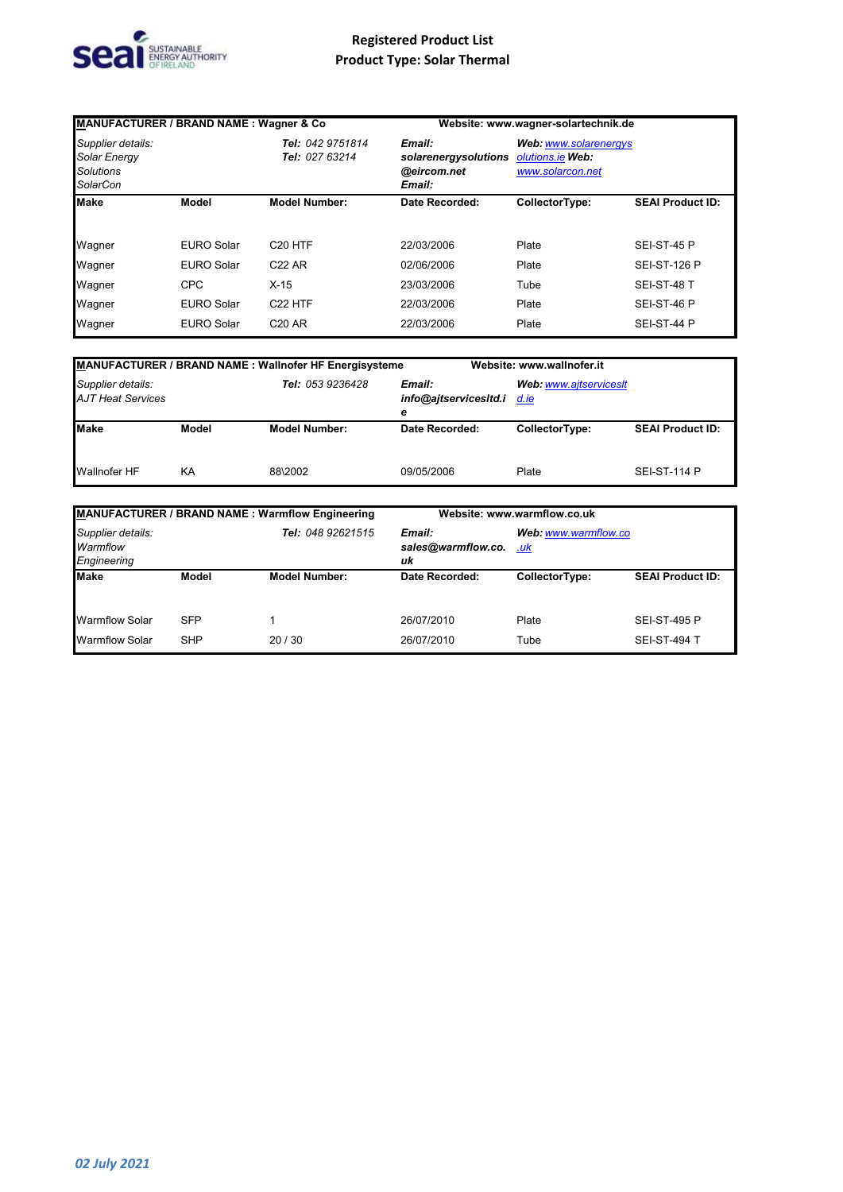**Registered Product List**
**Product Type: Solar Thermal**

| **MANUFACTURER / BRAND NAME : Wagner & Co** | | | **Website: www.wagner-solartechnik.de** | | |
|---|---|---|---|---|---|
| *Supplier details: Solar Energy Solutions SolarCon* | | ***Tel:** 042 9751814* ***Tel:** 027 63214* | ***Email: solarenergysolutions@eircom.net Email:*** | ***Web:** www.solarenergysolutions.ie **Web:** www.solarcon.net* | |
| **Make** | **Model** | **Model Number:** | **Date Recorded:** | **CollectorType:** | **SEAI Product ID:** |
| Wagner | EURO Solar | C20 HTF | 22/03/2006 | Plate | SEI-ST-45 P |
| Wagner | EURO Solar | C22 AR | 02/06/2006 | Plate | SEI-ST-126 P |
| Wagner | CPC | X-15 | 23/03/2006 | Tube | SEI-ST-48 T |
| Wagner | EURO Solar | C22 HTF | 22/03/2006 | Plate | SEI-ST-46 P |
| Wagner | EURO Solar | C20 AR | 22/03/2006 | Plate | SEI-ST-44 P |

| **MANUFACTURER / BRAND NAME : Wallnofer HF Energisysteme** | | | **Website: www.wallnofer.it** | | |
|---|---|---|---|---|---|
| *Supplier details: AJT Heat Services* | | ***Tel:** 053 9236428* | ***Email: info@ajtservicesltd.ie*** | ***Web:** www.ajtservicesltd.ie* | |
| **Make** | **Model** | **Model Number:** | **Date Recorded:** | **CollectorType:** | **SEAI Product ID:** |
| Wallnofer HF | KA | 88\2002 | 09/05/2006 | Plate | SEI-ST-114 P |

| **MANUFACTURER / BRAND NAME : Warmflow Engineering** | | | **Website: www.warmflow.co.uk** | | |
|---|---|---|---|---|---|
| *Supplier details: Warmflow Engineering* | | ***Tel:** 048 92621515* | ***Email: sales@warmflow.co.uk*** | ***Web:** www.warmflow.co.uk* | |
| **Make** | **Model** | **Model Number:** | **Date Recorded:** | **CollectorType:** | **SEAI Product ID:** |
| Warmflow Solar | SFP | 1 | 26/07/2010 | Plate | SEI-ST-495 P |
| Warmflow Solar | SHP | 20 / 30 | 26/07/2010 | Tube | SEI-ST-494 T |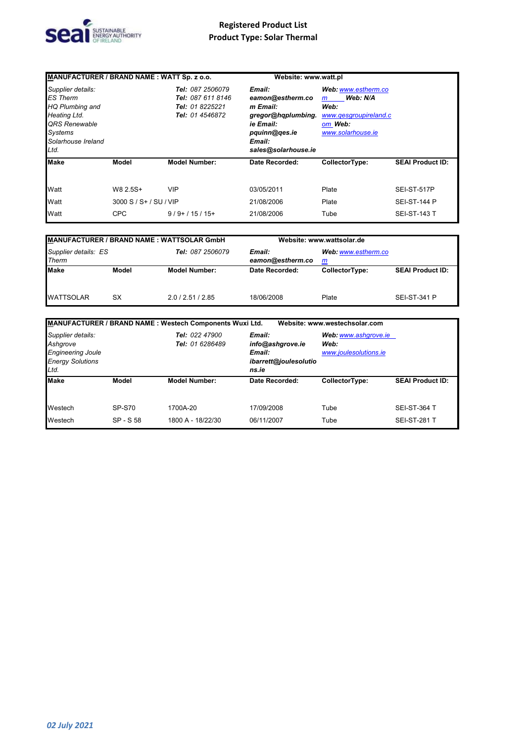# Registered Product List
## Product Type: Solar Thermal

| MANUFACTURER / BRAND NAME : WATT Sp. z o.o. | | | Website: www.watt.pl | | |
|---|---|---|---|---|---|
| *Supplier details:* *ES Therm* *HQ Plumbing and Heating Ltd.* *QRS Renewable Systems* *Solarhouse Ireland Ltd.* | | ***Tel:*** *087 2506079* ***Tel:*** *087 611 8146* ***Tel:*** *01 8225221* ***Tel:*** *01 4546872* | ***Email:*** ***eamon@estherm.com*** ***Email:*** ***gregor@hqplumbing.ie*** ***Email:*** ***pquinn@qes.ie*** ***Email:*** ***sales@solarhouse.ie*** | ***Web:*** *www.estherm.com* ***Web: N/A*** ***Web:*** *www.qesgroupireland.com* ***Web:*** *www.solarhouse.ie* | |
| **Make** | **Model** | **Model Number:** | **Date Recorded:** | **CollectorType:** | **SEAI Product ID:** |
| Watt | W8 2.5S+ | VIP | 03/05/2011 | Plate | SEI-ST-517P |
| Watt | 3000 S / S+ / SU / VIP | | 21/08/2006 | Plate | SEI-ST-144 P |
| Watt | CPC | 9 / 9+ / 15 / 15+ | 21/08/2006 | Tube | SEI-ST-143 T |

| MANUFACTURER / BRAND NAME : WATTSOLAR GmbH | | | Website: www.wattsolar.de | | |
|---|---|---|---|---|---|
| *Supplier details: ES Therm* | | ***Tel:*** *087 2506079* | ***Email:*** ***eamon@estherm.com*** | ***Web:*** *www.estherm.com* | |
| **Make** | **Model** | **Model Number:** | **Date Recorded:** | **CollectorType:** | **SEAI Product ID:** |
| WATTSOLAR | SX | 2.0 / 2.51 / 2.85 | 18/06/2008 | Plate | SEI-ST-341 P |

| MANUFACTURER / BRAND NAME : Westech Components Wuxi Ltd. | | | Website: www.westechsolar.com | | |
|---|---|---|---|---|---|
| *Supplier details:* *Ashgrove Engineering Joule Energy Solutions Ltd.* | | ***Tel:*** *022 47900* ***Tel:*** *01 6286489* | ***Email:*** ***info@ashgrove.ie*** ***Email:*** ***ibarrett@joulesolutions.ie*** | ***Web:*** *www.ashgrove.ie* ***Web:*** *www.joulesolutions.ie* | |
| **Make** | **Model** | **Model Number:** | **Date Recorded:** | **CollectorType:** | **SEAI Product ID:** |
| Westech | SP-S70 | 1700A-20 | 17/09/2008 | Tube | SEI-ST-364 T |
| Westech | SP - S 58 | 1800 A - 18/22/30 | 06/11/2007 | Tube | SEI-ST-281 T |

*02 July 2021*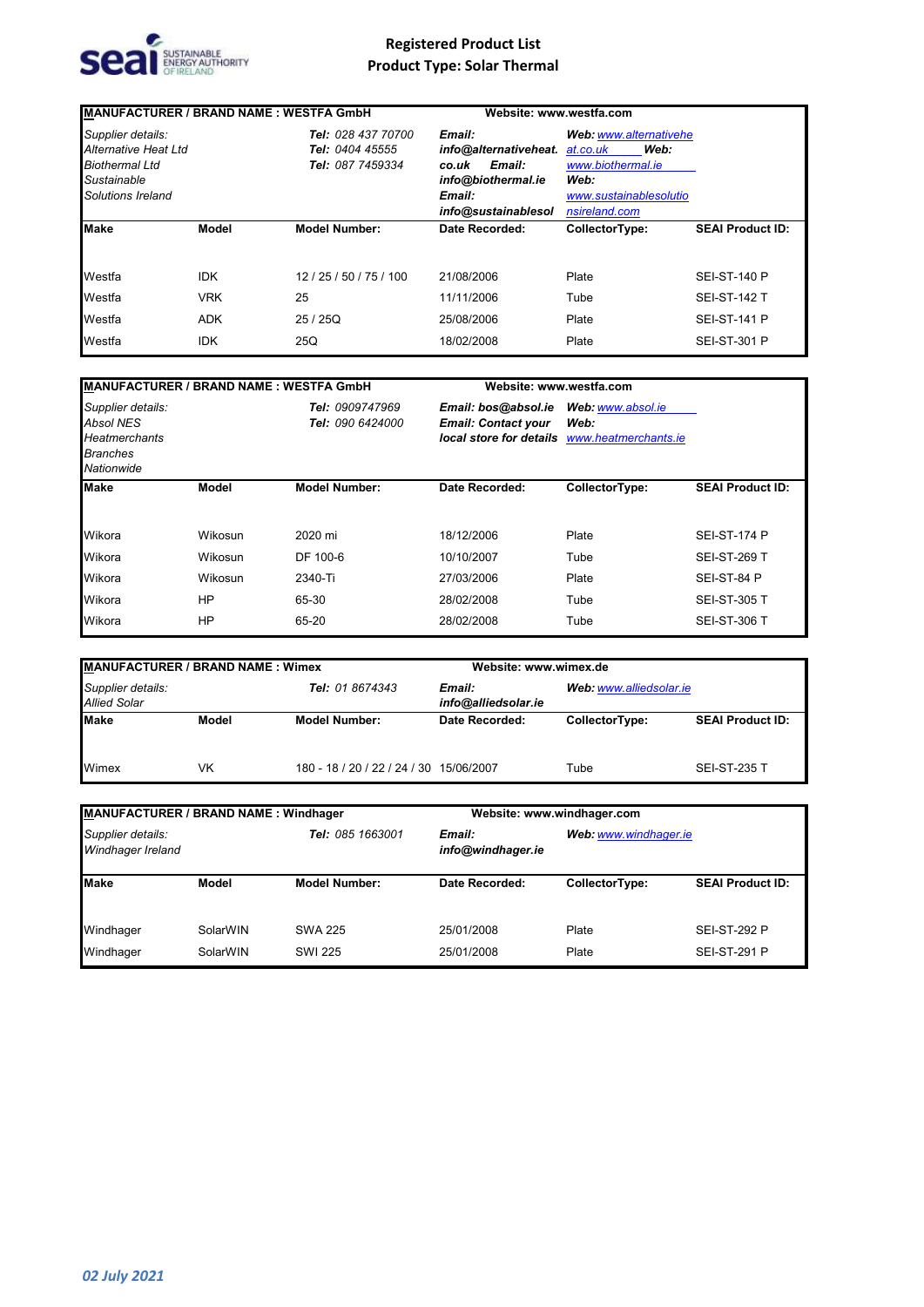# Registered Product List
## Product Type: Solar Thermal

| MANUFACTURER / BRAND NAME : WESTFA GmbH | | | Website: www.westfa.com | | |
|---|---|---|---|---|---|
| *Supplier details:* *Alternative Heat Ltd* *Biothermal Ltd* *Sustainable Solutions Ireland* | | ***Tel:*** *028 437 70700* ***Tel:*** *0404 45555* ***Tel:*** *087 7459334* | ***Email: info@alternativeheat.co.uk Email: info@biothermal.ie Email: info@sustainablesol*** | ***Web:*** *www.alternativeheat.co.uk* ***Web:*** *www.biothermal.ie* ***Web:*** *www.sustainablesolutionsireland.com* | |
| **Make** | **Model** | **Model Number:** | **Date Recorded:** | **CollectorType:** | **SEAI Product ID:** |
| Westfa | IDK | 12 / 25 / 50 / 75 / 100 | 21/08/2006 | Plate | SEI-ST-140 P |
| Westfa | VRK | 25 | 11/11/2006 | Tube | SEI-ST-142 T |
| Westfa | ADK | 25 / 25Q | 25/08/2006 | Plate | SEI-ST-141 P |
| Westfa | IDK | 25Q | 18/02/2008 | Plate | SEI-ST-301 P |

| MANUFACTURER / BRAND NAME : WESTFA GmbH | | | Website: www.westfa.com | | |
|---|---|---|---|---|---|
| *Supplier details:* *Absol NES* *Heatmerchants Branches Nationwide* | | ***Tel:*** *0909747969* ***Tel:*** *090 6424000* | ***Email: bos@absol.ie Email: Contact your local store for details*** | ***Web:*** *www.absol.ie* ***Web:*** *www.heatmerchants.ie* | |
| **Make** | **Model** | **Model Number:** | **Date Recorded:** | **CollectorType:** | **SEAI Product ID:** |
| Wikora | Wikosun | 2020 mi | 18/12/2006 | Plate | SEI-ST-174 P |
| Wikora | Wikosun | DF 100-6 | 10/10/2007 | Tube | SEI-ST-269 T |
| Wikora | Wikosun | 2340-Ti | 27/03/2006 | Plate | SEI-ST-84 P |
| Wikora | HP | 65-30 | 28/02/2008 | Tube | SEI-ST-305 T |
| Wikora | HP | 65-20 | 28/02/2008 | Tube | SEI-ST-306 T |

| MANUFACTURER / BRAND NAME : Wimex | | | Website: www.wimex.de | | |
|---|---|---|---|---|---|
| *Supplier details:* *Allied Solar* | | ***Tel:*** *01 8674343* | ***Email: info@alliedsolar.ie*** | ***Web:*** *www.alliedsolar.ie* | |
| **Make** | **Model** | **Model Number:** | **Date Recorded:** | **CollectorType:** | **SEAI Product ID:** |
| Wimex | VK | 180 - 18 / 20 / 22 / 24 / 30 | 15/06/2007 | Tube | SEI-ST-235 T |

| MANUFACTURER / BRAND NAME : Windhager | | | Website: www.windhager.com | | |
|---|---|---|---|---|---|
| *Supplier details:* *Windhager Ireland* | | ***Tel:*** *085 1663001* | ***Email: info@windhager.ie*** | ***Web:*** *www.windhager.ie* | |
| **Make** | **Model** | **Model Number:** | **Date Recorded:** | **CollectorType:** | **SEAI Product ID:** |
| Windhager | SolarWIN | SWA 225 | 25/01/2008 | Plate | SEI-ST-292 P |
| Windhager | SolarWIN | SWI 225 | 25/01/2008 | Plate | SEI-ST-291 P |

*02 July 2021*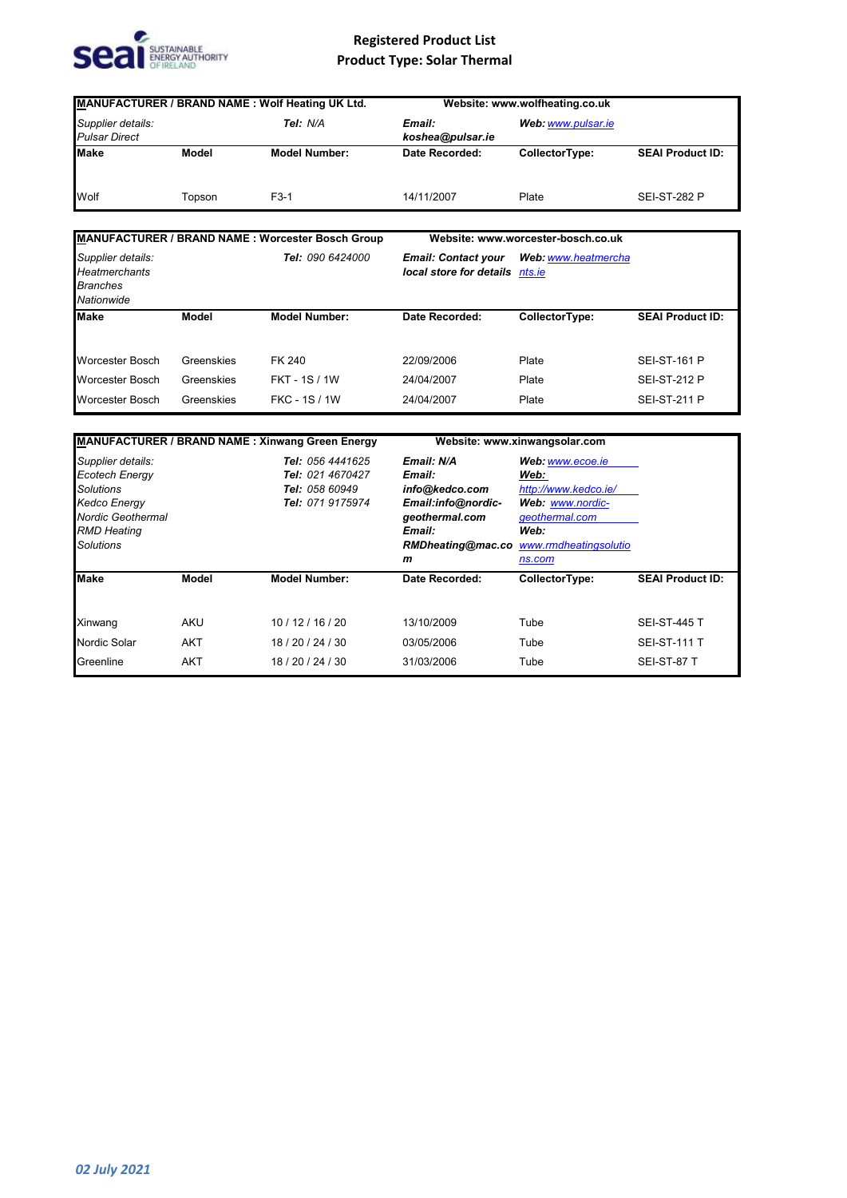# Registered Product List

## Product Type: Solar Thermal

| **MANUFACTURER / BRAND NAME : Wolf Heating UK Ltd.** | | | **Website: www.wolfheating.co.uk** | | |
|---|---|---|---|---|---|
| *Supplier details: Pulsar Direct* | | ***Tel:*** *N/A* | ***Email: koshea@pulsar.ie*** | ***Web:*** *www.pulsar.ie* | |
| **Make** | **Model** | **Model Number:** | **Date Recorded:** | **CollectorType:** | **SEAI Product ID:** |
| Wolf | Topson | F3-1 | 14/11/2007 | Plate | SEI-ST-282 P |

| **MANUFACTURER / BRAND NAME : Worcester Bosch Group** | | | **Website: www.worcester-bosch.co.uk** | | |
|---|---|---|---|---|---|
| *Supplier details: Heatmerchants Branches Nationwide* | | ***Tel:*** *090 6424000* | ***Email: Contact your local store for details*** | ***Web:*** *www.heatmerchants.ie* | |
| **Make** | **Model** | **Model Number:** | **Date Recorded:** | **CollectorType:** | **SEAI Product ID:** |
| Worcester Bosch | Greenskies | FK 240 | 22/09/2006 | Plate | SEI-ST-161 P |
| Worcester Bosch | Greenskies | FKT - 1S / 1W | 24/04/2007 | Plate | SEI-ST-212 P |
| Worcester Bosch | Greenskies | FKC - 1S / 1W | 24/04/2007 | Plate | SEI-ST-211 P |

| **MANUFACTURER / BRAND NAME : Xinwang Green Energy** | | | **Website: www.xinwangsolar.com** | | |
|---|---|---|---|---|---|
| *Supplier details: Ecotech Energy Solutions* | | ***Tel:*** *056 4441625* | ***Email: N/A*** | ***Web:*** *www.ecoe.ie* | |
| *Kedco Energy* | | ***Tel:*** *021 4670427* | ***Email: info@kedco.com*** | ***Web:*** *http://www.kedco.ie/* | |
| *Nordic Geothermal* | | ***Tel:*** *058 60949* | ***Email:info@nordic-geothermal.com*** | ***Web:*** *www.nordic-geothermal.com* | |
| *RMD Heating Solutions* | | ***Tel:*** *071 9175974* | ***Email: RMDheating@mac.com*** | ***Web:*** *www.rmdheatingsolutions.com* | |
| **Make** | **Model** | **Model Number:** | **Date Recorded:** | **CollectorType:** | **SEAI Product ID:** |
| Xinwang | AKU | 10 / 12 / 16 / 20 | 13/10/2009 | Tube | SEI-ST-445 T |
| Nordic Solar | AKT | 18 / 20 / 24 / 30 | 03/05/2006 | Tube | SEI-ST-111 T |
| Greenline | AKT | 18 / 20 / 24 / 30 | 31/03/2006 | Tube | SEI-ST-87 T |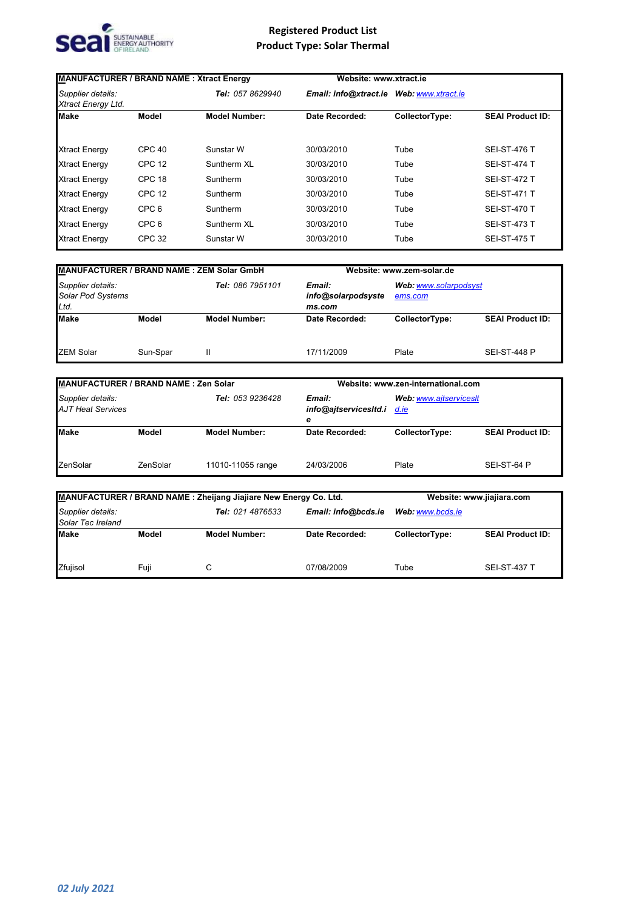**Registered Product List**
**Product Type: Solar Thermal**

| **MANUFACTURER / BRAND NAME : Xtract Energy** | | | **Website: www.xtract.ie** | | |
|---|---|---|---|---|---|
| *Supplier details:* *Xtract Energy Ltd.* | | ***Tel:*** *057 8629940* | ***Email: info@xtract.ie*** | ***Web:*** *www.xtract.ie* | |
| **Make** | **Model** | **Model Number:** | **Date Recorded:** | **CollectorType:** | **SEAI Product ID:** |
| Xtract Energy | CPC 40 | Sunstar W | 30/03/2010 | Tube | SEI-ST-476 T |
| Xtract Energy | CPC 12 | Suntherm XL | 30/03/2010 | Tube | SEI-ST-474 T |
| Xtract Energy | CPC 18 | Suntherm | 30/03/2010 | Tube | SEI-ST-472 T |
| Xtract Energy | CPC 12 | Suntherm | 30/03/2010 | Tube | SEI-ST-471 T |
| Xtract Energy | CPC 6 | Suntherm | 30/03/2010 | Tube | SEI-ST-470 T |
| Xtract Energy | CPC 6 | Suntherm XL | 30/03/2010 | Tube | SEI-ST-473 T |
| Xtract Energy | CPC 32 | Sunstar W | 30/03/2010 | Tube | SEI-ST-475 T |

| **MANUFACTURER / BRAND NAME : ZEM Solar GmbH** | | | **Website: www.zem-solar.de** | | |
|---|---|---|---|---|---|
| *Supplier details:* *Solar Pod Systems Ltd.* | | ***Tel:*** *086 7951101* | ***Email: info@solarpodsystems.com*** | ***Web:*** *www.solarpodsystems.com* | |
| **Make** | **Model** | **Model Number:** | **Date Recorded:** | **CollectorType:** | **SEAI Product ID:** |
| ZEM Solar | Sun-Spar | II | 17/11/2009 | Plate | SEI-ST-448 P |

| **MANUFACTURER / BRAND NAME : Zen Solar** | | | **Website: www.zen-international.com** | | |
|---|---|---|---|---|---|
| *Supplier details:* *AJT Heat Services* | | ***Tel:*** *053 9236428* | ***Email: info@ajtservicesltd.ie*** | ***Web:*** *www.ajtservicesltd.ie* | |
| **Make** | **Model** | **Model Number:** | **Date Recorded:** | **CollectorType:** | **SEAI Product ID:** |
| ZenSolar | ZenSolar | 11010-11055 range | 24/03/2006 | Plate | SEI-ST-64 P |

| **MANUFACTURER / BRAND NAME : Zheijang Jiajiare New Energy Co. Ltd.** | | | | **Website: www.jiajiara.com** | |
|---|---|---|---|---|---|
| *Supplier details:* *Solar Tec Ireland* | | ***Tel:*** *021 4876533* | ***Email: info@bcds.ie*** | ***Web:*** *www.bcds.ie* | |
| **Make** | **Model** | **Model Number:** | **Date Recorded:** | **CollectorType:** | **SEAI Product ID:** |
| Zfujisol | Fuji | C | 07/08/2009 | Tube | SEI-ST-437 T |

*02 July 2021*